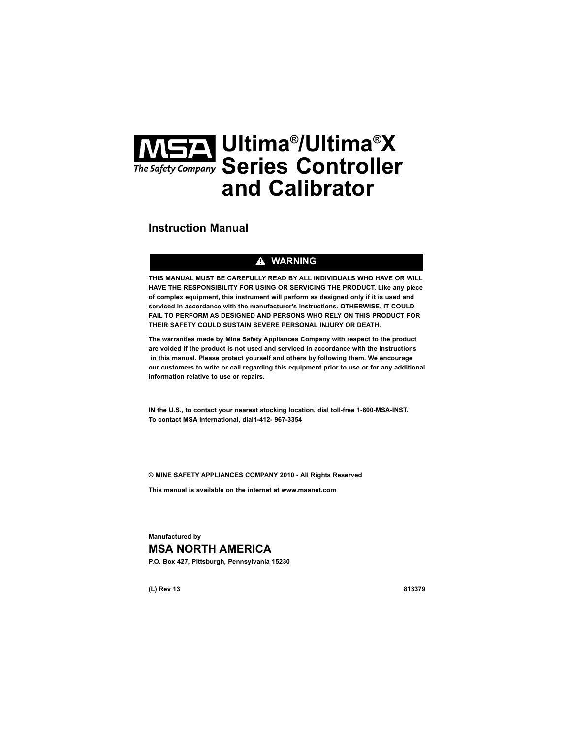MSA The Safety Company

# Ultima®/Ultima®X Series Controller and Calibrator

## Instruction Manual

**⚠ WARNING**

**THIS MANUAL MUST BE CAREFULLY READ BY ALL INDIVIDUALS WHO HAVE OR WILL HAVE THE RESPONSIBILITY FOR USING OR SERVICING THE PRODUCT. Like any piece of complex equipment, this instrument will perform as designed only if it is used and serviced in accordance with the manufacturer's instructions. OTHERWISE, IT COULD FAIL TO PERFORM AS DESIGNED AND PERSONS WHO RELY ON THIS PRODUCT FOR THEIR SAFETY COULD SUSTAIN SEVERE PERSONAL INJURY OR DEATH.**

**The warranties made by Mine Safety Appliances Company with respect to the product are voided if the product is not used and serviced in accordance with the instructions in this manual. Please protect yourself and others by following them. We encourage our customers to write or call regarding this equipment prior to use or for any additional information relative to use or repairs.**

**IN the U.S., to contact your nearest stocking location, dial toll-free 1-800-MSA-INST.**
**To contact MSA International, dial1-412- 967-3354**

**© MINE SAFETY APPLIANCES COMPANY 2010 - All Rights Reserved**

**This manual is available on the internet at www.msanet.com**

**Manufactured by**

## MSA NORTH AMERICA

**P.O. Box 427, Pittsburgh, Pennsylvania 15230**

**(L) Rev 13** **813379**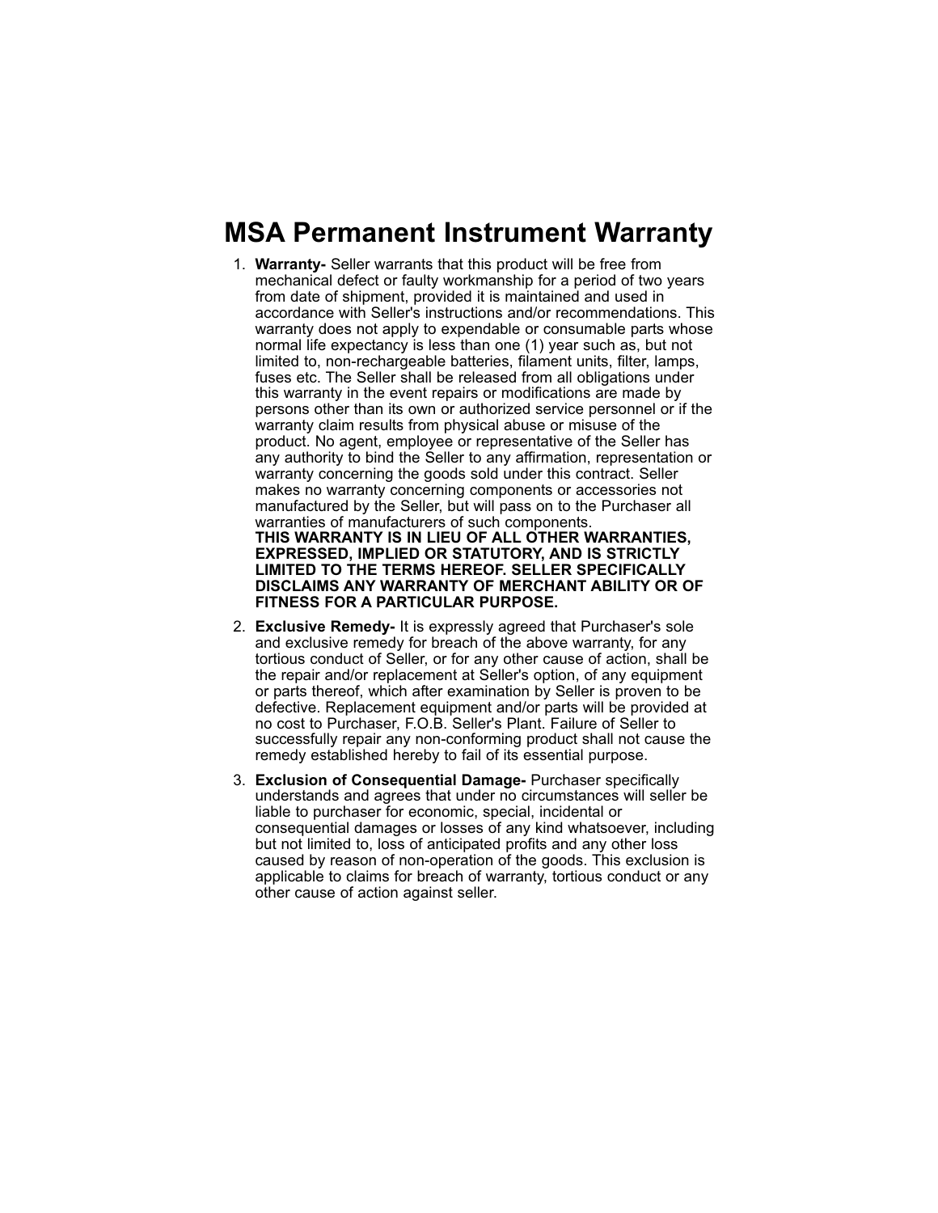# MSA Permanent Instrument Warranty

1. **Warranty-** Seller warrants that this product will be free from mechanical defect or faulty workmanship for a period of two years from date of shipment, provided it is maintained and used in accordance with Seller's instructions and/or recommendations. This warranty does not apply to expendable or consumable parts whose normal life expectancy is less than one (1) year such as, but not limited to, non-rechargeable batteries, filament units, filter, lamps, fuses etc. The Seller shall be released from all obligations under this warranty in the event repairs or modifications are made by persons other than its own or authorized service personnel or if the warranty claim results from physical abuse or misuse of the product. No agent, employee or representative of the Seller has any authority to bind the Seller to any affirmation, representation or warranty concerning the goods sold under this contract. Seller makes no warranty concerning components or accessories not manufactured by the Seller, but will pass on to the Purchaser all warranties of manufacturers of such components.
   **THIS WARRANTY IS IN LIEU OF ALL OTHER WARRANTIES, EXPRESSED, IMPLIED OR STATUTORY, AND IS STRICTLY LIMITED TO THE TERMS HEREOF. SELLER SPECIFICALLY DISCLAIMS ANY WARRANTY OF MERCHANT ABILITY OR OF FITNESS FOR A PARTICULAR PURPOSE.**

2. **Exclusive Remedy-** It is expressly agreed that Purchaser's sole and exclusive remedy for breach of the above warranty, for any tortious conduct of Seller, or for any other cause of action, shall be the repair and/or replacement at Seller's option, of any equipment or parts thereof, which after examination by Seller is proven to be defective. Replacement equipment and/or parts will be provided at no cost to Purchaser, F.O.B. Seller's Plant. Failure of Seller to successfully repair any non-conforming product shall not cause the remedy established hereby to fail of its essential purpose.

3. **Exclusion of Consequential Damage-** Purchaser specifically understands and agrees that under no circumstances will seller be liable to purchaser for economic, special, incidental or consequential damages or losses of any kind whatsoever, including but not limited to, loss of anticipated profits and any other loss caused by reason of non-operation of the goods. This exclusion is applicable to claims for breach of warranty, tortious conduct or any other cause of action against seller.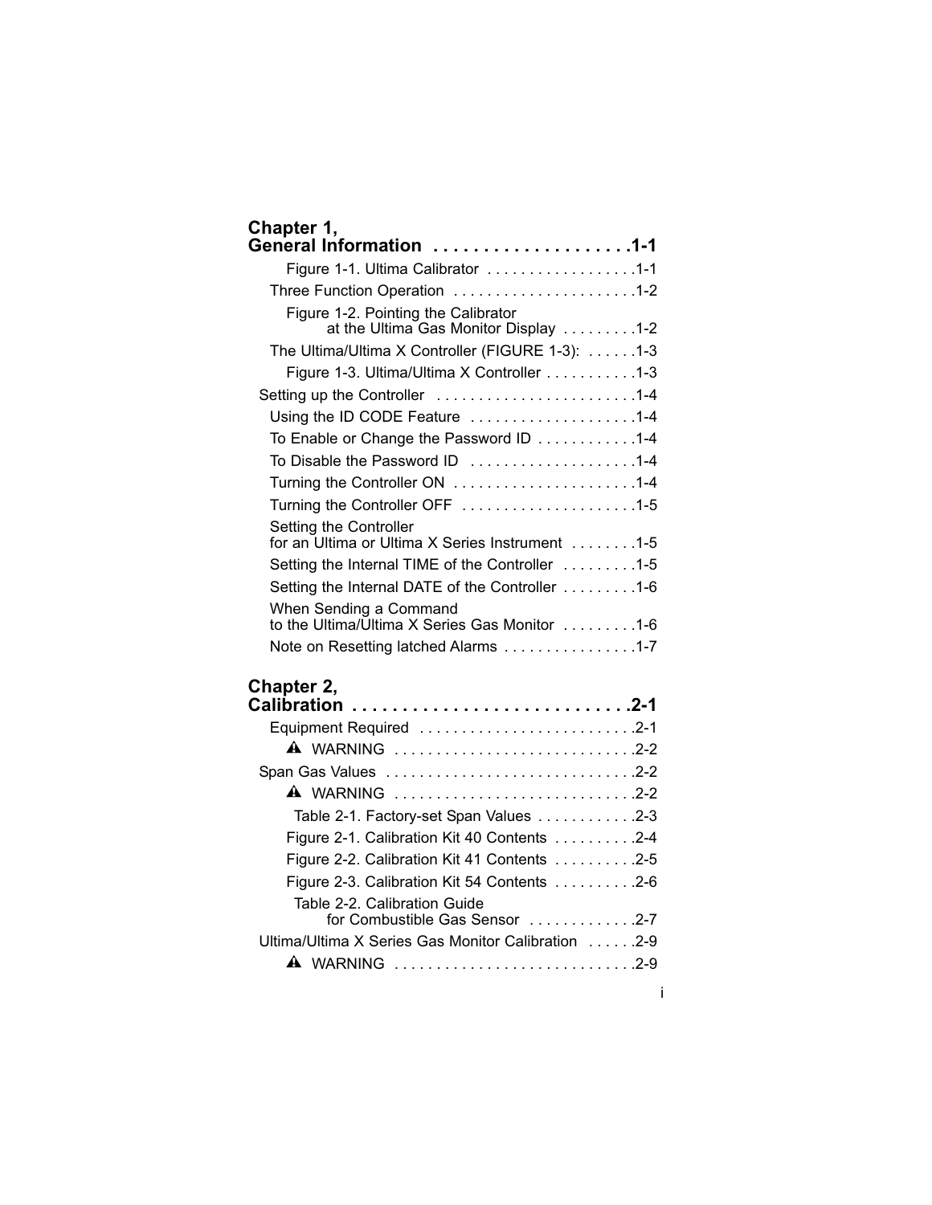**Chapter 1,**
**General Information . . . . . . . . . . . . . . . . . . . .1-1**

Figure 1-1. Ultima Calibrator . . . . . . . . . . . . . . . . . .1-1

Three Function Operation . . . . . . . . . . . . . . . . . . . . . .1-2

Figure 1-2. Pointing the Calibrator at the Ultima Gas Monitor Display . . . . . . . . .1-2

The Ultima/Ultima X Controller (FIGURE 1-3): . . . . . .1-3

Figure 1-3. Ultima/Ultima X Controller . . . . . . . . . . .1-3

Setting up the Controller . . . . . . . . . . . . . . . . . . . . . . . .1-4

Using the ID CODE Feature . . . . . . . . . . . . . . . . . . . .1-4

To Enable or Change the Password ID . . . . . . . . . . . .1-4

To Disable the Password ID . . . . . . . . . . . . . . . . . . . .1-4

Turning the Controller ON . . . . . . . . . . . . . . . . . . . . . .1-4

Turning the Controller OFF . . . . . . . . . . . . . . . . . . . . .1-5

Setting the Controller for an Ultima or Ultima X Series Instrument . . . . . . . .1-5

Setting the Internal TIME of the Controller . . . . . . . . .1-5

Setting the Internal DATE of the Controller . . . . . . . . .1-6

When Sending a Command to the Ultima/Ultima X Series Gas Monitor . . . . . . . . .1-6

Note on Resetting latched Alarms . . . . . . . . . . . . . . . .1-7

**Chapter 2,**
**Calibration . . . . . . . . . . . . . . . . . . . . . . . . . . . .2-1**

Equipment Required . . . . . . . . . . . . . . . . . . . . . . . . . .2-1

⚠ WARNING . . . . . . . . . . . . . . . . . . . . . . . . . . . .2-2

Span Gas Values . . . . . . . . . . . . . . . . . . . . . . . . . . . . .2-2

⚠ WARNING . . . . . . . . . . . . . . . . . . . . . . . . . . . .2-2

Table 2-1. Factory-set Span Values . . . . . . . . . . . .2-3

Figure 2-1. Calibration Kit 40 Contents . . . . . . . . . .2-4

Figure 2-2. Calibration Kit 41 Contents . . . . . . . . . .2-5

Figure 2-3. Calibration Kit 54 Contents . . . . . . . . . .2-6

Table 2-2. Calibration Guide for Combustible Gas Sensor . . . . . . . . . . . .2-7

Ultima/Ultima X Series Gas Monitor Calibration . . . . . .2-9

⚠ WARNING . . . . . . . . . . . . . . . . . . . . . . . . . . . .2-9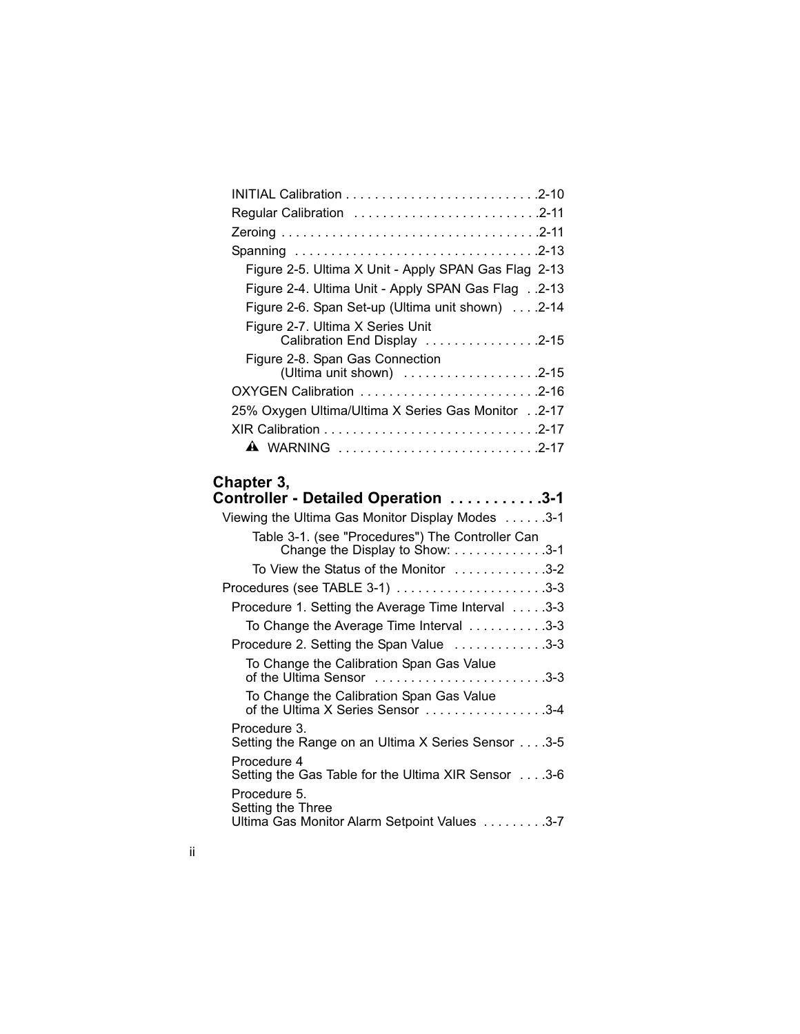INITIAL Calibration . . . . . . . . . . . . . . . . . . . . . . . . . . .2-10

Regular Calibration . . . . . . . . . . . . . . . . . . . . . . . . . .2-11

Zeroing . . . . . . . . . . . . . . . . . . . . . . . . . . . . . . . . . . .2-11

Spanning . . . . . . . . . . . . . . . . . . . . . . . . . . . . . . . . .2-13

Figure 2-5. Ultima X Unit - Apply SPAN Gas Flag 2-13

Figure 2-4. Ultima Unit - Apply SPAN Gas Flag . .2-13

Figure 2-6. Span Set-up (Ultima unit shown) . . . .2-14

Figure 2-7. Ultima X Series Unit Calibration End Display . . . . . . . . . . . . . . . .2-15

Figure 2-8. Span Gas Connection (Ultima unit shown) . . . . . . . . . . . . . . . . . . .2-15

OXYGEN Calibration . . . . . . . . . . . . . . . . . . . . . . . . .2-16

25% Oxygen Ultima/Ultima X Series Gas Monitor . .2-17

XIR Calibration . . . . . . . . . . . . . . . . . . . . . . . . . . . . .2-17

⚠ WARNING . . . . . . . . . . . . . . . . . . . . . . . . . . .2-17

## Chapter 3, Controller - Detailed Operation . . . . . . . . . . .3-1

Viewing the Ultima Gas Monitor Display Modes . . . . . .3-1

Table 3-1. (see "Procedures") The Controller Can Change the Display to Show: . . . . . . . . . . . . .3-1

To View the Status of the Monitor . . . . . . . . . . . .3-2

Procedures (see TABLE 3-1) . . . . . . . . . . . . . . . . . . . . .3-3

Procedure 1. Setting the Average Time Interval . . . . .3-3

To Change the Average Time Interval . . . . . . . . . . .3-3

Procedure 2. Setting the Span Value . . . . . . . . . . . . .3-3

To Change the Calibration Span Gas Value of the Ultima Sensor . . . . . . . . . . . . . . . . . . . . . . .3-3

To Change the Calibration Span Gas Value of the Ultima X Series Sensor . . . . . . . . . . . . . . . .3-4

Procedure 3. Setting the Range on an Ultima X Series Sensor . . . .3-5

Procedure 4 Setting the Gas Table for the Ultima XIR Sensor . . . .3-6

Procedure 5. Setting the Three Ultima Gas Monitor Alarm Setpoint Values . . . . . . . . .3-7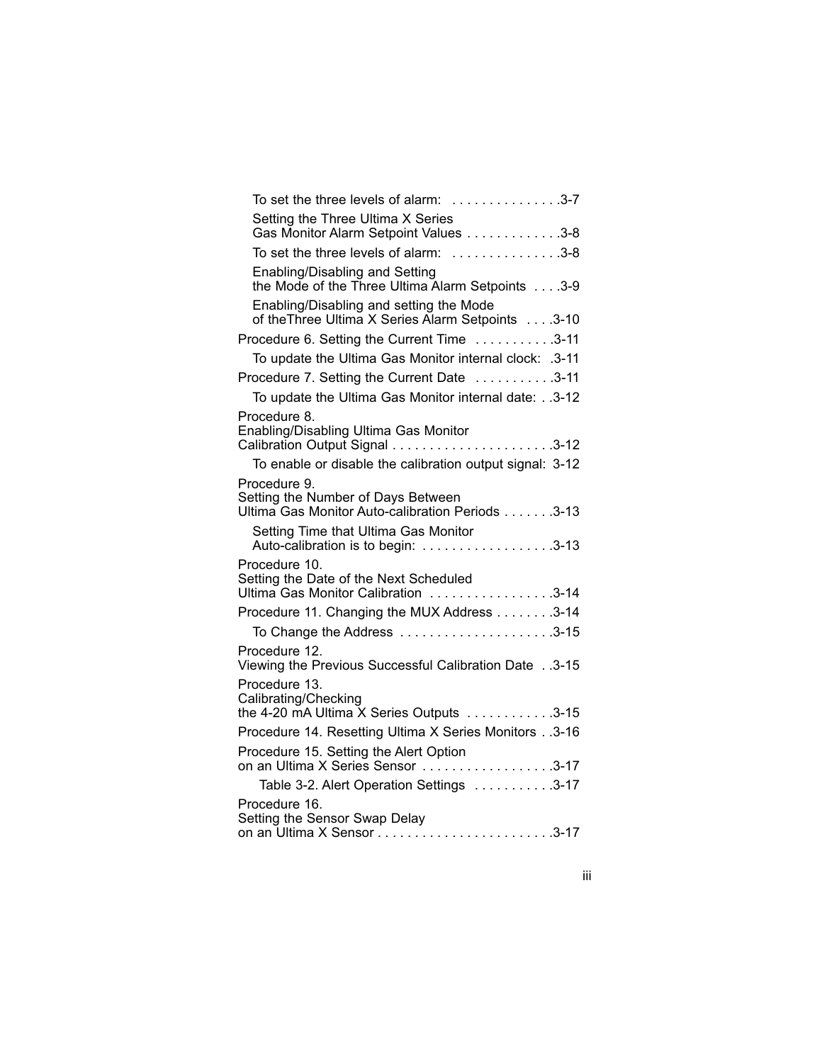To set the three levels of alarm: . . . . . . . . . . . . . . .3-7

Setting the Three Ultima X Series Gas Monitor Alarm Setpoint Values . . . . . . . . . . . . .3-8

To set the three levels of alarm: . . . . . . . . . . . . . . .3-8

Enabling/Disabling and Setting the Mode of the Three Ultima Alarm Setpoints . . . .3-9

Enabling/Disabling and setting the Mode of theThree Ultima X Series Alarm Setpoints . . . .3-10

Procedure 6. Setting the Current Time . . . . . . . . . . .3-11

To update the Ultima Gas Monitor internal clock: .3-11

Procedure 7. Setting the Current Date . . . . . . . . . . .3-11

To update the Ultima Gas Monitor internal date: . .3-12

Procedure 8. Enabling/Disabling Ultima Gas Monitor Calibration Output Signal . . . . . . . . . . . . . . . . . . . . . .3-12

To enable or disable the calibration output signal: 3-12

Procedure 9. Setting the Number of Days Between Ultima Gas Monitor Auto-calibration Periods . . . . . . .3-13

Setting Time that Ultima Gas Monitor Auto-calibration is to begin: . . . . . . . . . . . . . . . . . .3-13

Procedure 10. Setting the Date of the Next Scheduled Ultima Gas Monitor Calibration . . . . . . . . . . . . . . . . .3-14

Procedure 11. Changing the MUX Address . . . . . . . .3-14

To Change the Address . . . . . . . . . . . . . . . . . . . . .3-15

Procedure 12. Viewing the Previous Successful Calibration Date . .3-15

Procedure 13. Calibrating/Checking the 4-20 mA Ultima X Series Outputs . . . . . . . . . . . .3-15

Procedure 14. Resetting Ultima X Series Monitors . .3-16

Procedure 15. Setting the Alert Option on an Ultima X Series Sensor . . . . . . . . . . . . . . . . . .3-17

Table 3-2. Alert Operation Settings . . . . . . . . . . .3-17

Procedure 16. Setting the Sensor Swap Delay on an Ultima X Sensor . . . . . . . . . . . . . . . . . . . . . . . .3-17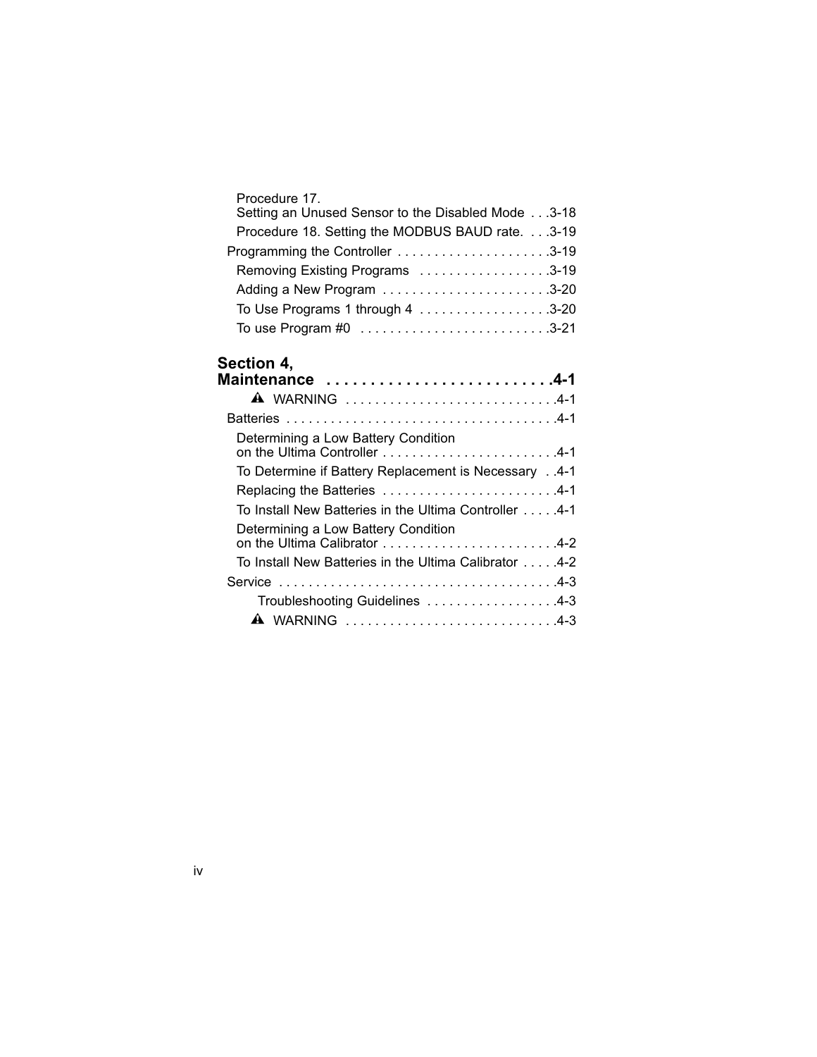Procedure 17.
Setting an Unused Sensor to the Disabled Mode . . . 3-18

Procedure 18. Setting the MODBUS BAUD rate. . . . 3-19

Programming the Controller . . . . . . . . . . . . . . . . . . . . . 3-19

Removing Existing Programs . . . . . . . . . . . . . . . . . . 3-19

Adding a New Program . . . . . . . . . . . . . . . . . . . . . . . 3-20

To Use Programs 1 through 4 . . . . . . . . . . . . . . . . . . 3-20

To use Program #0 . . . . . . . . . . . . . . . . . . . . . . . . . . 3-21

## Section 4, Maintenance . . . . . . . . . . . . . . . . . . . . . . . . . . 4-1

⚠ WARNING . . . . . . . . . . . . . . . . . . . . . . . . . . . . . 4-1

Batteries . . . . . . . . . . . . . . . . . . . . . . . . . . . . . . . . . . . . . 4-1

Determining a Low Battery Condition
on the Ultima Controller . . . . . . . . . . . . . . . . . . . . . . . . 4-1

To Determine if Battery Replacement is Necessary . . 4-1

Replacing the Batteries . . . . . . . . . . . . . . . . . . . . . . . . 4-1

To Install New Batteries in the Ultima Controller . . . . . 4-1

Determining a Low Battery Condition
on the Ultima Calibrator . . . . . . . . . . . . . . . . . . . . . . . . 4-2

To Install New Batteries in the Ultima Calibrator . . . . . 4-2

Service . . . . . . . . . . . . . . . . . . . . . . . . . . . . . . . . . . . . . . 4-3

Troubleshooting Guidelines . . . . . . . . . . . . . . . . . . 4-3

⚠ WARNING . . . . . . . . . . . . . . . . . . . . . . . . . . . . . 4-3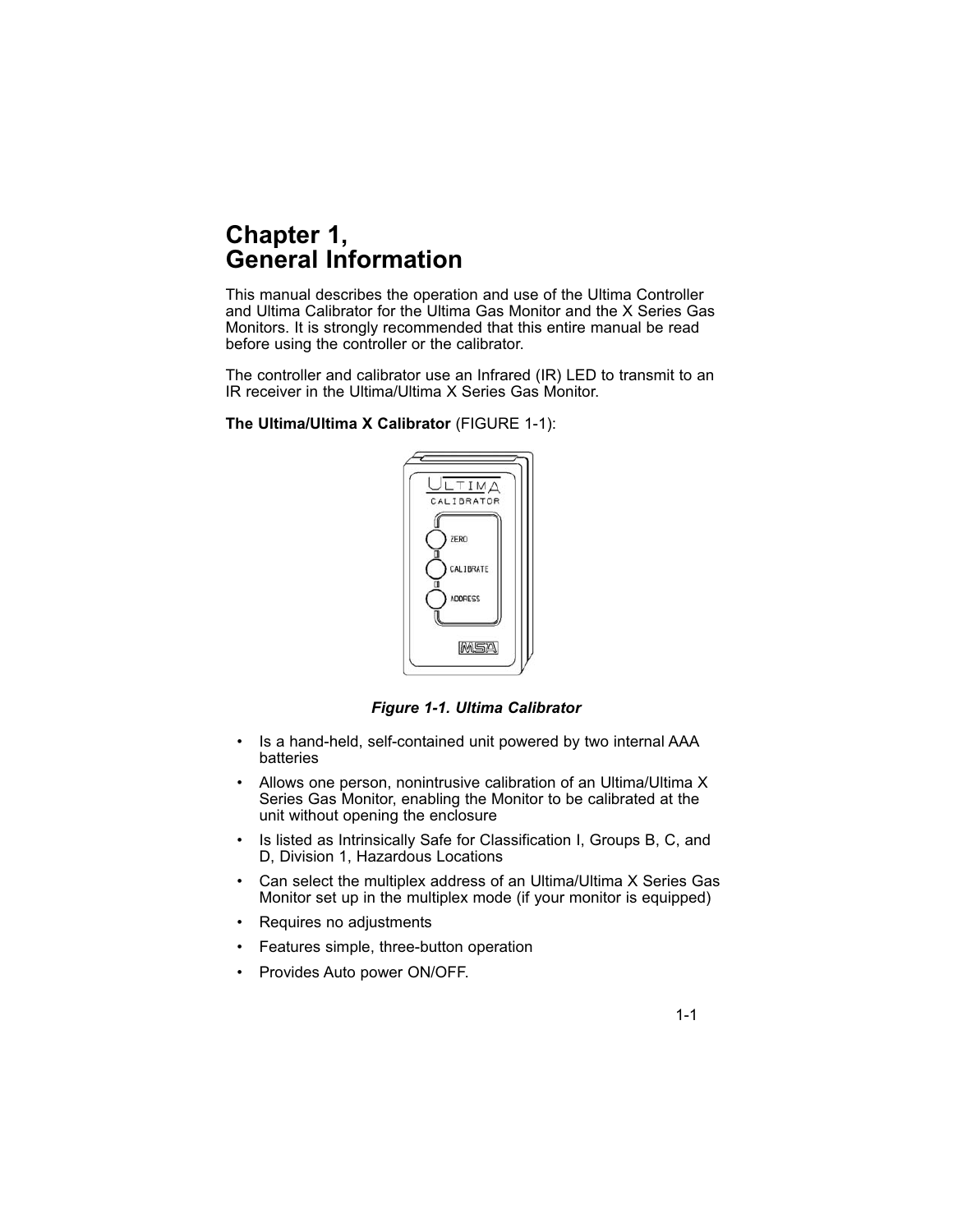# Chapter 1, General Information

This manual describes the operation and use of the Ultima Controller and Ultima Calibrator for the Ultima Gas Monitor and the X Series Gas Monitors. It is strongly recommended that this entire manual be read before using the controller or the calibrator.

The controller and calibrator use an Infrared (IR) LED to transmit to an IR receiver in the Ultima/Ultima X Series Gas Monitor.

**The Ultima/Ultima X Calibrator** (FIGURE 1-1):

***Figure 1-1. Ultima Calibrator***

- Is a hand-held, self-contained unit powered by two internal AAA batteries
- Allows one person, nonintrusive calibration of an Ultima/Ultima X Series Gas Monitor, enabling the Monitor to be calibrated at the unit without opening the enclosure
- Is listed as Intrinsically Safe for Classification I, Groups B, C, and D, Division 1, Hazardous Locations
- Can select the multiplex address of an Ultima/Ultima X Series Gas Monitor set up in the multiplex mode (if your monitor is equipped)
- Requires no adjustments
- Features simple, three-button operation
- Provides Auto power ON/OFF.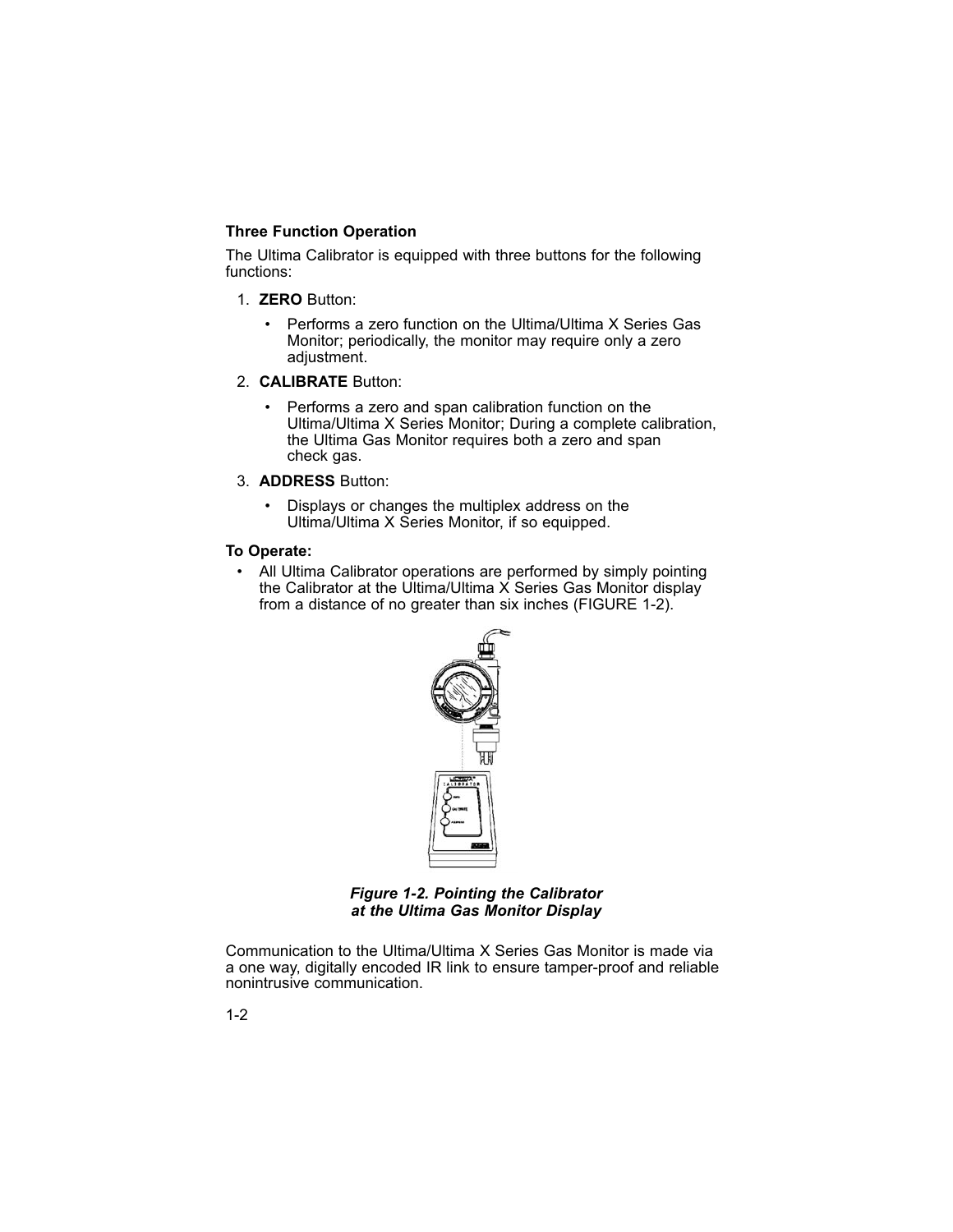### Three Function Operation

The Ultima Calibrator is equipped with three buttons for the following functions:

1. **ZERO** Button:
   - Performs a zero function on the Ultima/Ultima X Series Gas Monitor; periodically, the monitor may require only a zero adjustment.
2. **CALIBRATE** Button:
   - Performs a zero and span calibration function on the Ultima/Ultima X Series Monitor; During a complete calibration, the Ultima Gas Monitor requires both a zero and span check gas.
3. **ADDRESS** Button:
   - Displays or changes the multiplex address on the Ultima/Ultima X Series Monitor, if so equipped.

**To Operate:**

- All Ultima Calibrator operations are performed by simply pointing the Calibrator at the Ultima/Ultima X Series Gas Monitor display from a distance of no greater than six inches (FIGURE 1-2).

***Figure 1-2. Pointing the Calibrator at the Ultima Gas Monitor Display***

Communication to the Ultima/Ultima X Series Gas Monitor is made via a one way, digitally encoded IR link to ensure tamper-proof and reliable nonintrusive communication.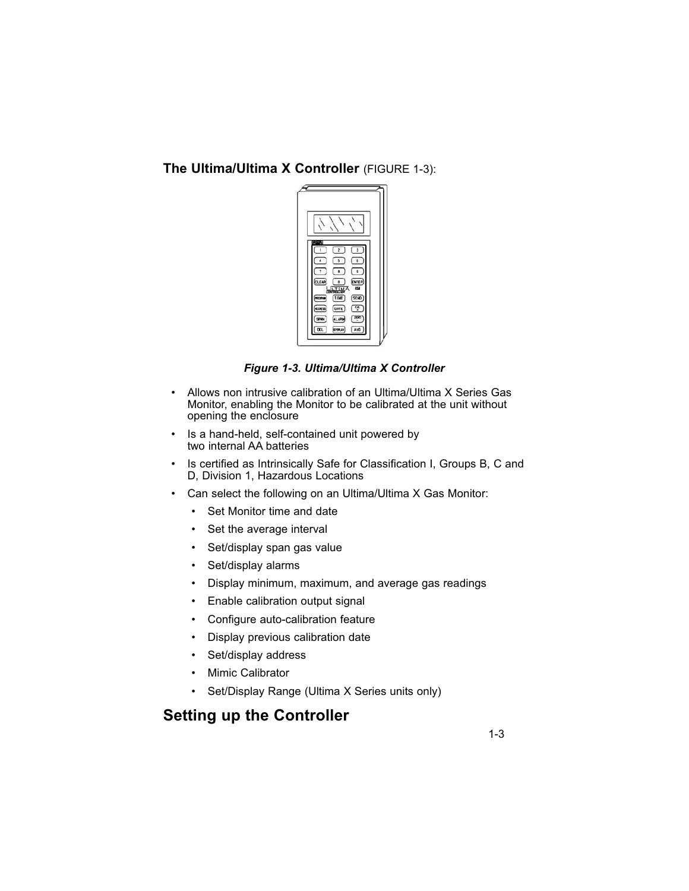### **The Ultima/Ultima X Controller** (FIGURE 1-3):

*Figure 1-3. Ultima/Ultima X Controller*

- Allows non intrusive calibration of an Ultima/Ultima X Series Gas Monitor, enabling the Monitor to be calibrated at the unit without opening the enclosure
- Is a hand-held, self-contained unit powered by two internal AA batteries
- Is certified as Intrinsically Safe for Classification I, Groups B, C and D, Division 1, Hazardous Locations
- Can select the following on an Ultima/Ultima X Gas Monitor:
  - Set Monitor time and date
  - Set the average interval
  - Set/display span gas value
  - Set/display alarms
  - Display minimum, maximum, and average gas readings
  - Enable calibration output signal
  - Configure auto-calibration feature
  - Display previous calibration date
  - Set/display address
  - Mimic Calibrator
  - Set/Display Range (Ultima X Series units only)

## Setting up the Controller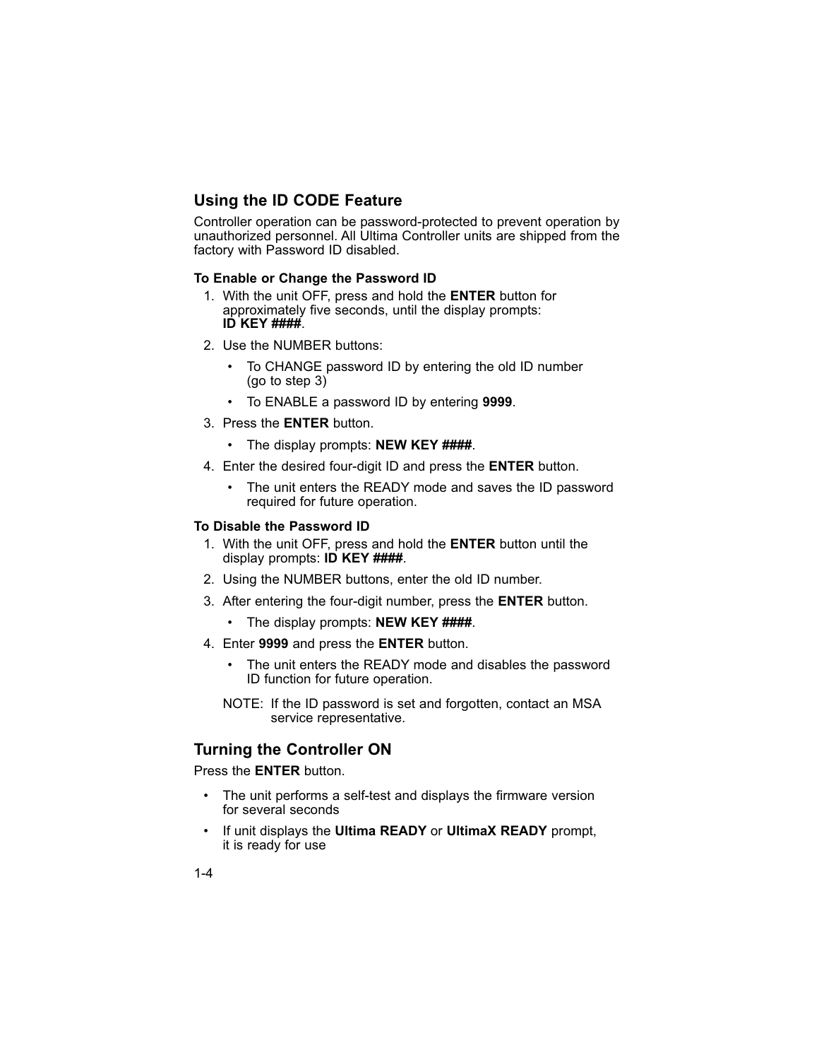## Using the ID CODE Feature

Controller operation can be password-protected to prevent operation by unauthorized personnel. All Ultima Controller units are shipped from the factory with Password ID disabled.

### To Enable or Change the Password ID

1. With the unit OFF, press and hold the **ENTER** button for approximately five seconds, until the display prompts: **ID KEY ####**.
2. Use the NUMBER buttons:
   - To CHANGE password ID by entering the old ID number (go to step 3)
   - To ENABLE a password ID by entering **9999**.
3. Press the **ENTER** button.
   - The display prompts: **NEW KEY ####**.
4. Enter the desired four-digit ID and press the **ENTER** button.
   - The unit enters the READY mode and saves the ID password required for future operation.

### To Disable the Password ID

1. With the unit OFF, press and hold the **ENTER** button until the display prompts: **ID KEY ####**.
2. Using the NUMBER buttons, enter the old ID number.
3. After entering the four-digit number, press the **ENTER** button.
   - The display prompts: **NEW KEY ####**.
4. Enter **9999** and press the **ENTER** button.
   - The unit enters the READY mode and disables the password ID function for future operation.

NOTE: If the ID password is set and forgotten, contact an MSA service representative.

## Turning the Controller ON

Press the **ENTER** button.

- The unit performs a self-test and displays the firmware version for several seconds
- If unit displays the **Ultima READY** or **UltimaX READY** prompt, it is ready for use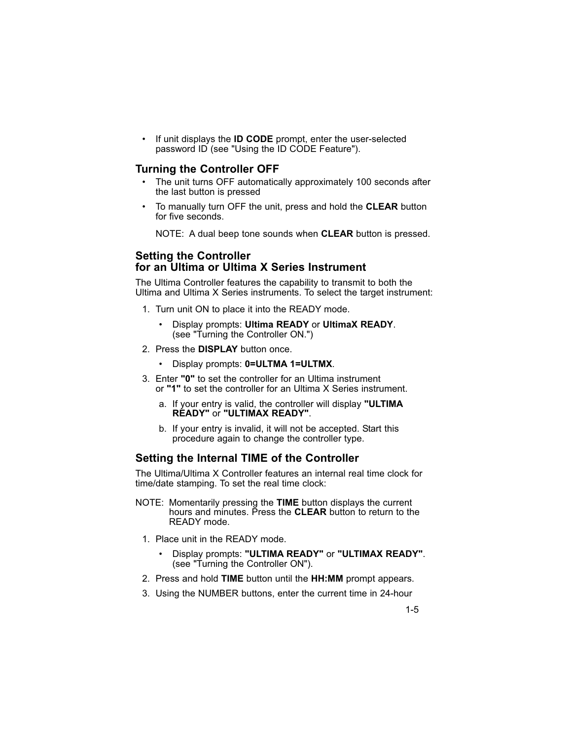- If unit displays the **ID CODE** prompt, enter the user-selected password ID (see "Using the ID CODE Feature").

## Turning the Controller OFF

- The unit turns OFF automatically approximately 100 seconds after the last button is pressed
- To manually turn OFF the unit, press and hold the **CLEAR** button for five seconds.

  NOTE: A dual beep tone sounds when **CLEAR** button is pressed.

## Setting the Controller for an Ultima or Ultima X Series Instrument

The Ultima Controller features the capability to transmit to both the Ultima and Ultima X Series instruments. To select the target instrument:

1. Turn unit ON to place it into the READY mode.
   - Display prompts: **Ultima READY** or **UltimaX READY**. (see "Turning the Controller ON.")
2. Press the **DISPLAY** button once.
   - Display prompts: **0=ULTMA 1=ULTMX**.
3. Enter **"0"** to set the controller for an Ultima instrument or **"1"** to set the controller for an Ultima X Series instrument.
   a. If your entry is valid, the controller will display **"ULTIMA READY"** or **"ULTIMAX READY"**.
   b. If your entry is invalid, it will not be accepted. Start this procedure again to change the controller type.

## Setting the Internal TIME of the Controller

The Ultima/Ultima X Controller features an internal real time clock for time/date stamping. To set the real time clock:

NOTE: Momentarily pressing the **TIME** button displays the current hours and minutes. Press the **CLEAR** button to return to the READY mode.

1. Place unit in the READY mode.
   - Display prompts: **"ULTIMA READY"** or **"ULTIMAX READY"**. (see "Turning the Controller ON").
2. Press and hold **TIME** button until the **HH:MM** prompt appears.
3. Using the NUMBER buttons, enter the current time in 24-hour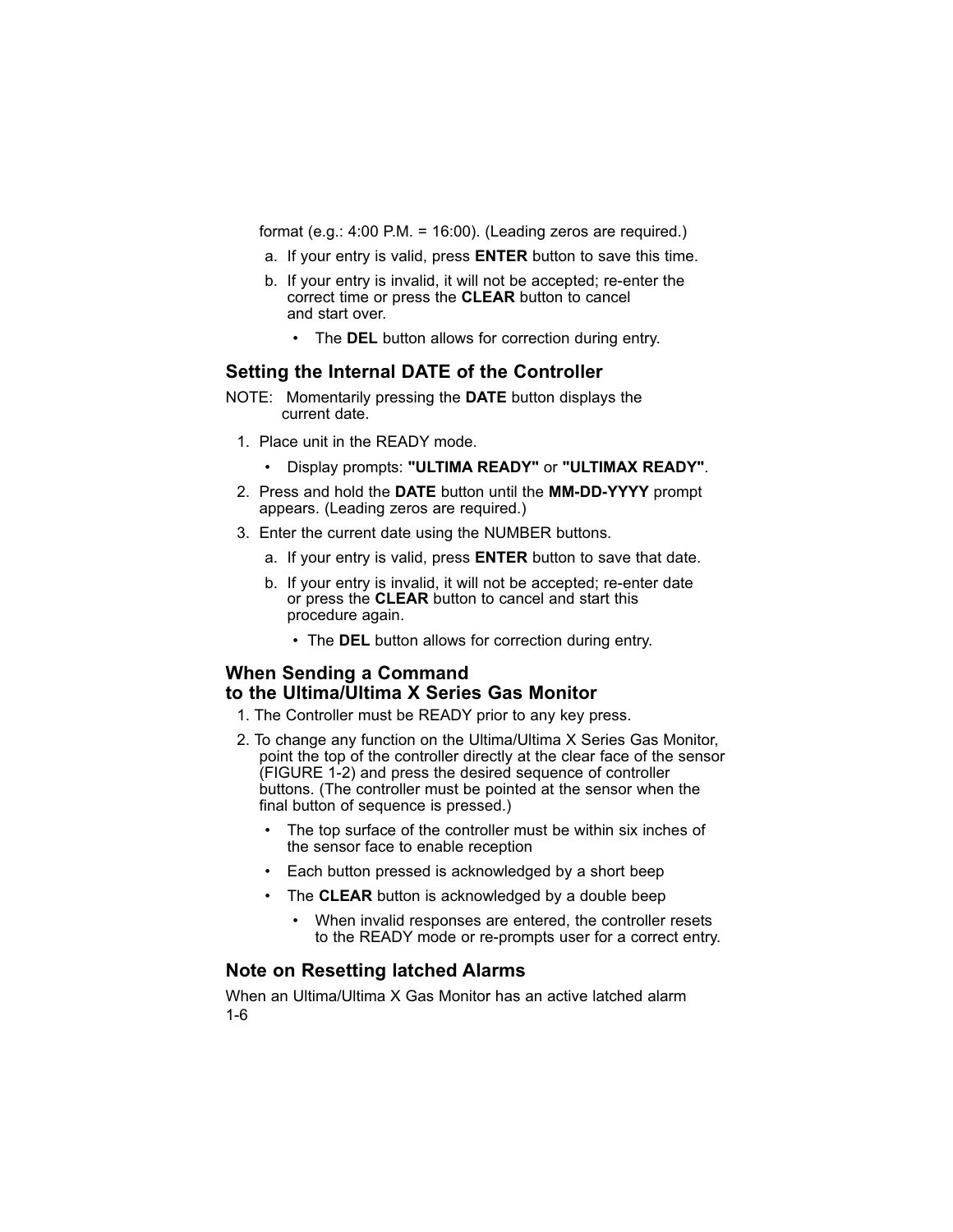format (e.g.: 4:00 P.M. = 16:00). (Leading zeros are required.)

a. If your entry is valid, press **ENTER** button to save this time.

b. If your entry is invalid, it will not be accepted; re-enter the correct time or press the **CLEAR** button to cancel and start over.

   - The **DEL** button allows for correction during entry.

## Setting the Internal DATE of the Controller

NOTE: Momentarily pressing the **DATE** button displays the current date.

1. Place unit in the READY mode.
   - Display prompts: **"ULTIMA READY"** or **"ULTIMAX READY"**.
2. Press and hold the **DATE** button until the **MM-DD-YYYY** prompt appears. (Leading zeros are required.)
3. Enter the current date using the NUMBER buttons.

   a. If your entry is valid, press **ENTER** button to save that date.

   b. If your entry is invalid, it will not be accepted; re-enter date or press the **CLEAR** button to cancel and start this procedure again.

   - The **DEL** button allows for correction during entry.

## When Sending a Command to the Ultima/Ultima X Series Gas Monitor

1. The Controller must be READY prior to any key press.
2. To change any function on the Ultima/Ultima X Series Gas Monitor, point the top of the controller directly at the clear face of the sensor (FIGURE 1-2) and press the desired sequence of controller buttons. (The controller must be pointed at the sensor when the final button of sequence is pressed.)
   - The top surface of the controller must be within six inches of the sensor face to enable reception
   - Each button pressed is acknowledged by a short beep
   - The **CLEAR** button is acknowledged by a double beep
     - When invalid responses are entered, the controller resets to the READY mode or re-prompts user for a correct entry.

## Note on Resetting latched Alarms

When an Ultima/Ultima X Gas Monitor has an active latched alarm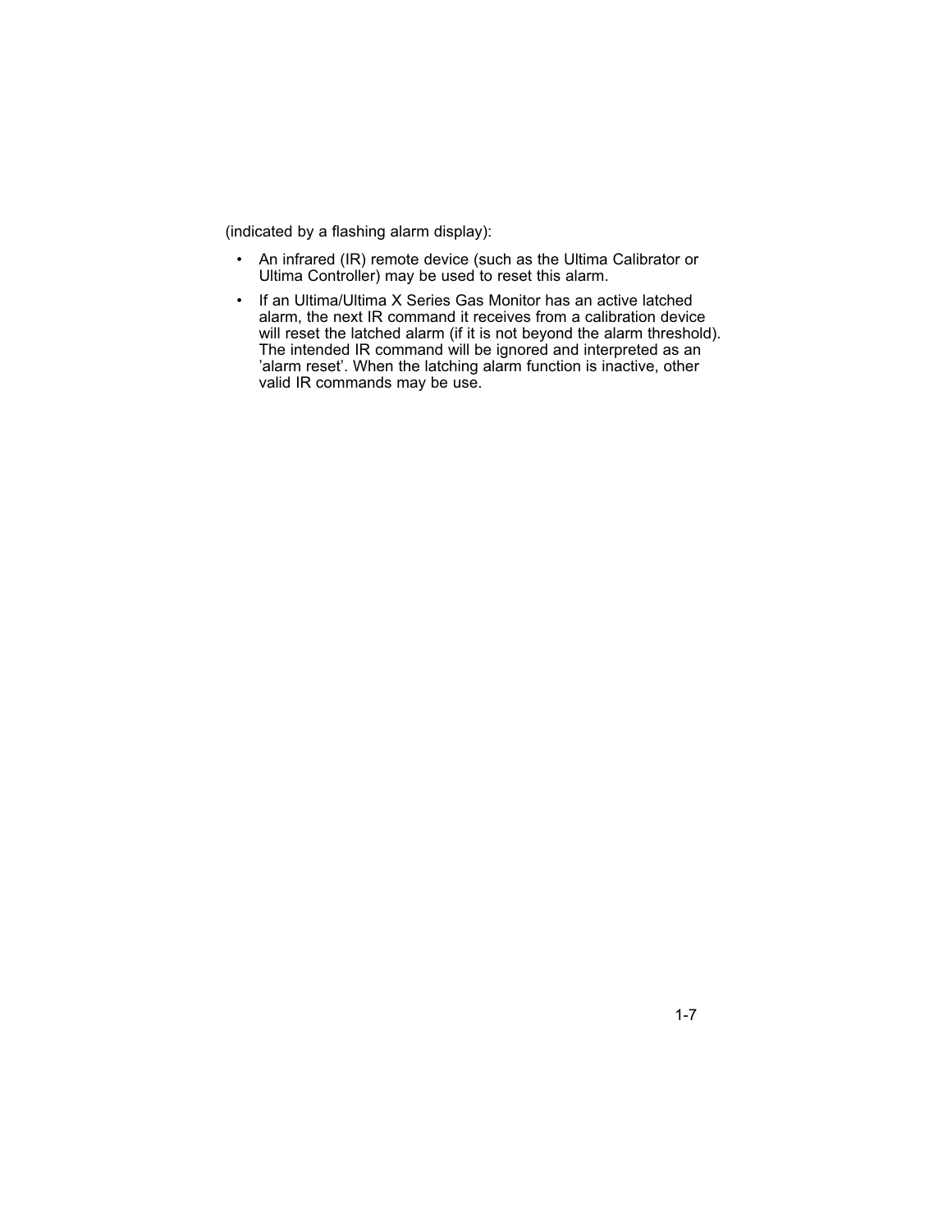(indicated by a flashing alarm display):

- An infrared (IR) remote device (such as the Ultima Calibrator or Ultima Controller) may be used to reset this alarm.
- If an Ultima/Ultima X Series Gas Monitor has an active latched alarm, the next IR command it receives from a calibration device will reset the latched alarm (if it is not beyond the alarm threshold). The intended IR command will be ignored and interpreted as an 'alarm reset'. When the latching alarm function is inactive, other valid IR commands may be use.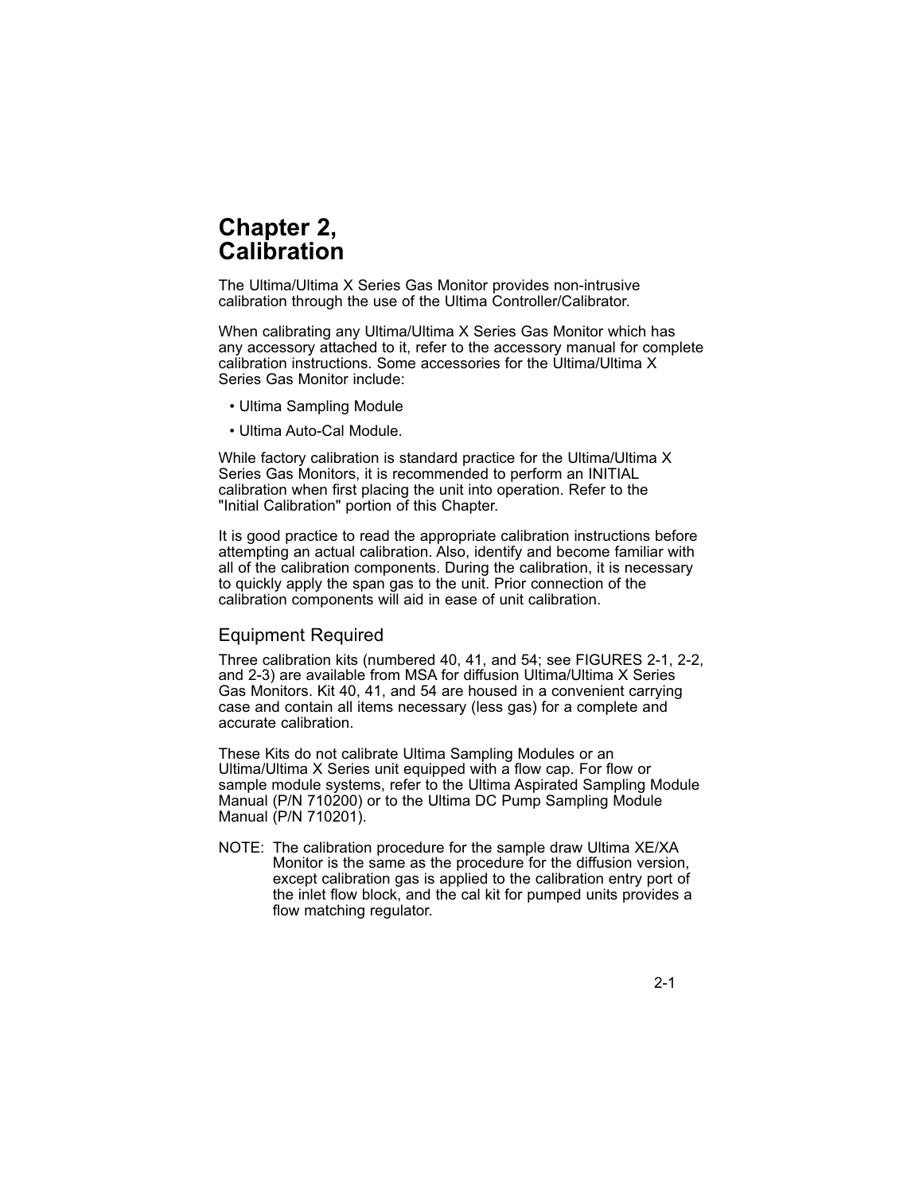# Chapter 2, Calibration

The Ultima/Ultima X Series Gas Monitor provides non-intrusive calibration through the use of the Ultima Controller/Calibrator.

When calibrating any Ultima/Ultima X Series Gas Monitor which has any accessory attached to it, refer to the accessory manual for complete calibration instructions. Some accessories for the Ultima/Ultima X Series Gas Monitor include:

- Ultima Sampling Module
- Ultima Auto-Cal Module.

While factory calibration is standard practice for the Ultima/Ultima X Series Gas Monitors, it is recommended to perform an INITIAL calibration when first placing the unit into operation. Refer to the "Initial Calibration" portion of this Chapter.

It is good practice to read the appropriate calibration instructions before attempting an actual calibration. Also, identify and become familiar with all of the calibration components. During the calibration, it is necessary to quickly apply the span gas to the unit. Prior connection of the calibration components will aid in ease of unit calibration.

## Equipment Required

Three calibration kits (numbered 40, 41, and 54; see FIGURES 2-1, 2-2, and 2-3) are available from MSA for diffusion Ultima/Ultima X Series Gas Monitors. Kit 40, 41, and 54 are housed in a convenient carrying case and contain all items necessary (less gas) for a complete and accurate calibration.

These Kits do not calibrate Ultima Sampling Modules or an Ultima/Ultima X Series unit equipped with a flow cap. For flow or sample module systems, refer to the Ultima Aspirated Sampling Module Manual (P/N 710200) or to the Ultima DC Pump Sampling Module Manual (P/N 710201).

NOTE: The calibration procedure for the sample draw Ultima XE/XA Monitor is the same as the procedure for the diffusion version, except calibration gas is applied to the calibration entry port of the inlet flow block, and the cal kit for pumped units provides a flow matching regulator.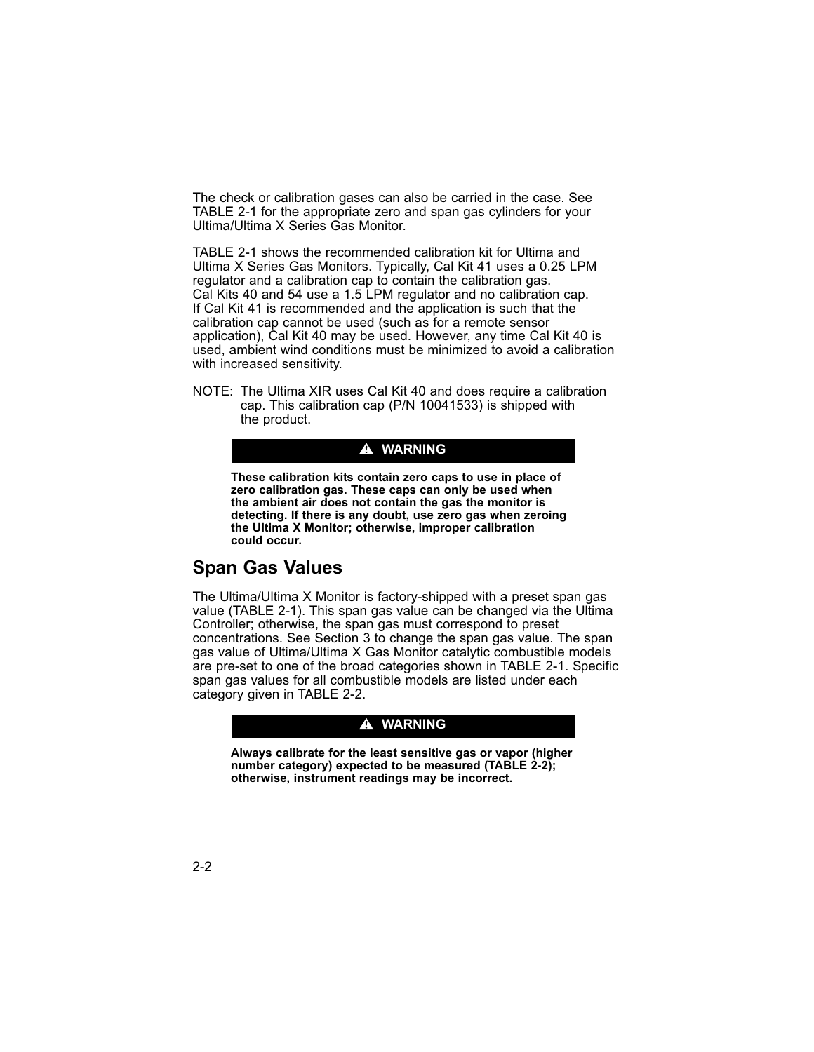The check or calibration gases can also be carried in the case. See TABLE 2-1 for the appropriate zero and span gas cylinders for your Ultima/Ultima X Series Gas Monitor.

TABLE 2-1 shows the recommended calibration kit for Ultima and Ultima X Series Gas Monitors. Typically, Cal Kit 41 uses a 0.25 LPM regulator and a calibration cap to contain the calibration gas. Cal Kits 40 and 54 use a 1.5 LPM regulator and no calibration cap. If Cal Kit 41 is recommended and the application is such that the calibration cap cannot be used (such as for a remote sensor application), Cal Kit 40 may be used. However, any time Cal Kit 40 is used, ambient wind conditions must be minimized to avoid a calibration with increased sensitivity.

NOTE: The Ultima XIR uses Cal Kit 40 and does require a calibration cap. This calibration cap (P/N 10041533) is shipped with the product.

**⚠ WARNING**

**These calibration kits contain zero caps to use in place of zero calibration gas. These caps can only be used when the ambient air does not contain the gas the monitor is detecting. If there is any doubt, use zero gas when zeroing the Ultima X Monitor; otherwise, improper calibration could occur.**

## Span Gas Values

The Ultima/Ultima X Monitor is factory-shipped with a preset span gas value (TABLE 2-1). This span gas value can be changed via the Ultima Controller; otherwise, the span gas must correspond to preset concentrations. See Section 3 to change the span gas value. The span gas value of Ultima/Ultima X Gas Monitor catalytic combustible models are pre-set to one of the broad categories shown in TABLE 2-1. Specific span gas values for all combustible models are listed under each category given in TABLE 2-2.

**⚠ WARNING**

**Always calibrate for the least sensitive gas or vapor (higher number category) expected to be measured (TABLE 2-2); otherwise, instrument readings may be incorrect.**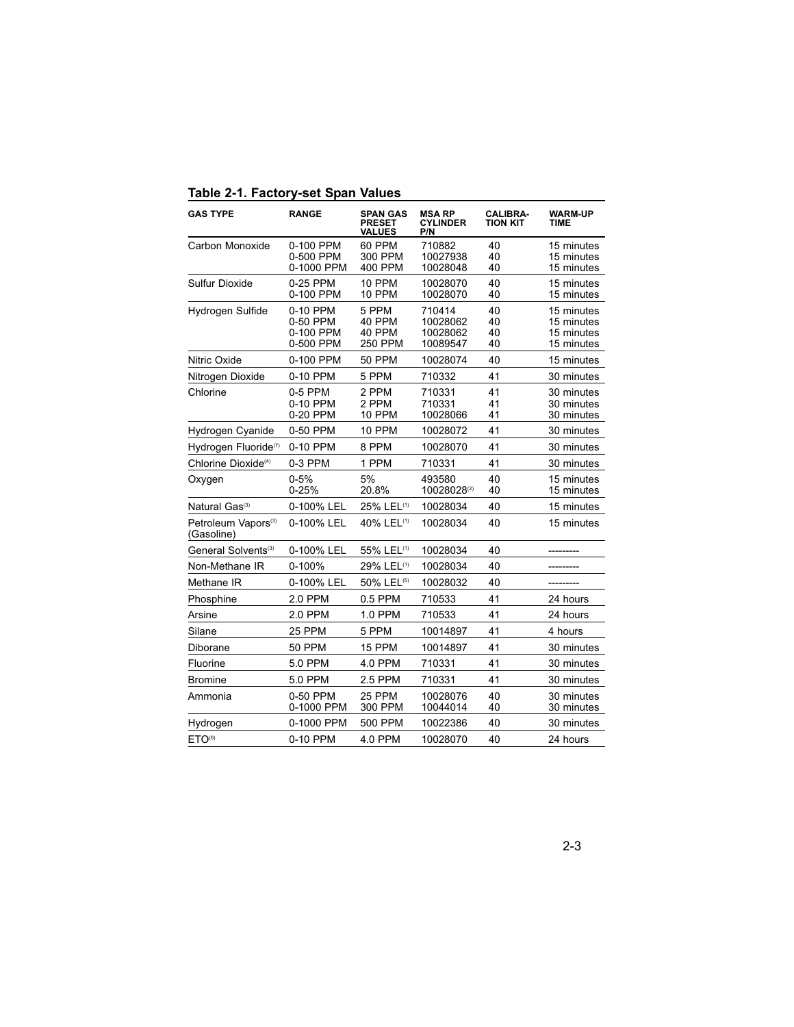**Table 2-1. Factory-set Span Values**

| GAS TYPE | RANGE | SPAN GAS PRESET VALUES | MSA RP CYLINDER P/N | CALIBRATION KIT | WARM-UP TIME |
|---|---|---|---|---|---|
| Carbon Monoxide | 0-100 PPM<br>0-500 PPM<br>0-1000 PPM | 60 PPM<br>300 PPM<br>400 PPM | 710882<br>10027938<br>10028048 | 40<br>40<br>40 | 15 minutes<br>15 minutes<br>15 minutes |
| Sulfur Dioxide | 0-25 PPM<br>0-100 PPM | 10 PPM<br>10 PPM | 10028070<br>10028070 | 40<br>40 | 15 minutes<br>15 minutes |
| Hydrogen Sulfide | 0-10 PPM<br>0-50 PPM<br>0-100 PPM<br>0-500 PPM | 5 PPM<br>40 PPM<br>40 PPM<br>250 PPM | 710414<br>10028062<br>10028062<br>10089547 | 40<br>40<br>40<br>40 | 15 minutes<br>15 minutes<br>15 minutes<br>15 minutes |
| Nitric Oxide | 0-100 PPM | 50 PPM | 10028074 | 40 | 15 minutes |
| Nitrogen Dioxide | 0-10 PPM | 5 PPM | 710332 | 41 | 30 minutes |
| Chlorine | 0-5 PPM<br>0-10 PPM<br>0-20 PPM | 2 PPM<br>2 PPM<br>10 PPM | 710331<br>710331<br>10028066 | 41<br>41<br>41 | 30 minutes<br>30 minutes<br>30 minutes |
| Hydrogen Cyanide | 0-50 PPM | 10 PPM | 10028072 | 41 | 30 minutes |
| Hydrogen Fluoride[7] | 0-10 PPM | 8 PPM | 10028070 | 41 | 30 minutes |
| Chlorine Dioxide[4] | 0-3 PPM | 1 PPM | 710331 | 41 | 30 minutes |
| Oxygen | 0-5%<br>0-25% | 5%<br>20.8% | 493580<br>10028028[2] | 40<br>40 | 15 minutes<br>15 minutes |
| Natural Gas[3] | 0-100% LEL | 25% LEL[1] | 10028034 | 40 | 15 minutes |
| Petroleum Vapors[3] (Gasoline) | 0-100% LEL | 40% LEL[1] | 10028034 | 40 | 15 minutes |
| General Solvents[3] | 0-100% LEL | 55% LEL[1] | 10028034 | 40 | --------- |
| Non-Methane IR | 0-100% | 29% LEL[1] | 10028034 | 40 | --------- |
| Methane IR | 0-100% LEL | 50% LEL[5] | 10028032 | 40 | --------- |
| Phosphine | 2.0 PPM | 0.5 PPM | 710533 | 41 | 24 hours |
| Arsine | 2.0 PPM | 1.0 PPM | 710533 | 41 | 24 hours |
| Silane | 25 PPM | 5 PPM | 10014897 | 41 | 4 hours |
| Diborane | 50 PPM | 15 PPM | 10014897 | 41 | 30 minutes |
| Fluorine | 5.0 PPM | 4.0 PPM | 710331 | 41 | 30 minutes |
| Bromine | 5.0 PPM | 2.5 PPM | 710331 | 41 | 30 minutes |
| Ammonia | 0-50 PPM<br>0-1000 PPM | 25 PPM<br>300 PPM | 10028076<br>10044014 | 40<br>40 | 30 minutes<br>30 minutes |
| Hydrogen | 0-1000 PPM | 500 PPM | 10022386 | 40 | 30 minutes |
| ETO[6] | 0-10 PPM | 4.0 PPM | 10028070 | 40 | 24 hours |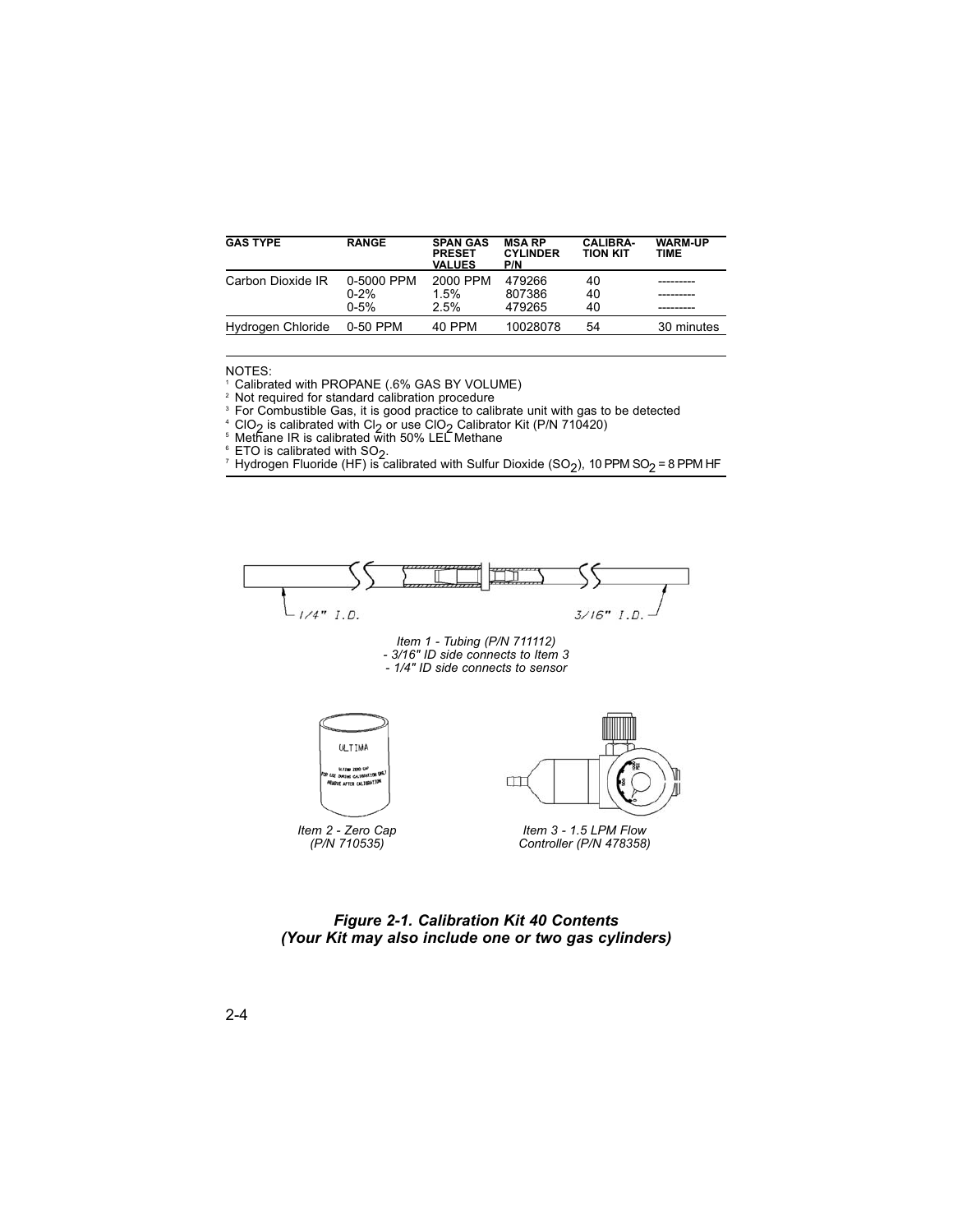| GAS TYPE | RANGE | SPAN GAS PRESET VALUES | MSA RP CYLINDER P/N | CALIBRATION KIT | WARM-UP TIME |
|---|---|---|---|---|---|
| Carbon Dioxide IR | 0-5000 PPM<br>0-2%<br>0-5% | 2000 PPM<br>1.5%<br>2.5% | 479266<br>807386<br>479265 | 40<br>40<br>40 | ---------<br>---------<br>--------- |
| Hydrogen Chloride | 0-50 PPM | 40 PPM | 10028078 | 54 | 30 minutes |

NOTES:

[1] Calibrated with PROPANE (.6% GAS BY VOLUME)
[2] Not required for standard calibration procedure
[3] For Combustible Gas, it is good practice to calibrate unit with gas to be detected
[4] $ClO_2$ is calibrated with $Cl_2$ or use $ClO_2$ Calibrator Kit (P/N 710420)
[5] Methane IR is calibrated with 50% LEL Methane
[6] ETO is calibrated with $SO_2$.
[7] Hydrogen Fluoride (HF) is calibrated with Sulfur Dioxide ($SO_2$), 10 PPM $SO_2$ = 8 PPM HF

1/4" I.D.    3/16" I.D.

*Item 1 - Tubing (P/N 711112)*
*- 3/16" ID side connects to Item 3*
*- 1/4" ID side connects to sensor*

*Item 2 - Zero Cap (P/N 710535)*

*Item 3 - 1.5 LPM Flow Controller (P/N 478358)*

***Figure 2-1. Calibration Kit 40 Contents***
***(Your Kit may also include one or two gas cylinders)***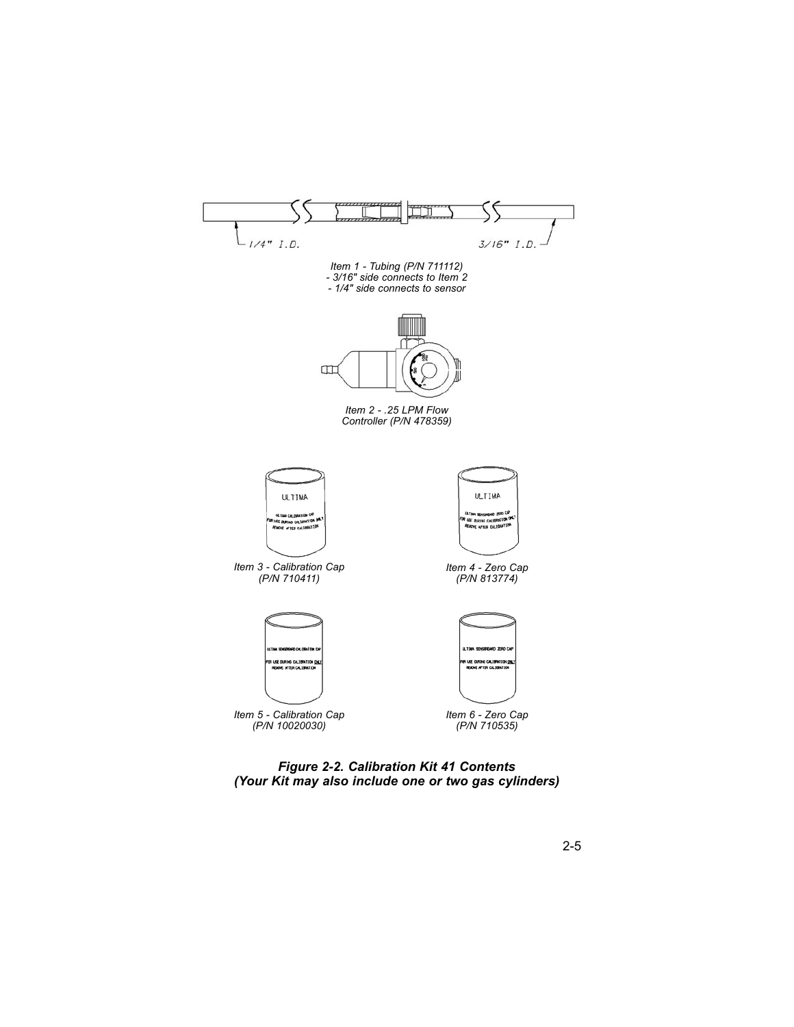1/4" I.D.

3/16" I.D.

*Item 1 - Tubing (P/N 711112)*
*- 3/16" side connects to Item 2*
*- 1/4" side connects to sensor*

*Item 2 - .25 LPM Flow Controller (P/N 478359)*

*Item 3 - Calibration Cap (P/N 710411)*

*Item 4 - Zero Cap (P/N 813774)*

*Item 5 - Calibration Cap (P/N 10020030)*

*Item 6 - Zero Cap (P/N 710535)*

***Figure 2-2. Calibration Kit 41 Contents***
***(Your Kit may also include one or two gas cylinders)***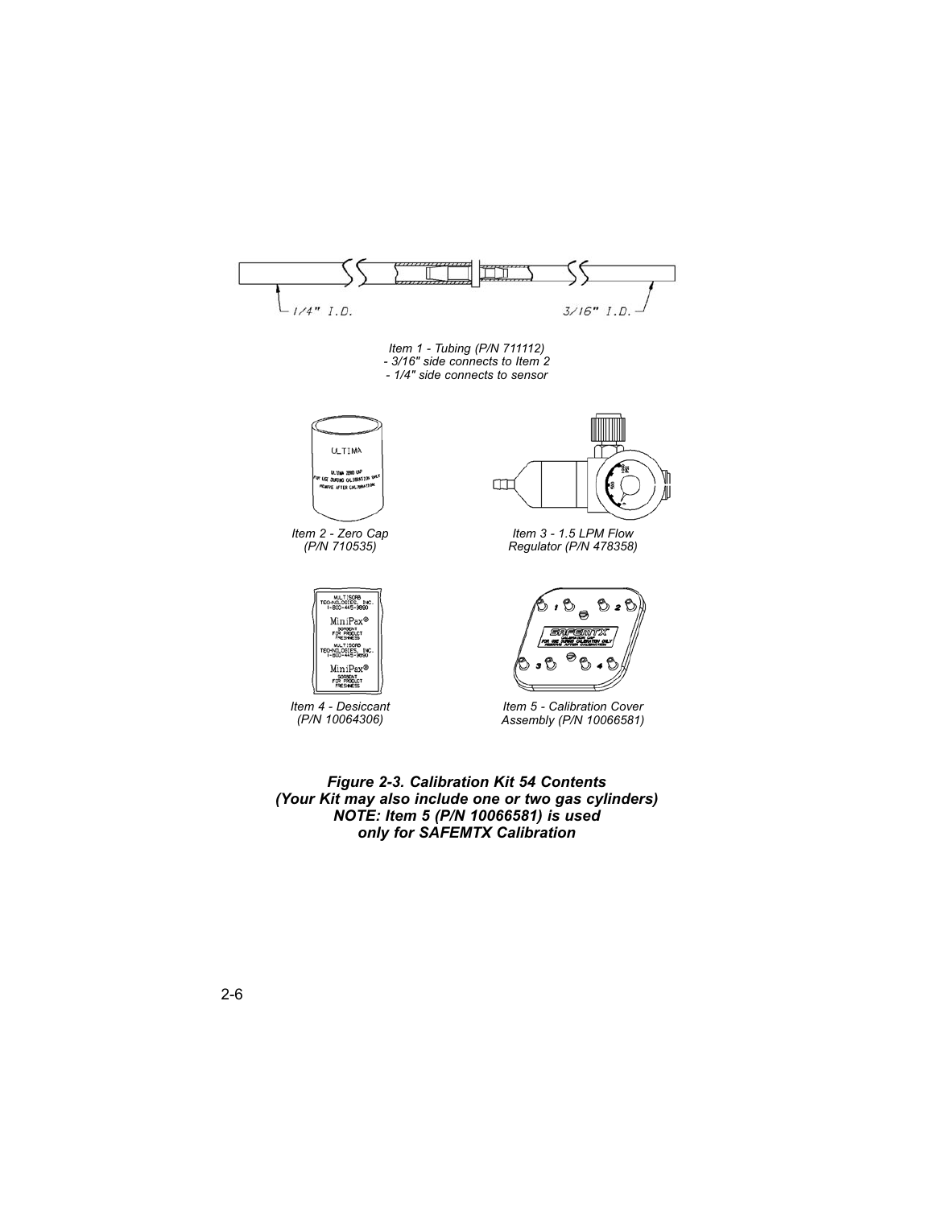1/4" I.D.

3/16" I.D.

*Item 1 - Tubing (P/N 711112)*
*- 3/16" side connects to Item 2*
*- 1/4" side connects to sensor*

*Item 2 - Zero Cap (P/N 710535)*

*Item 3 - 1.5 LPM Flow Regulator (P/N 478358)*

*Item 4 - Desiccant (P/N 10064306)*

*Item 5 - Calibration Cover Assembly (P/N 10066581)*

***Figure 2-3. Calibration Kit 54 Contents***
***(Your Kit may also include one or two gas cylinders)***
***NOTE: Item 5 (P/N 10066581) is used only for SAFEMTX Calibration***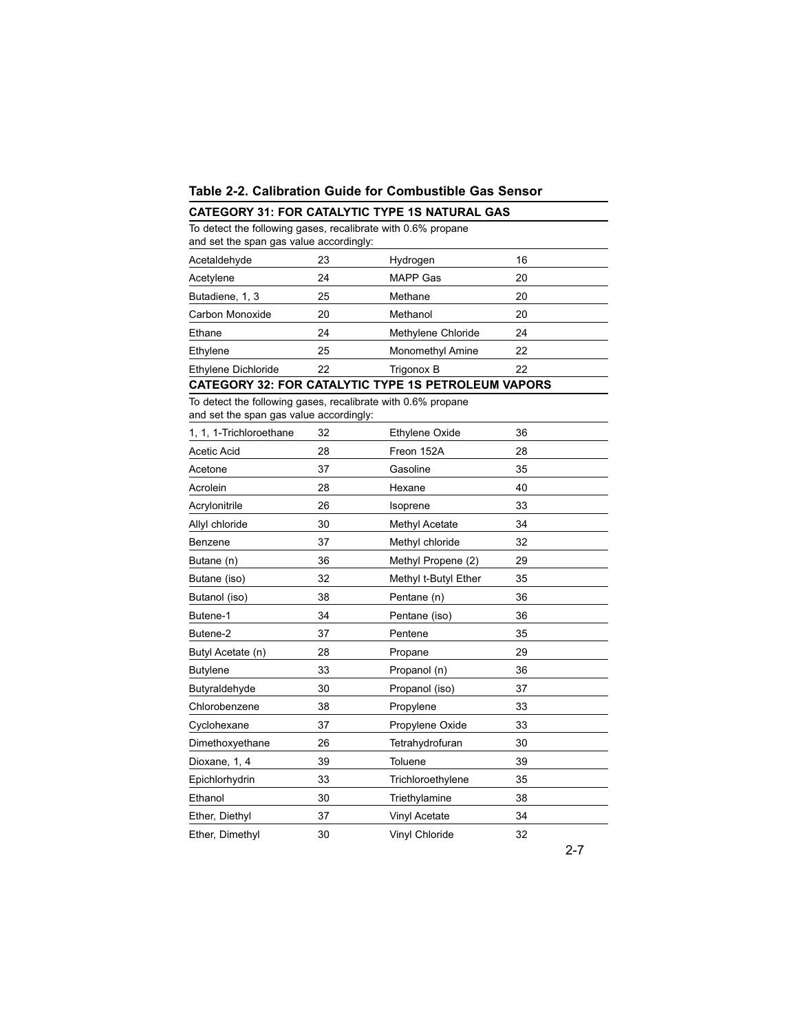## Table 2-2. Calibration Guide for Combustible Gas Sensor

### CATEGORY 31: FOR CATALYTIC TYPE 1S NATURAL GAS

To detect the following gases, recalibrate with 0.6% propane and set the span gas value accordingly:

| | | | |
|---|---|---|---|
| Acetaldehyde | 23 | Hydrogen | 16 |
| Acetylene | 24 | MAPP Gas | 20 |
| Butadiene, 1, 3 | 25 | Methane | 20 |
| Carbon Monoxide | 20 | Methanol | 20 |
| Ethane | 24 | Methylene Chloride | 24 |
| Ethylene | 25 | Monomethyl Amine | 22 |
| Ethylene Dichloride | 22 | Trigonox B | 22 |

### CATEGORY 32: FOR CATALYTIC TYPE 1S PETROLEUM VAPORS

To detect the following gases, recalibrate with 0.6% propane and set the span gas value accordingly:

| | | | |
|---|---|---|---|
| 1, 1, 1-Trichloroethane | 32 | Ethylene Oxide | 36 |
| Acetic Acid | 28 | Freon 152A | 28 |
| Acetone | 37 | Gasoline | 35 |
| Acrolein | 28 | Hexane | 40 |
| Acrylonitrile | 26 | Isoprene | 33 |
| Allyl chloride | 30 | Methyl Acetate | 34 |
| Benzene | 37 | Methyl chloride | 32 |
| Butane (n) | 36 | Methyl Propene (2) | 29 |
| Butane (iso) | 32 | Methyl t-Butyl Ether | 35 |
| Butanol (iso) | 38 | Pentane (n) | 36 |
| Butene-1 | 34 | Pentane (iso) | 36 |
| Butene-2 | 37 | Pentene | 35 |
| Butyl Acetate (n) | 28 | Propane | 29 |
| Butylene | 33 | Propanol (n) | 36 |
| Butyraldehyde | 30 | Propanol (iso) | 37 |
| Chlorobenzene | 38 | Propylene | 33 |
| Cyclohexane | 37 | Propylene Oxide | 33 |
| Dimethoxyethane | 26 | Tetrahydrofuran | 30 |
| Dioxane, 1, 4 | 39 | Toluene | 39 |
| Epichlorhydrin | 33 | Trichloroethylene | 35 |
| Ethanol | 30 | Triethylamine | 38 |
| Ether, Diethyl | 37 | Vinyl Acetate | 34 |
| Ether, Dimethyl | 30 | Vinyl Chloride | 32 |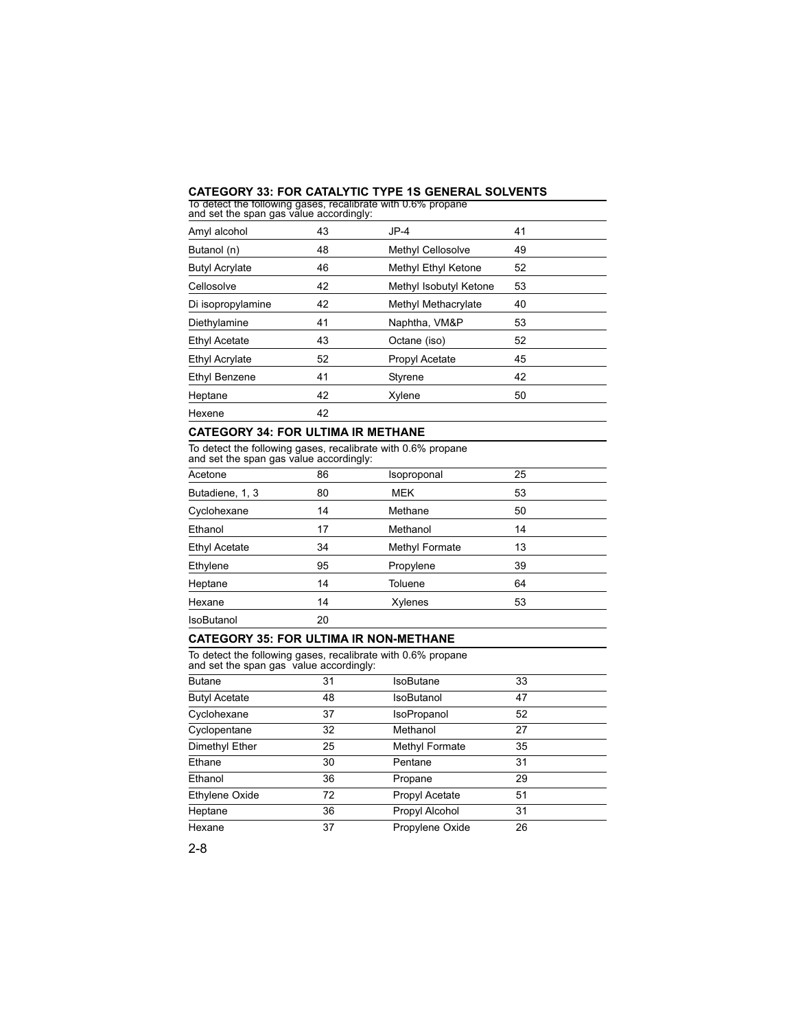## CATEGORY 33: FOR CATALYTIC TYPE 1S GENERAL SOLVENTS

To detect the following gases, recalibrate with 0.6% propane and set the span gas value accordingly:

| | | | |
|---|---|---|---|
| Amyl alcohol | 43 | JP-4 | 41 |
| Butanol (n) | 48 | Methyl Cellosolve | 49 |
| Butyl Acrylate | 46 | Methyl Ethyl Ketone | 52 |
| Cellosolve | 42 | Methyl Isobutyl Ketone | 53 |
| Di isopropylamine | 42 | Methyl Methacrylate | 40 |
| Diethylamine | 41 | Naphtha, VM&P | 53 |
| Ethyl Acetate | 43 | Octane (iso) | 52 |
| Ethyl Acrylate | 52 | Propyl Acetate | 45 |
| Ethyl Benzene | 41 | Styrene | 42 |
| Heptane | 42 | Xylene | 50 |
| Hexene | 42 | | |

## CATEGORY 34: FOR ULTIMA IR METHANE

To detect the following gases, recalibrate with 0.6% propane and set the span gas value accordingly:

| | | | |
|---|---|---|---|
| Acetone | 86 | Isoproponal | 25 |
| Butadiene, 1, 3 | 80 | MEK | 53 |
| Cyclohexane | 14 | Methane | 50 |
| Ethanol | 17 | Methanol | 14 |
| Ethyl Acetate | 34 | Methyl Formate | 13 |
| Ethylene | 95 | Propylene | 39 |
| Heptane | 14 | Toluene | 64 |
| Hexane | 14 | Xylenes | 53 |
| IsoButanol | 20 | | |

## CATEGORY 35: FOR ULTIMA IR NON-METHANE

To detect the following gases, recalibrate with 0.6% propane and set the span gas value accordingly:

| | | | |
|---|---|---|---|
| Butane | 31 | IsoButane | 33 |
| Butyl Acetate | 48 | IsoButanol | 47 |
| Cyclohexane | 37 | IsoPropanol | 52 |
| Cyclopentane | 32 | Methanol | 27 |
| Dimethyl Ether | 25 | Methyl Formate | 35 |
| Ethane | 30 | Pentane | 31 |
| Ethanol | 36 | Propane | 29 |
| Ethylene Oxide | 72 | Propyl Acetate | 51 |
| Heptane | 36 | Propyl Alcohol | 31 |
| Hexane | 37 | Propylene Oxide | 26 |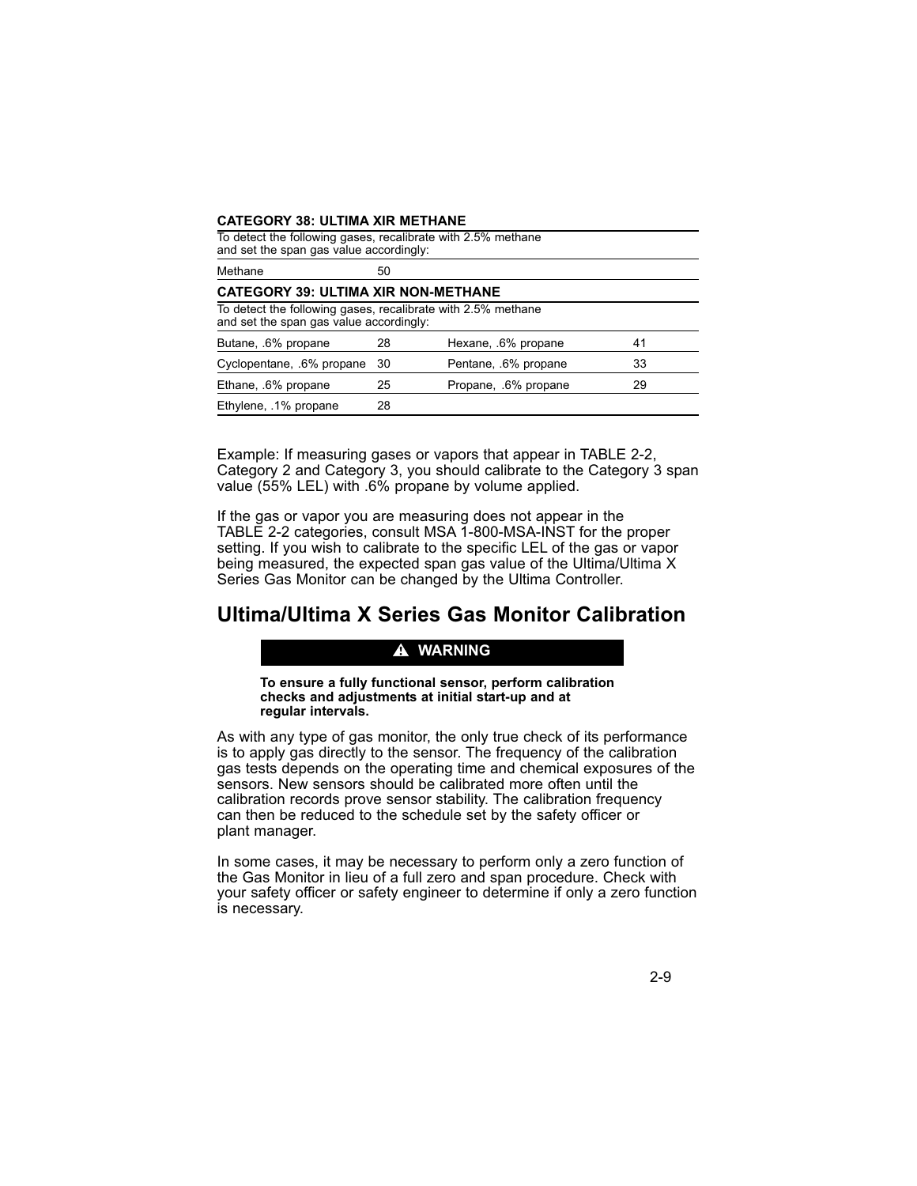**CATEGORY 38: ULTIMA XIR METHANE**

To detect the following gases, recalibrate with 2.5% methane and set the span gas value accordingly:

| | |
|---|---|
| Methane | 50 |

**CATEGORY 39: ULTIMA XIR NON-METHANE**

To detect the following gases, recalibrate with 2.5% methane and set the span gas value accordingly:

| | | | |
|---|---|---|---|
| Butane, .6% propane | 28 | Hexane, .6% propane | 41 |
| Cyclopentane, .6% propane | 30 | Pentane, .6% propane | 33 |
| Ethane, .6% propane | 25 | Propane, .6% propane | 29 |
| Ethylene, .1% propane | 28 | | |

Example: If measuring gases or vapors that appear in TABLE 2-2, Category 2 and Category 3, you should calibrate to the Category 3 span value (55% LEL) with .6% propane by volume applied.

If the gas or vapor you are measuring does not appear in the TABLE 2-2 categories, consult MSA 1-800-MSA-INST for the proper setting. If you wish to calibrate to the specific LEL of the gas or vapor being measured, the expected span gas value of the Ultima/Ultima X Series Gas Monitor can be changed by the Ultima Controller.

## Ultima/Ultima X Series Gas Monitor Calibration

**⚠ WARNING**

**To ensure a fully functional sensor, perform calibration checks and adjustments at initial start-up and at regular intervals.**

As with any type of gas monitor, the only true check of its performance is to apply gas directly to the sensor. The frequency of the calibration gas tests depends on the operating time and chemical exposures of the sensors. New sensors should be calibrated more often until the calibration records prove sensor stability. The calibration frequency can then be reduced to the schedule set by the safety officer or plant manager.

In some cases, it may be necessary to perform only a zero function of the Gas Monitor in lieu of a full zero and span procedure. Check with your safety officer or safety engineer to determine if only a zero function is necessary.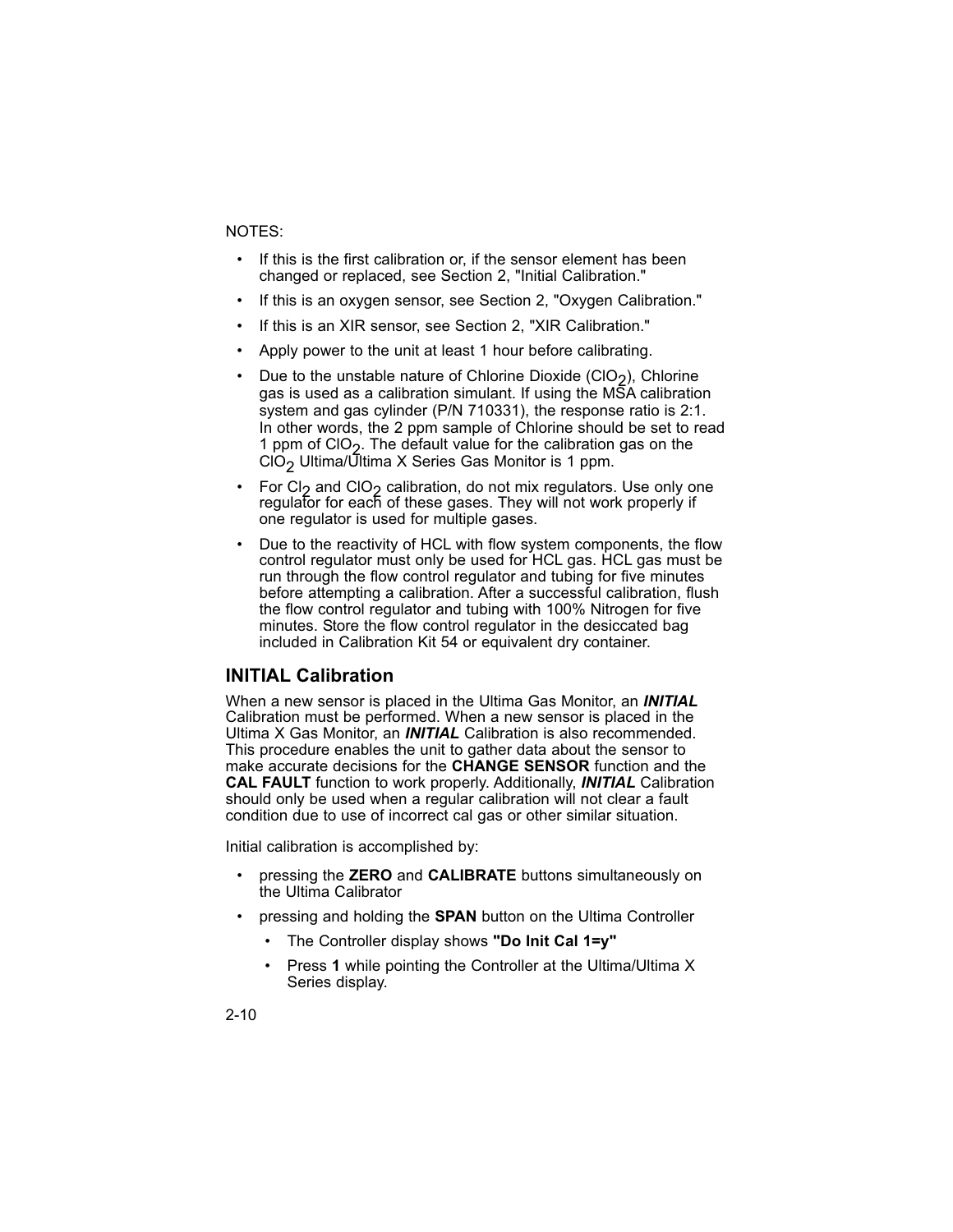NOTES:

- If this is the first calibration or, if the sensor element has been changed or replaced, see Section 2, "Initial Calibration."
- If this is an oxygen sensor, see Section 2, "Oxygen Calibration."
- If this is an XIR sensor, see Section 2, "XIR Calibration."
- Apply power to the unit at least 1 hour before calibrating.
- Due to the unstable nature of Chlorine Dioxide ($ClO_2$), Chlorine gas is used as a calibration simulant. If using the MSA calibration system and gas cylinder (P/N 710331), the response ratio is 2:1. In other words, the 2 ppm sample of Chlorine should be set to read 1 ppm of $ClO_2$. The default value for the calibration gas on the $ClO_2$ Ultima/Ultima X Series Gas Monitor is 1 ppm.
- For $Cl_2$ and $ClO_2$ calibration, do not mix regulators. Use only one regulator for each of these gases. They will not work properly if one regulator is used for multiple gases.
- Due to the reactivity of HCL with flow system components, the flow control regulator must only be used for HCL gas. HCL gas must be run through the flow control regulator and tubing for five minutes before attempting a calibration. After a successful calibration, flush the flow control regulator and tubing with 100% Nitrogen for five minutes. Store the flow control regulator in the desiccated bag included in Calibration Kit 54 or equivalent dry container.

## INITIAL Calibration

When a new sensor is placed in the Ultima Gas Monitor, an ***INITIAL*** Calibration must be performed. When a new sensor is placed in the Ultima X Gas Monitor, an ***INITIAL*** Calibration is also recommended. This procedure enables the unit to gather data about the sensor to make accurate decisions for the **CHANGE SENSOR** function and the **CAL FAULT** function to work properly. Additionally, ***INITIAL*** Calibration should only be used when a regular calibration will not clear a fault condition due to use of incorrect cal gas or other similar situation.

Initial calibration is accomplished by:

- pressing the **ZERO** and **CALIBRATE** buttons simultaneously on the Ultima Calibrator
- pressing and holding the **SPAN** button on the Ultima Controller
  - The Controller display shows **"Do Init Cal 1=y"**
  - Press **1** while pointing the Controller at the Ultima/Ultima X Series display.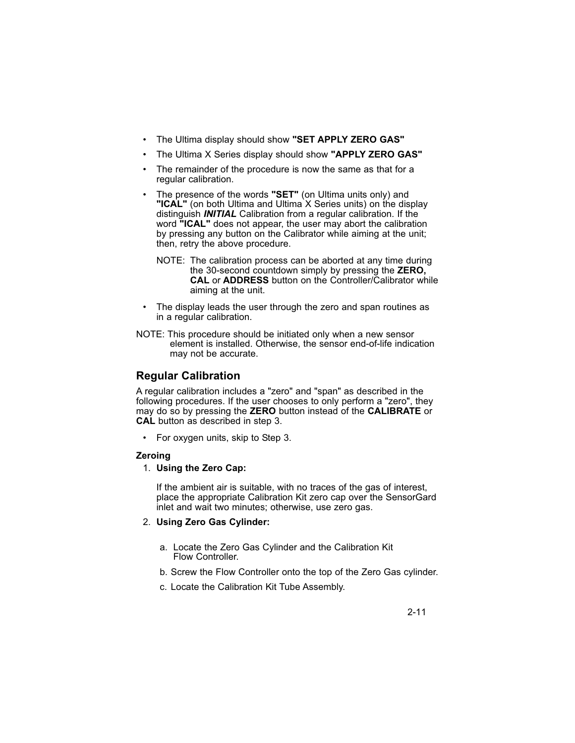- The Ultima display should show **"SET APPLY ZERO GAS"**
- The Ultima X Series display should show **"APPLY ZERO GAS"**
- The remainder of the procedure is now the same as that for a regular calibration.
- The presence of the words **"SET"** (on Ultima units only) and **"ICAL"** (on both Ultima and Ultima X Series units) on the display distinguish ***INITIAL*** Calibration from a regular calibration. If the word **"ICAL"** does not appear, the user may abort the calibration by pressing any button on the Calibrator while aiming at the unit; then, retry the above procedure.

  NOTE: The calibration process can be aborted at any time during the 30-second countdown simply by pressing the **ZERO, CAL** or **ADDRESS** button on the Controller/Calibrator while aiming at the unit.

- The display leads the user through the zero and span routines as in a regular calibration.

NOTE: This procedure should be initiated only when a new sensor element is installed. Otherwise, the sensor end-of-life indication may not be accurate.

## Regular Calibration

A regular calibration includes a "zero" and "span" as described in the following procedures. If the user chooses to only perform a "zero", they may do so by pressing the **ZERO** button instead of the **CALIBRATE** or **CAL** button as described in step 3.

- For oxygen units, skip to Step 3.

### Zeroing

1. **Using the Zero Cap:**

   If the ambient air is suitable, with no traces of the gas of interest, place the appropriate Calibration Kit zero cap over the SensorGard inlet and wait two minutes; otherwise, use zero gas.

2. **Using Zero Gas Cylinder:**

   a. Locate the Zero Gas Cylinder and the Calibration Kit Flow Controller.

   b. Screw the Flow Controller onto the top of the Zero Gas cylinder.

   c. Locate the Calibration Kit Tube Assembly.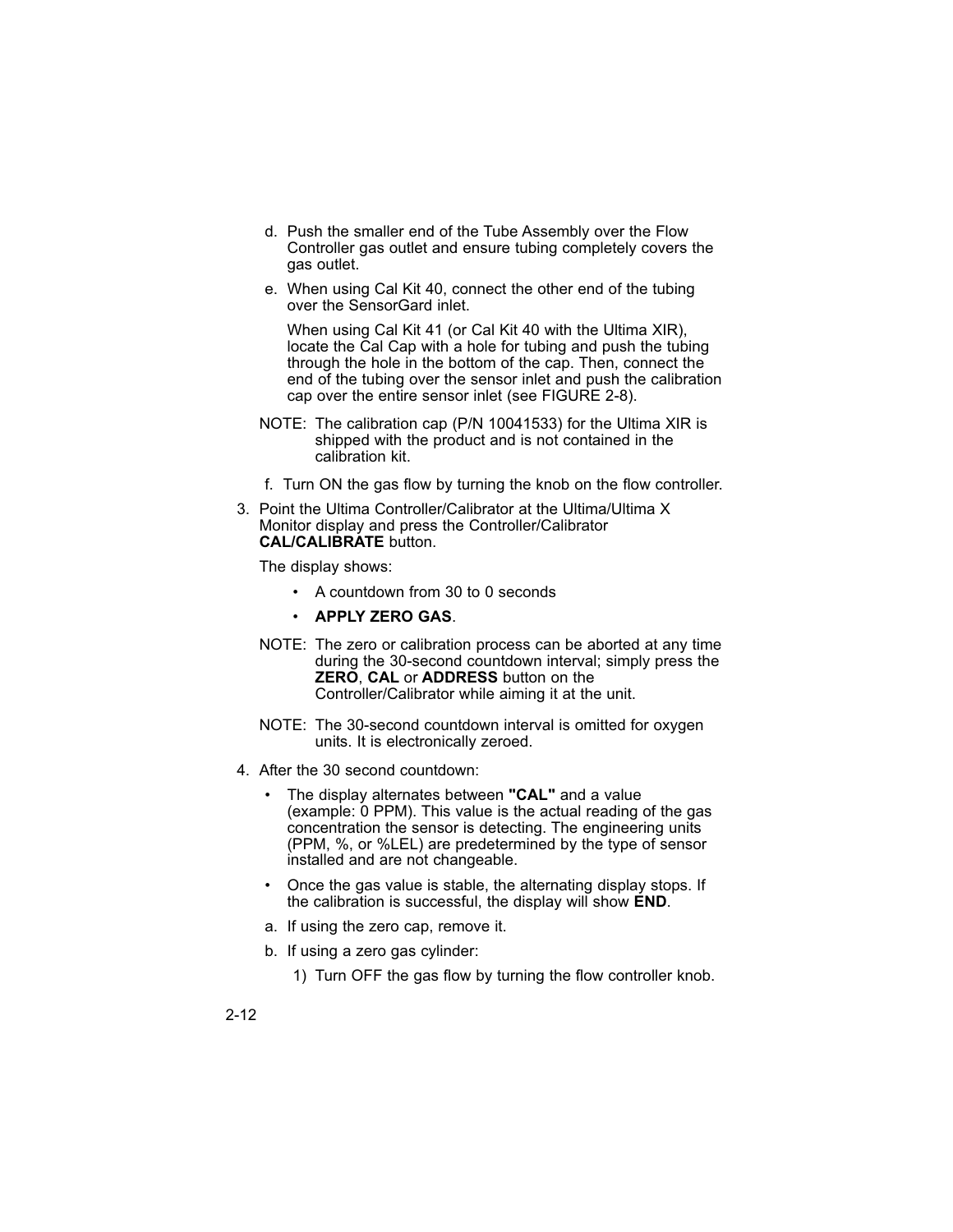d. Push the smaller end of the Tube Assembly over the Flow Controller gas outlet and ensure tubing completely covers the gas outlet.

e. When using Cal Kit 40, connect the other end of the tubing over the SensorGard inlet.

   When using Cal Kit 41 (or Cal Kit 40 with the Ultima XIR), locate the Cal Cap with a hole for tubing and push the tubing through the hole in the bottom of the cap. Then, connect the end of the tubing over the sensor inlet and push the calibration cap over the entire sensor inlet (see FIGURE 2-8).

NOTE: The calibration cap (P/N 10041533) for the Ultima XIR is shipped with the product and is not contained in the calibration kit.

f. Turn ON the gas flow by turning the knob on the flow controller.

3. Point the Ultima Controller/Calibrator at the Ultima/Ultima X Monitor display and press the Controller/Calibrator **CAL/CALIBRATE** button.

   The display shows:

   - A countdown from 30 to 0 seconds
   - **APPLY ZERO GAS**.

   NOTE: The zero or calibration process can be aborted at any time during the 30-second countdown interval; simply press the **ZERO**, **CAL** or **ADDRESS** button on the Controller/Calibrator while aiming it at the unit.

   NOTE: The 30-second countdown interval is omitted for oxygen units. It is electronically zeroed.

4. After the 30 second countdown:

   - The display alternates between **"CAL"** and a value (example: 0 PPM). This value is the actual reading of the gas concentration the sensor is detecting. The engineering units (PPM, %, or %LEL) are predetermined by the type of sensor installed and are not changeable.
   - Once the gas value is stable, the alternating display stops. If the calibration is successful, the display will show **END**.

   a. If using the zero cap, remove it.

   b. If using a zero gas cylinder:

      1) Turn OFF the gas flow by turning the flow controller knob.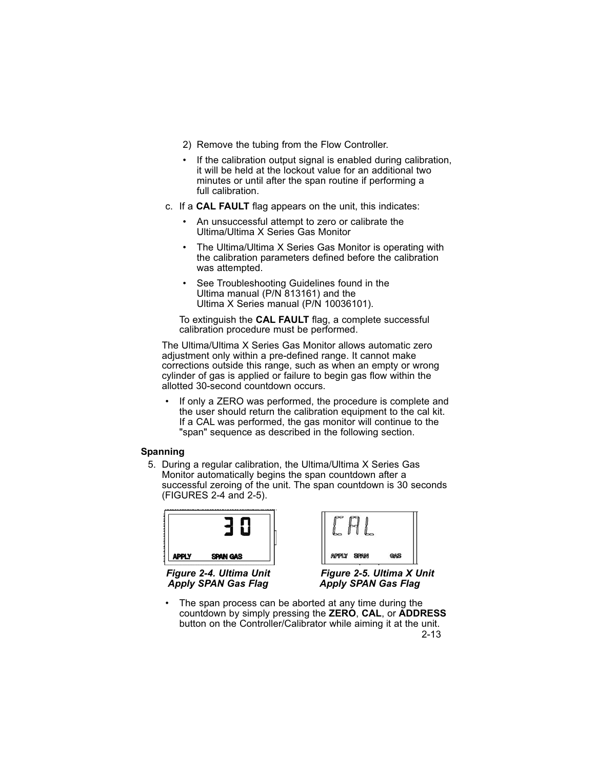2) Remove the tubing from the Flow Controller.

- If the calibration output signal is enabled during calibration, it will be held at the lockout value for an additional two minutes or until after the span routine if performing a full calibration.

c. If a **CAL FAULT** flag appears on the unit, this indicates:

- An unsuccessful attempt to zero or calibrate the Ultima/Ultima X Series Gas Monitor
- The Ultima/Ultima X Series Gas Monitor is operating with the calibration parameters defined before the calibration was attempted.
- See Troubleshooting Guidelines found in the Ultima manual (P/N 813161) and the Ultima X Series manual (P/N 10036101).

To extinguish the **CAL FAULT** flag, a complete successful calibration procedure must be performed.

The Ultima/Ultima X Series Gas Monitor allows automatic zero adjustment only within a pre-defined range. It cannot make corrections outside this range, such as when an empty or wrong cylinder of gas is applied or failure to begin gas flow within the allotted 30-second countdown occurs.

- If only a ZERO was performed, the procedure is complete and the user should return the calibration equipment to the cal kit. If a CAL was performed, the gas monitor will continue to the "span" sequence as described in the following section.

**Spanning**

5. During a regular calibration, the Ultima/Ultima X Series Gas Monitor automatically begins the span countdown after a successful zeroing of the unit. The span countdown is 30 seconds (FIGURES 2-4 and 2-5).

*Figure 2-4. Ultima Unit Apply SPAN Gas Flag*

*Figure 2-5. Ultima X Unit Apply SPAN Gas Flag*

- The span process can be aborted at any time during the countdown by simply pressing the **ZERO**, **CAL**, or **ADDRESS** button on the Controller/Calibrator while aiming it at the unit.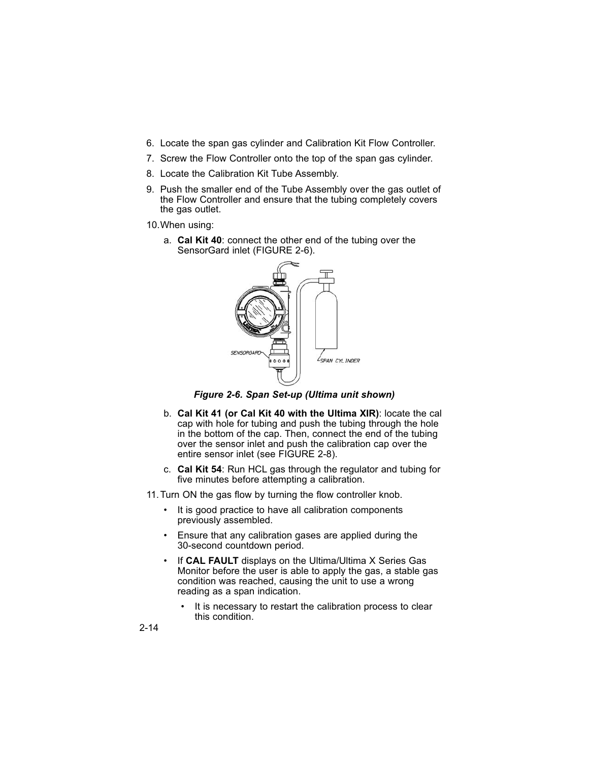6. Locate the span gas cylinder and Calibration Kit Flow Controller.
7. Screw the Flow Controller onto the top of the span gas cylinder.
8. Locate the Calibration Kit Tube Assembly.
9. Push the smaller end of the Tube Assembly over the gas outlet of the Flow Controller and ensure that the tubing completely covers the gas outlet.
10. When using:
    a. **Cal Kit 40**: connect the other end of the tubing over the SensorGard inlet (FIGURE 2-6).

    ***Figure 2-6. Span Set-up (Ultima unit shown)***

    b. **Cal Kit 41 (or Cal Kit 40 with the Ultima XIR)**: locate the cal cap with hole for tubing and push the tubing through the hole in the bottom of the cap. Then, connect the end of the tubing over the sensor inlet and push the calibration cap over the entire sensor inlet (see FIGURE 2-8).
    c. **Cal Kit 54**: Run HCL gas through the regulator and tubing for five minutes before attempting a calibration.
11. Turn ON the gas flow by turning the flow controller knob.
    - It is good practice to have all calibration components previously assembled.
    - Ensure that any calibration gases are applied during the 30-second countdown period.
    - If **CAL FAULT** displays on the Ultima/Ultima X Series Gas Monitor before the user is able to apply the gas, a stable gas condition was reached, causing the unit to use a wrong reading as a span indication.
      - It is necessary to restart the calibration process to clear this condition.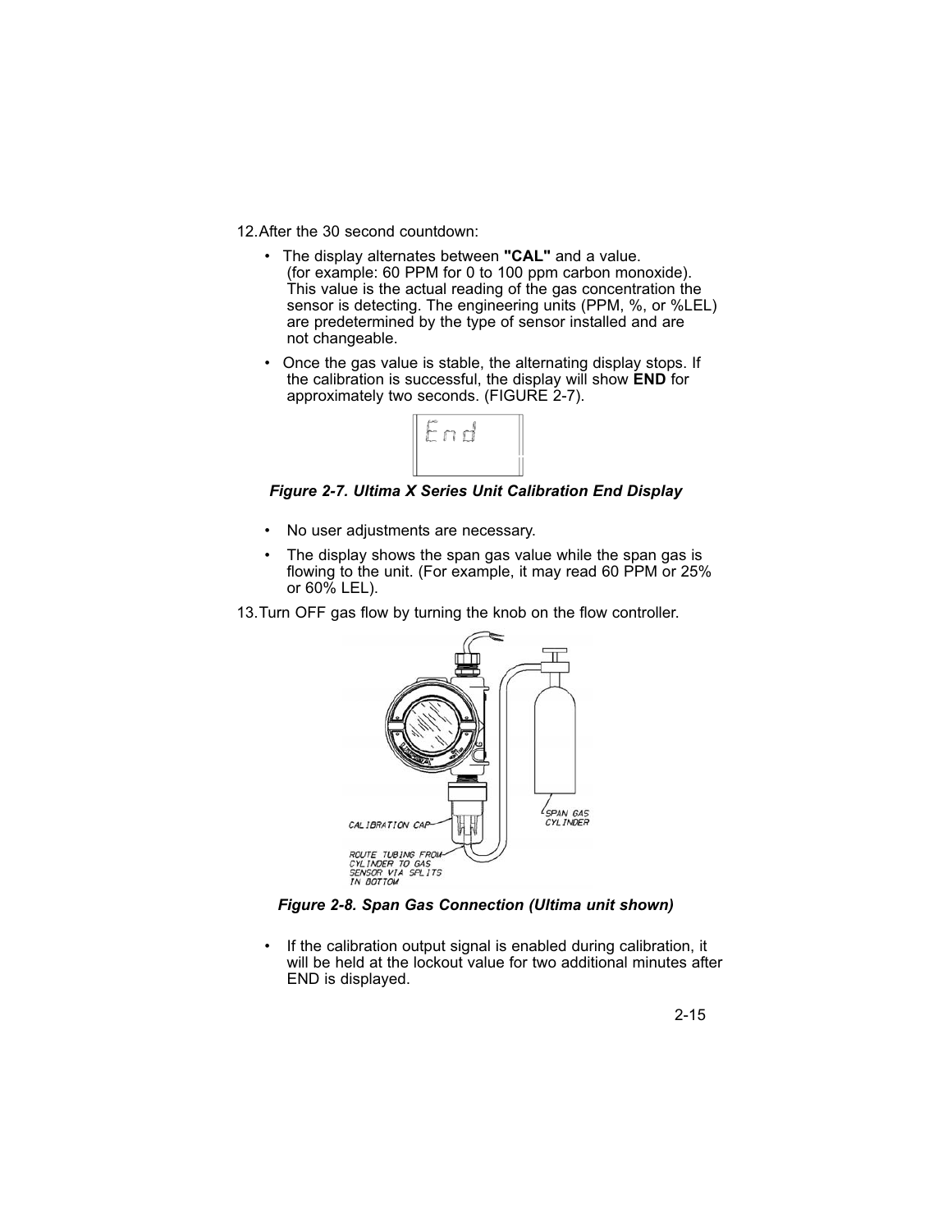12. After the 30 second countdown:

   - The display alternates between **"CAL"** and a value. (for example: 60 PPM for 0 to 100 ppm carbon monoxide). This value is the actual reading of the gas concentration the sensor is detecting. The engineering units (PPM, %, or %LEL) are predetermined by the type of sensor installed and are not changeable.
   - Once the gas value is stable, the alternating display stops. If the calibration is successful, the display will show **END** for approximately two seconds. (FIGURE 2-7).

*Figure 2-7. Ultima X Series Unit Calibration End Display*

   - No user adjustments are necessary.
   - The display shows the span gas value while the span gas is flowing to the unit. (For example, it may read 60 PPM or 25% or 60% LEL).

13. Turn OFF gas flow by turning the knob on the flow controller.

*Figure 2-8. Span Gas Connection (Ultima unit shown)*

   - If the calibration output signal is enabled during calibration, it will be held at the lockout value for two additional minutes after END is displayed.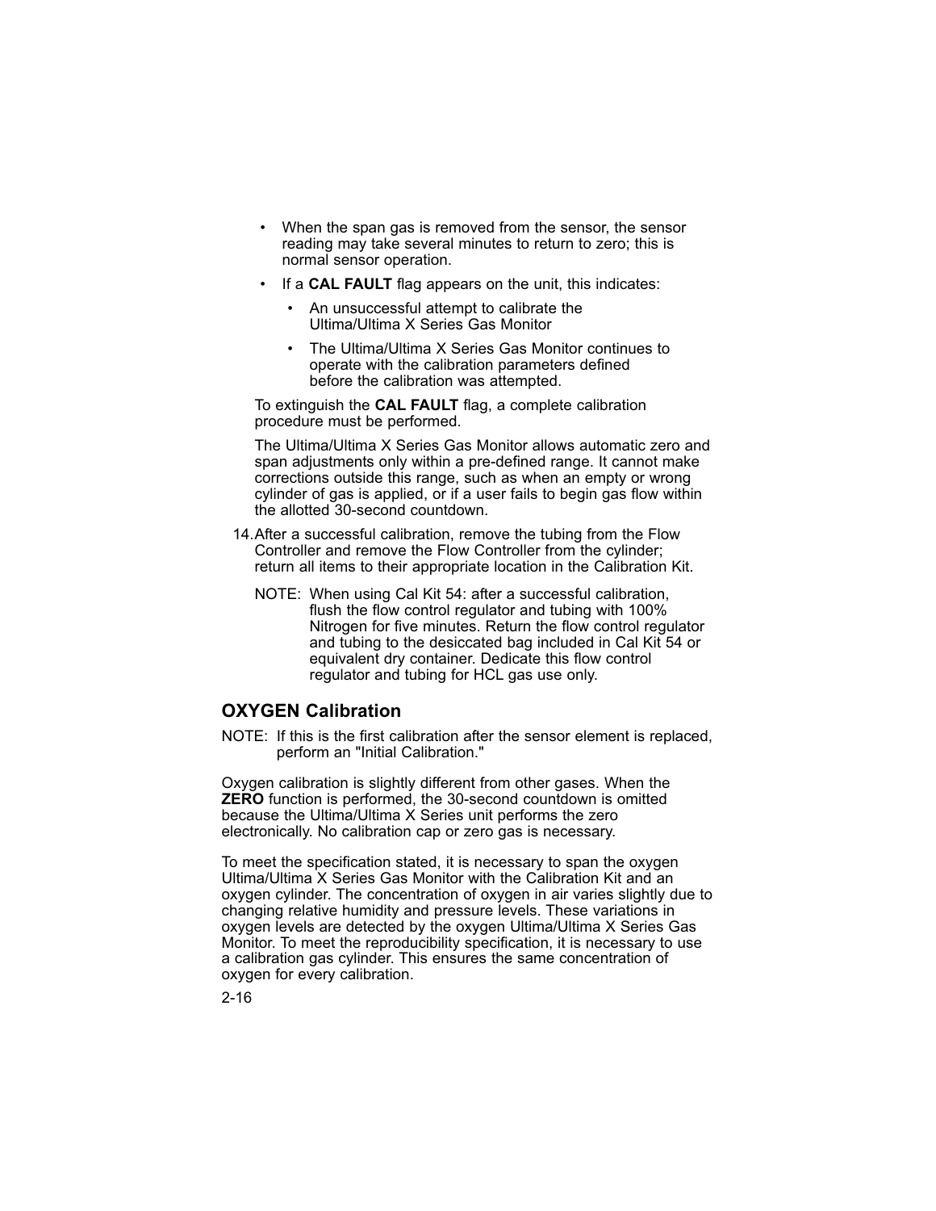- When the span gas is removed from the sensor, the sensor reading may take several minutes to return to zero; this is normal sensor operation.
- If a **CAL FAULT** flag appears on the unit, this indicates:
  - An unsuccessful attempt to calibrate the Ultima/Ultima X Series Gas Monitor
  - The Ultima/Ultima X Series Gas Monitor continues to operate with the calibration parameters defined before the calibration was attempted.

To extinguish the **CAL FAULT** flag, a complete calibration procedure must be performed.

The Ultima/Ultima X Series Gas Monitor allows automatic zero and span adjustments only within a pre-defined range. It cannot make corrections outside this range, such as when an empty or wrong cylinder of gas is applied, or if a user fails to begin gas flow within the allotted 30-second countdown.

14. After a successful calibration, remove the tubing from the Flow Controller and remove the Flow Controller from the cylinder; return all items to their appropriate location in the Calibration Kit.

    NOTE: When using Cal Kit 54: after a successful calibration, flush the flow control regulator and tubing with 100% Nitrogen for five minutes. Return the flow control regulator and tubing to the desiccated bag included in Cal Kit 54 or equivalent dry container. Dedicate this flow control regulator and tubing for HCL gas use only.

## OXYGEN Calibration

NOTE: If this is the first calibration after the sensor element is replaced, perform an "Initial Calibration."

Oxygen calibration is slightly different from other gases. When the **ZERO** function is performed, the 30-second countdown is omitted because the Ultima/Ultima X Series unit performs the zero electronically. No calibration cap or zero gas is necessary.

To meet the specification stated, it is necessary to span the oxygen Ultima/Ultima X Series Gas Monitor with the Calibration Kit and an oxygen cylinder. The concentration of oxygen in air varies slightly due to changing relative humidity and pressure levels. These variations in oxygen levels are detected by the oxygen Ultima/Ultima X Series Gas Monitor. To meet the reproducibility specification, it is necessary to use a calibration gas cylinder. This ensures the same concentration of oxygen for every calibration.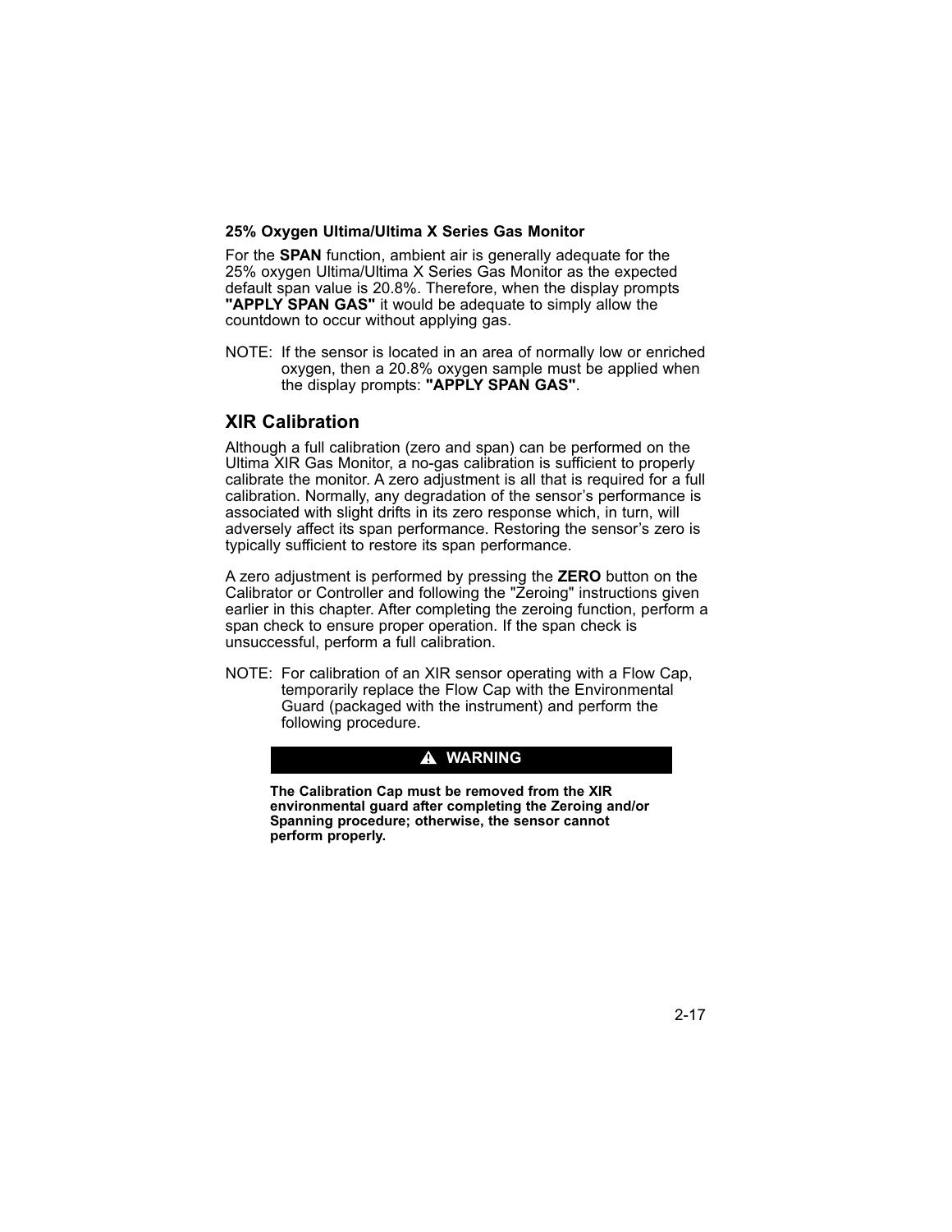### 25% Oxygen Ultima/Ultima X Series Gas Monitor

For the **SPAN** function, ambient air is generally adequate for the 25% oxygen Ultima/Ultima X Series Gas Monitor as the expected default span value is 20.8%. Therefore, when the display prompts **"APPLY SPAN GAS"** it would be adequate to simply allow the countdown to occur without applying gas.

NOTE: If the sensor is located in an area of normally low or enriched oxygen, then a 20.8% oxygen sample must be applied when the display prompts: **"APPLY SPAN GAS"**.

## XIR Calibration

Although a full calibration (zero and span) can be performed on the Ultima XIR Gas Monitor, a no-gas calibration is sufficient to properly calibrate the monitor. A zero adjustment is all that is required for a full calibration. Normally, any degradation of the sensor's performance is associated with slight drifts in its zero response which, in turn, will adversely affect its span performance. Restoring the sensor's zero is typically sufficient to restore its span performance.

A zero adjustment is performed by pressing the **ZERO** button on the Calibrator or Controller and following the "Zeroing" instructions given earlier in this chapter. After completing the zeroing function, perform a span check to ensure proper operation. If the span check is unsuccessful, perform a full calibration.

NOTE: For calibration of an XIR sensor operating with a Flow Cap, temporarily replace the Flow Cap with the Environmental Guard (packaged with the instrument) and perform the following procedure.

**⚠ WARNING**

**The Calibration Cap must be removed from the XIR environmental guard after completing the Zeroing and/or Spanning procedure; otherwise, the sensor cannot perform properly.**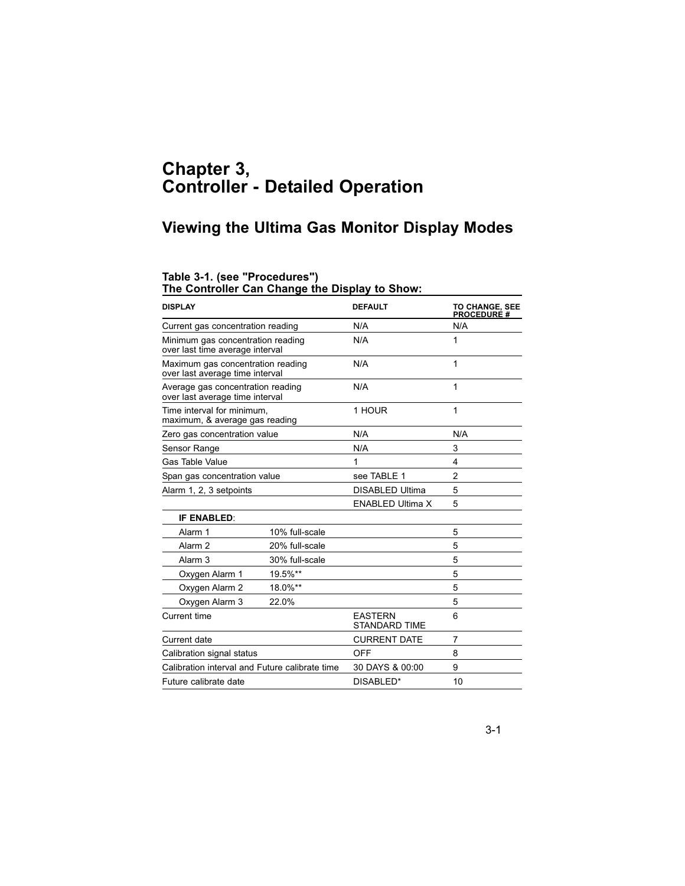# Chapter 3, Controller - Detailed Operation

## Viewing the Ultima Gas Monitor Display Modes

**Table 3-1. (see "Procedures")**
**The Controller Can Change the Display to Show:**

| DISPLAY | | DEFAULT | TO CHANGE, SEE PROCEDURE # |
|---|---|---|---|
| Current gas concentration reading | | N/A | N/A |
| Minimum gas concentration reading over last time average interval | | N/A | 1 |
| Maximum gas concentration reading over last average time interval | | N/A | 1 |
| Average gas concentration reading over last average time interval | | N/A | 1 |
| Time interval for minimum, maximum, & average gas reading | | 1 HOUR | 1 |
| Zero gas concentration value | | N/A | N/A |
| Sensor Range | | N/A | 3 |
| Gas Table Value | | 1 | 4 |
| Span gas concentration value | | see TABLE 1 | 2 |
| Alarm 1, 2, 3 setpoints | | DISABLED Ultima | 5 |
| | | ENABLED Ultima X | 5 |
| **IF ENABLED**: | | | |
| Alarm 1 | 10% full-scale | | 5 |
| Alarm 2 | 20% full-scale | | 5 |
| Alarm 3 | 30% full-scale | | 5 |
| Oxygen Alarm 1 | 19.5%** | | 5 |
| Oxygen Alarm 2 | 18.0%** | | 5 |
| Oxygen Alarm 3 | 22.0% | | 5 |
| Current time | | EASTERN STANDARD TIME | 6 |
| Current date | | CURRENT DATE | 7 |
| Calibration signal status | | OFF | 8 |
| Calibration interval and Future calibrate time | | 30 DAYS & 00:00 | 9 |
| Future calibrate date | | DISABLED* | 10 |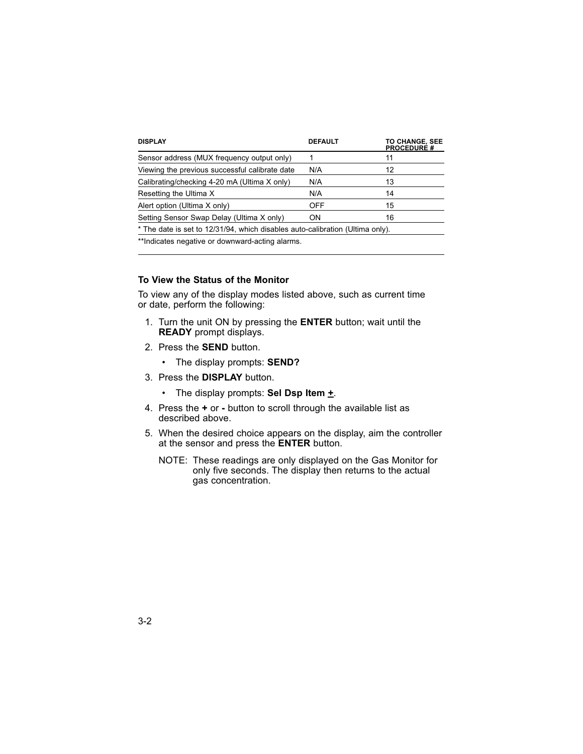| DISPLAY | DEFAULT | TO CHANGE, SEE PROCEDURE # |
|---|---|---|
| Sensor address (MUX frequency output only) | 1 | 11 |
| Viewing the previous successful calibrate date | N/A | 12 |
| Calibrating/checking 4-20 mA (Ultima X only) | N/A | 13 |
| Resetting the Ultima X | N/A | 14 |
| Alert option (Ultima X only) | OFF | 15 |
| Setting Sensor Swap Delay (Ultima X only) | ON | 16 |

* The date is set to 12/31/94, which disables auto-calibration (Ultima only).

**Indicates negative or downward-acting alarms.

### To View the Status of the Monitor

To view any of the display modes listed above, such as current time or date, perform the following:

1. Turn the unit ON by pressing the **ENTER** button; wait until the **READY** prompt displays.
2. Press the **SEND** button.
   - The display prompts: **SEND?**
3. Press the **DISPLAY** button.
   - The display prompts: **Sel Dsp Item ±**.
4. Press the **+** or **-** button to scroll through the available list as described above.
5. When the desired choice appears on the display, aim the controller at the sensor and press the **ENTER** button.

   NOTE: These readings are only displayed on the Gas Monitor for only five seconds. The display then returns to the actual gas concentration.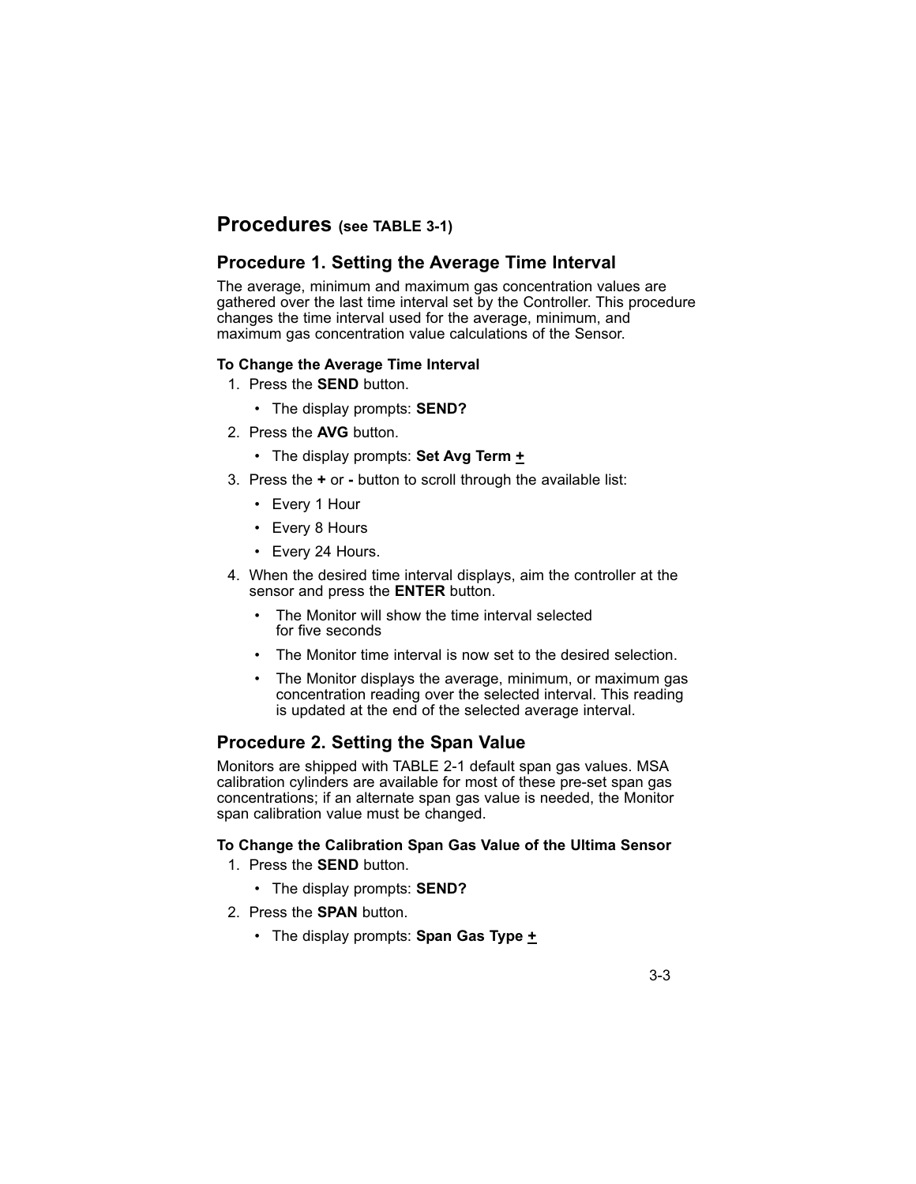## Procedures (see TABLE 3-1)

### Procedure 1. Setting the Average Time Interval

The average, minimum and maximum gas concentration values are gathered over the last time interval set by the Controller. This procedure changes the time interval used for the average, minimum, and maximum gas concentration value calculations of the Sensor.

**To Change the Average Time Interval**

1. Press the **SEND** button.
   - The display prompts: **SEND?**
2. Press the **AVG** button.
   - The display prompts: **Set Avg Term ±**
3. Press the **+** or **-** button to scroll through the available list:
   - Every 1 Hour
   - Every 8 Hours
   - Every 24 Hours.
4. When the desired time interval displays, aim the controller at the sensor and press the **ENTER** button.
   - The Monitor will show the time interval selected for five seconds
   - The Monitor time interval is now set to the desired selection.
   - The Monitor displays the average, minimum, or maximum gas concentration reading over the selected interval. This reading is updated at the end of the selected average interval.

### Procedure 2. Setting the Span Value

Monitors are shipped with TABLE 2-1 default span gas values. MSA calibration cylinders are available for most of these pre-set span gas concentrations; if an alternate span gas value is needed, the Monitor span calibration value must be changed.

**To Change the Calibration Span Gas Value of the Ultima Sensor**

1. Press the **SEND** button.
   - The display prompts: **SEND?**
2. Press the **SPAN** button.
   - The display prompts: **Span Gas Type ±**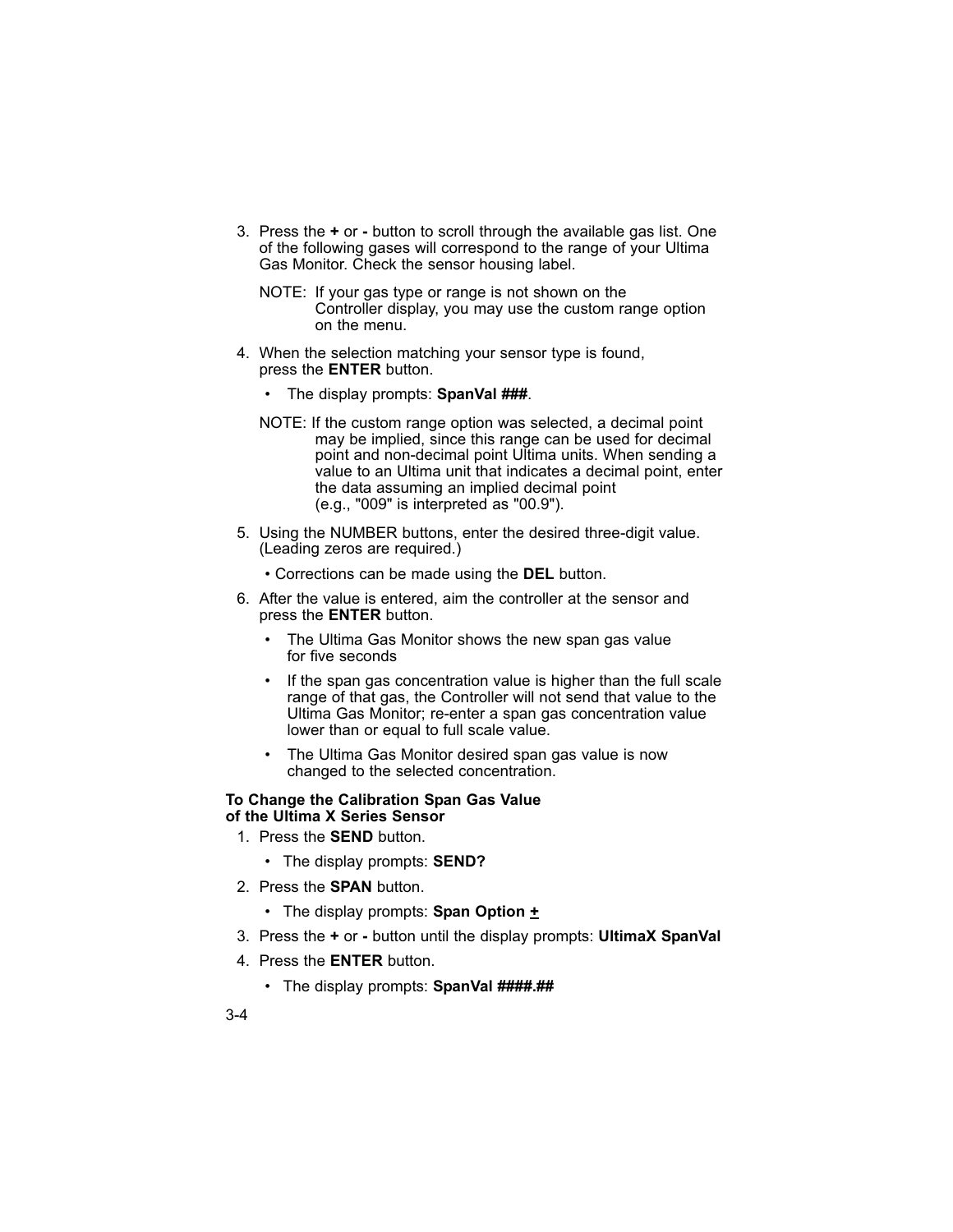3. Press the **+** or **-** button to scroll through the available gas list. One of the following gases will correspond to the range of your Ultima Gas Monitor. Check the sensor housing label.

   NOTE: If your gas type or range is not shown on the Controller display, you may use the custom range option on the menu.

4. When the selection matching your sensor type is found, press the **ENTER** button.
   - The display prompts: **SpanVal ###**.

   NOTE: If the custom range option was selected, a decimal point may be implied, since this range can be used for decimal point and non-decimal point Ultima units. When sending a value to an Ultima unit that indicates a decimal point, enter the data assuming an implied decimal point (e.g., "009" is interpreted as "00.9").

5. Using the NUMBER buttons, enter the desired three-digit value. (Leading zeros are required.)
   - Corrections can be made using the **DEL** button.

6. After the value is entered, aim the controller at the sensor and press the **ENTER** button.
   - The Ultima Gas Monitor shows the new span gas value for five seconds
   - If the span gas concentration value is higher than the full scale range of that gas, the Controller will not send that value to the Ultima Gas Monitor; re-enter a span gas concentration value lower than or equal to full scale value.
   - The Ultima Gas Monitor desired span gas value is now changed to the selected concentration.

**To Change the Calibration Span Gas Value of the Ultima X Series Sensor**

1. Press the **SEND** button.
   - The display prompts: **SEND?**
2. Press the **SPAN** button.
   - The display prompts: **Span Option ±**
3. Press the **+** or **-** button until the display prompts: **UltimaX SpanVal**
4. Press the **ENTER** button.
   - The display prompts: **SpanVal ####.##**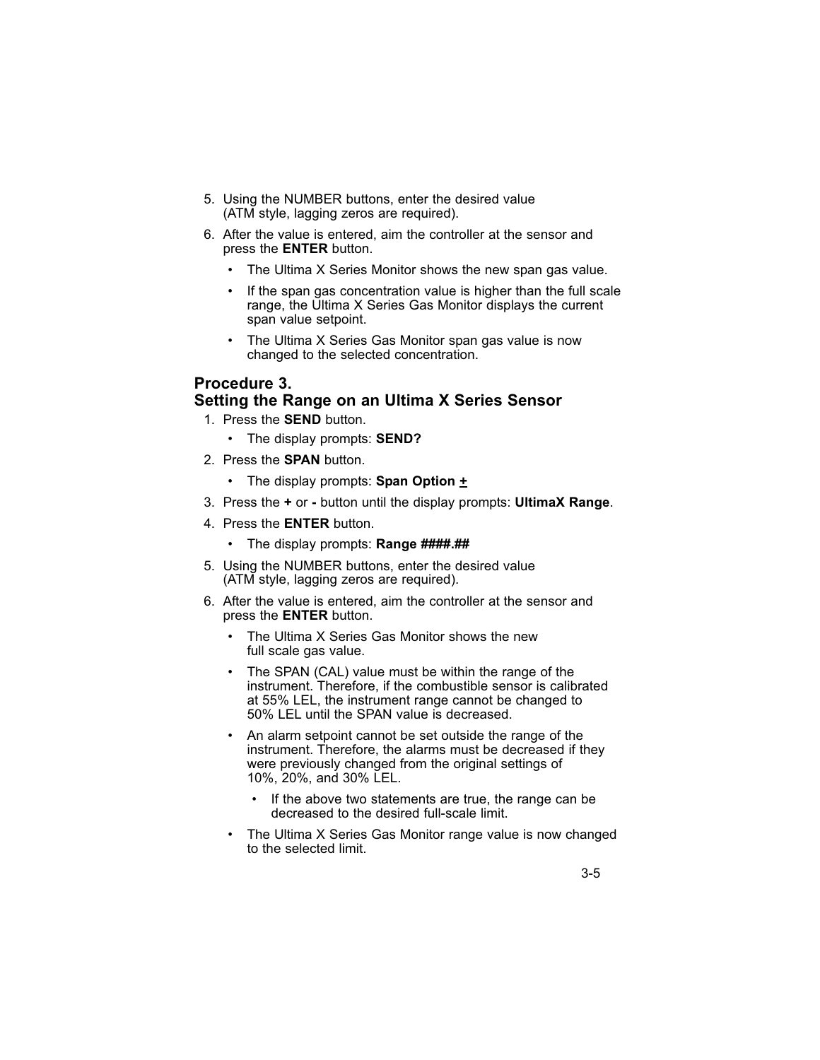5. Using the NUMBER buttons, enter the desired value (ATM style, lagging zeros are required).
6. After the value is entered, aim the controller at the sensor and press the **ENTER** button.
   - The Ultima X Series Monitor shows the new span gas value.
   - If the span gas concentration value is higher than the full scale range, the Ultima X Series Gas Monitor displays the current span value setpoint.
   - The Ultima X Series Gas Monitor span gas value is now changed to the selected concentration.

### Procedure 3. Setting the Range on an Ultima X Series Sensor

1. Press the **SEND** button.
   - The display prompts: **SEND?**
2. Press the **SPAN** button.
   - The display prompts: **Span Option ±**
3. Press the **+** or **-** button until the display prompts: **UltimaX Range**.
4. Press the **ENTER** button.
   - The display prompts: **Range ####.##**
5. Using the NUMBER buttons, enter the desired value (ATM style, lagging zeros are required).
6. After the value is entered, aim the controller at the sensor and press the **ENTER** button.
   - The Ultima X Series Gas Monitor shows the new full scale gas value.
   - The SPAN (CAL) value must be within the range of the instrument. Therefore, if the combustible sensor is calibrated at 55% LEL, the instrument range cannot be changed to 50% LEL until the SPAN value is decreased.
   - An alarm setpoint cannot be set outside the range of the instrument. Therefore, the alarms must be decreased if they were previously changed from the original settings of 10%, 20%, and 30% LEL.
     - If the above two statements are true, the range can be decreased to the desired full-scale limit.
   - The Ultima X Series Gas Monitor range value is now changed to the selected limit.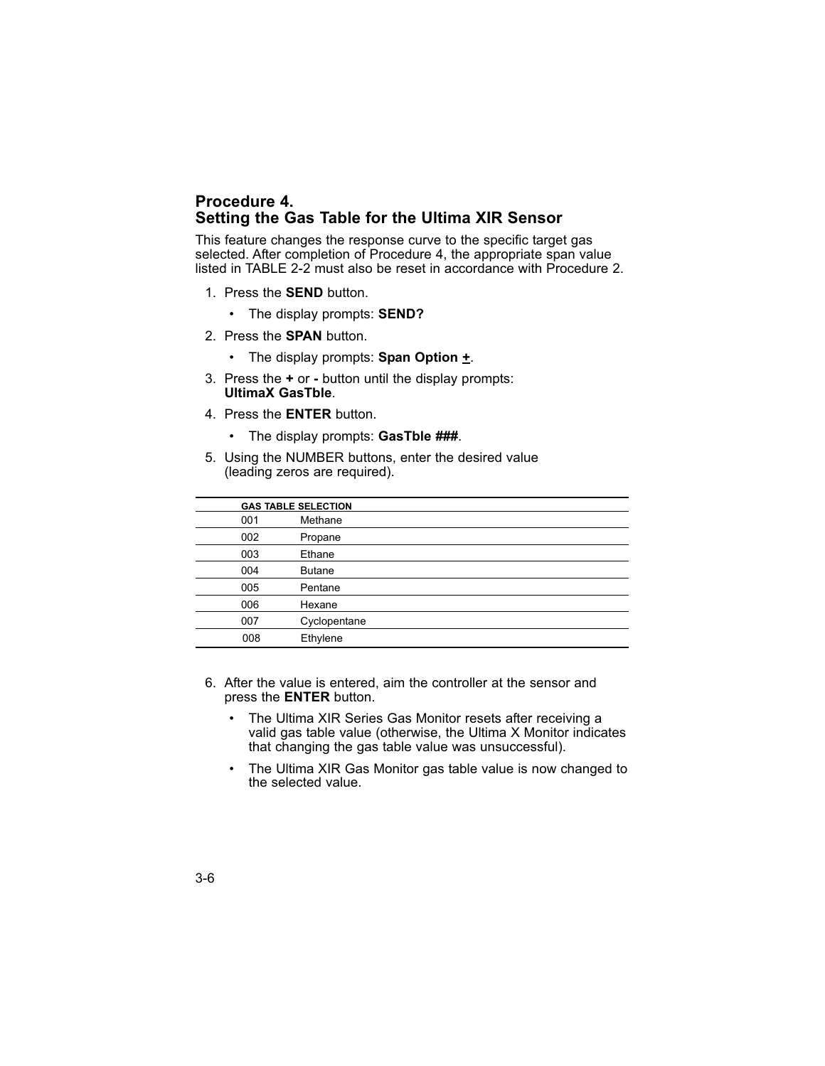## Procedure 4. Setting the Gas Table for the Ultima XIR Sensor

This feature changes the response curve to the specific target gas selected. After completion of Procedure 4, the appropriate span value listed in TABLE 2-2 must also be reset in accordance with Procedure 2.

1. Press the **SEND** button.
   - The display prompts: **SEND?**
2. Press the **SPAN** button.
   - The display prompts: **Span Option <u>+</u>**.
3. Press the **+** or **-** button until the display prompts: **UltimaX GasTble**.
4. Press the **ENTER** button.
   - The display prompts: **GasTble ###**.
5. Using the NUMBER buttons, enter the desired value (leading zeros are required).

| GAS TABLE SELECTION | |
|---|---|
| 001 | Methane |
| 002 | Propane |
| 003 | Ethane |
| 004 | Butane |
| 005 | Pentane |
| 006 | Hexane |
| 007 | Cyclopentane |
| 008 | Ethylene |

6. After the value is entered, aim the controller at the sensor and press the **ENTER** button.
   - The Ultima XIR Series Gas Monitor resets after receiving a valid gas table value (otherwise, the Ultima X Monitor indicates that changing the gas table value was unsuccessful).
   - The Ultima XIR Gas Monitor gas table value is now changed to the selected value.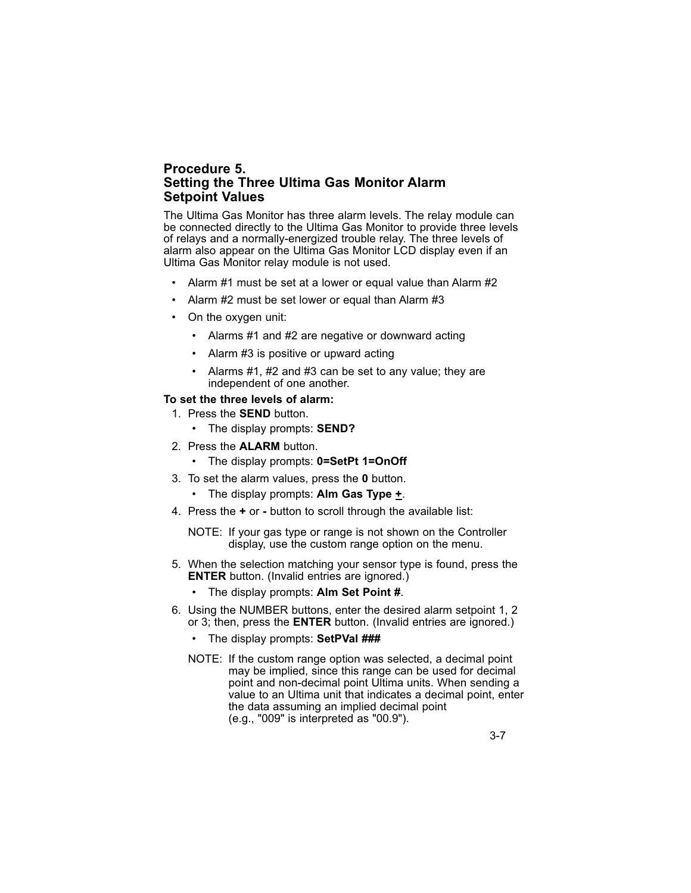## Procedure 5.
## Setting the Three Ultima Gas Monitor Alarm Setpoint Values

The Ultima Gas Monitor has three alarm levels. The relay module can be connected directly to the Ultima Gas Monitor to provide three levels of relays and a normally-energized trouble relay. The three levels of alarm also appear on the Ultima Gas Monitor LCD display even if an Ultima Gas Monitor relay module is not used.

- Alarm #1 must be set at a lower or equal value than Alarm #2
- Alarm #2 must be set lower or equal than Alarm #3
- On the oxygen unit:
  - Alarms #1 and #2 are negative or downward acting
  - Alarm #3 is positive or upward acting
  - Alarms #1, #2 and #3 can be set to any value; they are independent of one another.

**To set the three levels of alarm:**

1. Press the **SEND** button.
   - The display prompts: **SEND?**
2. Press the **ALARM** button.
   - The display prompts: **0=SetPt 1=OnOff**
3. To set the alarm values, press the **0** button.
   - The display prompts: **Alm Gas Type ±**.
4. Press the **+** or **-** button to scroll through the available list:

   NOTE: If your gas type or range is not shown on the Controller display, use the custom range option on the menu.

5. When the selection matching your sensor type is found, press the **ENTER** button. (Invalid entries are ignored.)
   - The display prompts: **Alm Set Point #**.
6. Using the NUMBER buttons, enter the desired alarm setpoint 1, 2 or 3; then, press the **ENTER** button. (Invalid entries are ignored.)
   - The display prompts: **SetPVal ###**

   NOTE: If the custom range option was selected, a decimal point may be implied, since this range can be used for decimal point and non-decimal point Ultima units. When sending a value to an Ultima unit that indicates a decimal point, enter the data assuming an implied decimal point (e.g., "009" is interpreted as "00.9").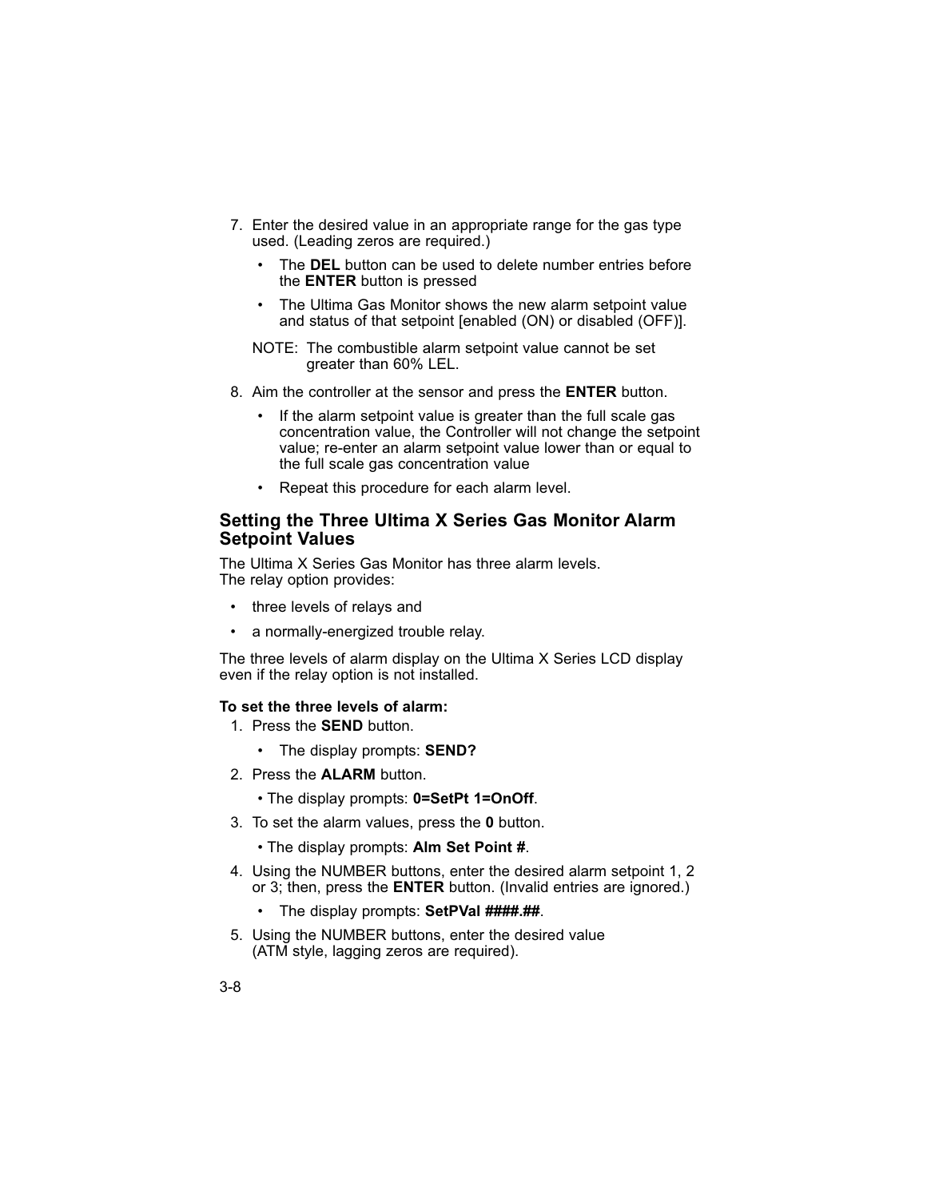7. Enter the desired value in an appropriate range for the gas type used. (Leading zeros are required.)
   - The **DEL** button can be used to delete number entries before the **ENTER** button is pressed
   - The Ultima Gas Monitor shows the new alarm setpoint value and status of that setpoint [enabled (ON) or disabled (OFF)].

   NOTE: The combustible alarm setpoint value cannot be set greater than 60% LEL.

8. Aim the controller at the sensor and press the **ENTER** button.
   - If the alarm setpoint value is greater than the full scale gas concentration value, the Controller will not change the setpoint value; re-enter an alarm setpoint value lower than or equal to the full scale gas concentration value
   - Repeat this procedure for each alarm level.

## Setting the Three Ultima X Series Gas Monitor Alarm Setpoint Values

The Ultima X Series Gas Monitor has three alarm levels.
The relay option provides:

- three levels of relays and
- a normally-energized trouble relay.

The three levels of alarm display on the Ultima X Series LCD display even if the relay option is not installed.

**To set the three levels of alarm:**

1. Press the **SEND** button.
   - The display prompts: **SEND?**
2. Press the **ALARM** button.
   - The display prompts: **0=SetPt 1=OnOff**.
3. To set the alarm values, press the **0** button.
   - The display prompts: **Alm Set Point #**.
4. Using the NUMBER buttons, enter the desired alarm setpoint 1, 2 or 3; then, press the **ENTER** button. (Invalid entries are ignored.)
   - The display prompts: **SetPVal ####.##**.
5. Using the NUMBER buttons, enter the desired value (ATM style, lagging zeros are required).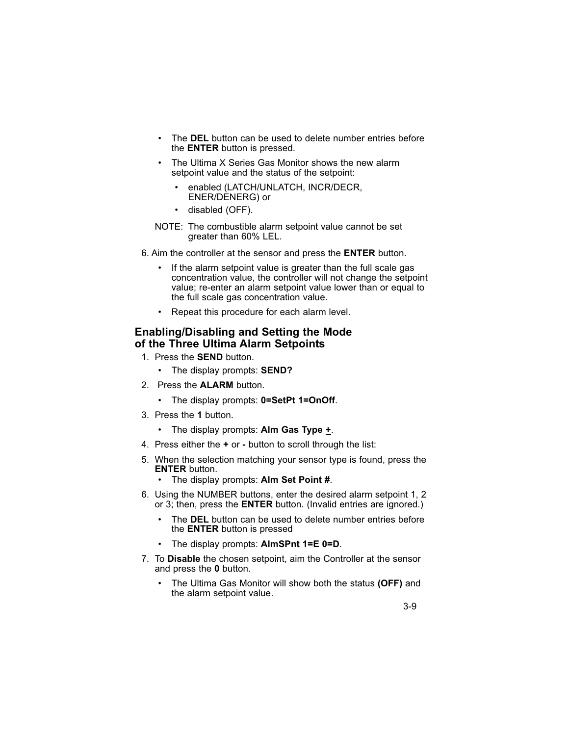- The **DEL** button can be used to delete number entries before the **ENTER** button is pressed.
- The Ultima X Series Gas Monitor shows the new alarm setpoint value and the status of the setpoint:
  - enabled (LATCH/UNLATCH, INCR/DECR, ENER/DENERG) or
  - disabled (OFF).

NOTE: The combustible alarm setpoint value cannot be set greater than 60% LEL.

6. Aim the controller at the sensor and press the **ENTER** button.
   - If the alarm setpoint value is greater than the full scale gas concentration value, the controller will not change the setpoint value; re-enter an alarm setpoint value lower than or equal to the full scale gas concentration value.
   - Repeat this procedure for each alarm level.

## Enabling/Disabling and Setting the Mode of the Three Ultima Alarm Setpoints

1. Press the **SEND** button.
   - The display prompts: **SEND?**
2. Press the **ALARM** button.
   - The display prompts: **0=SetPt 1=OnOff**.
3. Press the **1** button.
   - The display prompts: **Alm Gas Type ±**.
4. Press either the **+** or **-** button to scroll through the list:
5. When the selection matching your sensor type is found, press the **ENTER** button.
   - The display prompts: **Alm Set Point #**.
6. Using the NUMBER buttons, enter the desired alarm setpoint 1, 2 or 3; then, press the **ENTER** button. (Invalid entries are ignored.)
   - The **DEL** button can be used to delete number entries before the **ENTER** button is pressed
   - The display prompts: **AlmSPnt 1=E 0=D**.
7. To **Disable** the chosen setpoint, aim the Controller at the sensor and press the **0** button.
   - The Ultima Gas Monitor will show both the status **(OFF)** and the alarm setpoint value.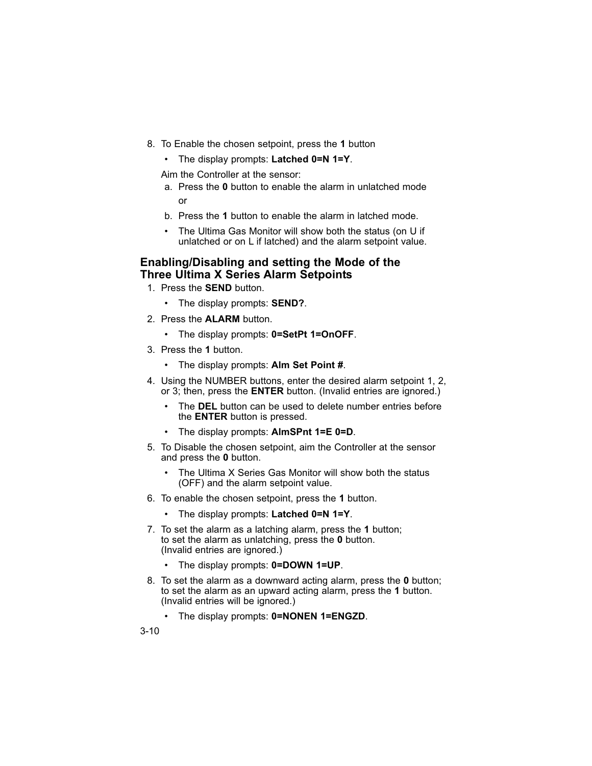8. To Enable the chosen setpoint, press the **1** button

   - The display prompts: **Latched 0=N 1=Y**.

   Aim the Controller at the sensor:

   a. Press the **0** button to enable the alarm in unlatched mode

      or

   b. Press the **1** button to enable the alarm in latched mode.

   - The Ultima Gas Monitor will show both the status (on U if unlatched or on L if latched) and the alarm setpoint value.

## Enabling/Disabling and setting the Mode of the Three Ultima X Series Alarm Setpoints

1. Press the **SEND** button.

   - The display prompts: **SEND?**.

2. Press the **ALARM** button.

   - The display prompts: **0=SetPt 1=OnOFF**.

3. Press the **1** button.

   - The display prompts: **Alm Set Point #**.

4. Using the NUMBER buttons, enter the desired alarm setpoint 1, 2, or 3; then, press the **ENTER** button. (Invalid entries are ignored.)

   - The **DEL** button can be used to delete number entries before the **ENTER** button is pressed.
   - The display prompts: **AlmSPnt 1=E 0=D**.

5. To Disable the chosen setpoint, aim the Controller at the sensor and press the **0** button.

   - The Ultima X Series Gas Monitor will show both the status (OFF) and the alarm setpoint value.

6. To enable the chosen setpoint, press the **1** button.

   - The display prompts: **Latched 0=N 1=Y**.

7. To set the alarm as a latching alarm, press the **1** button;
   to set the alarm as unlatching, press the **0** button.
   (Invalid entries are ignored.)

   - The display prompts: **0=DOWN 1=UP**.

8. To set the alarm as a downward acting alarm, press the **0** button;
   to set the alarm as an upward acting alarm, press the **1** button.
   (Invalid entries will be ignored.)

   - The display prompts: **0=NONEN 1=ENGZD**.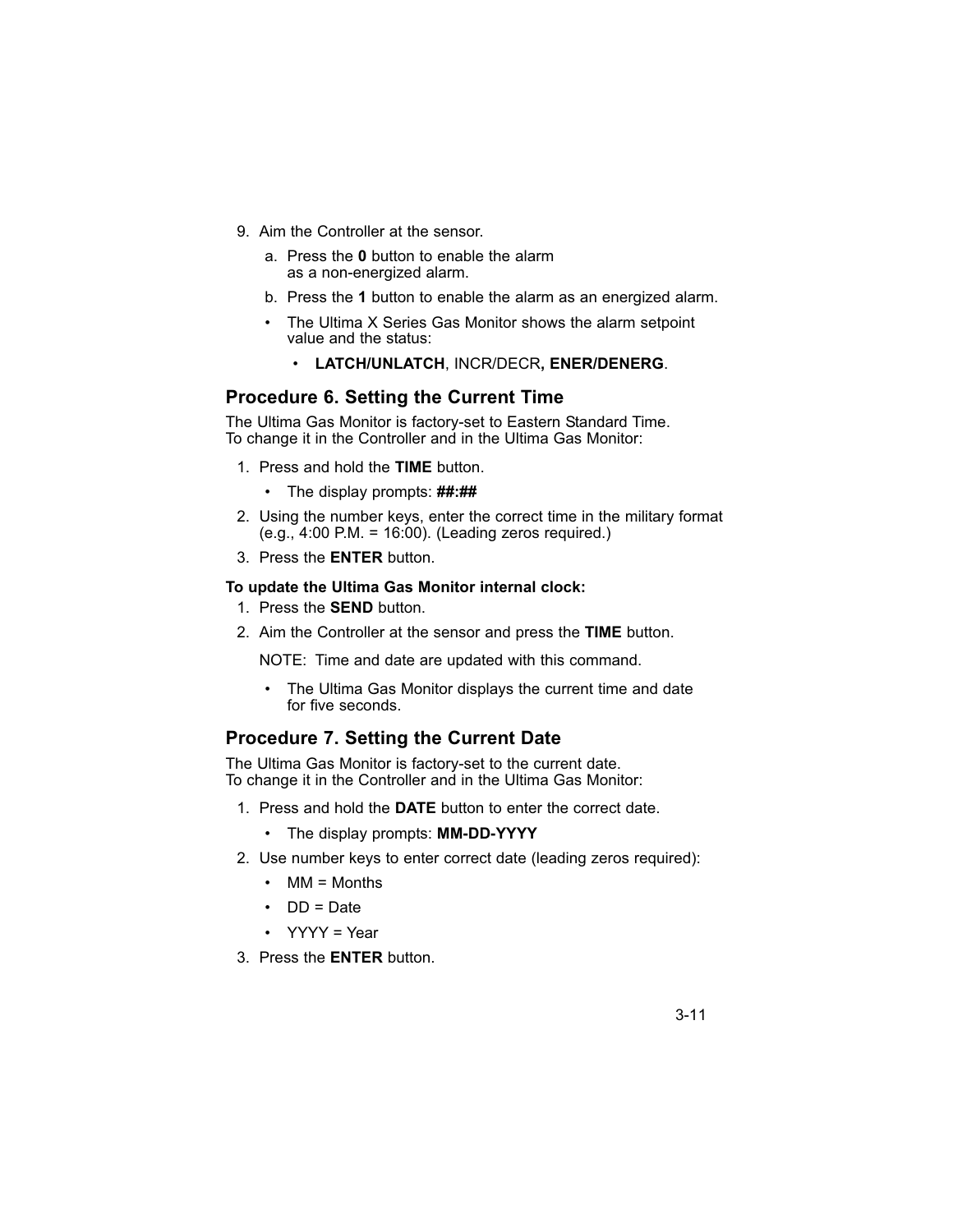9. Aim the Controller at the sensor.

   a. Press the **0** button to enable the alarm as a non-energized alarm.

   b. Press the **1** button to enable the alarm as an energized alarm.

   - The Ultima X Series Gas Monitor shows the alarm setpoint value and the status:

     - **LATCH/UNLATCH**, INCR/DECR**, ENER/DENERG**.

## Procedure 6. Setting the Current Time

The Ultima Gas Monitor is factory-set to Eastern Standard Time.
To change it in the Controller and in the Ultima Gas Monitor:

1. Press and hold the **TIME** button.

   - The display prompts: **##:##**

2. Using the number keys, enter the correct time in the military format (e.g., 4:00 P.M. = 16:00). (Leading zeros required.)

3. Press the **ENTER** button.

**To update the Ultima Gas Monitor internal clock:**

1. Press the **SEND** button.

2. Aim the Controller at the sensor and press the **TIME** button.

   NOTE: Time and date are updated with this command.

   - The Ultima Gas Monitor displays the current time and date for five seconds.

## Procedure 7. Setting the Current Date

The Ultima Gas Monitor is factory-set to the current date.
To change it in the Controller and in the Ultima Gas Monitor:

1. Press and hold the **DATE** button to enter the correct date.

   - The display prompts: **MM-DD-YYYY**

2. Use number keys to enter correct date (leading zeros required):

   - MM = Months
   - DD = Date
   - YYYY = Year

3. Press the **ENTER** button.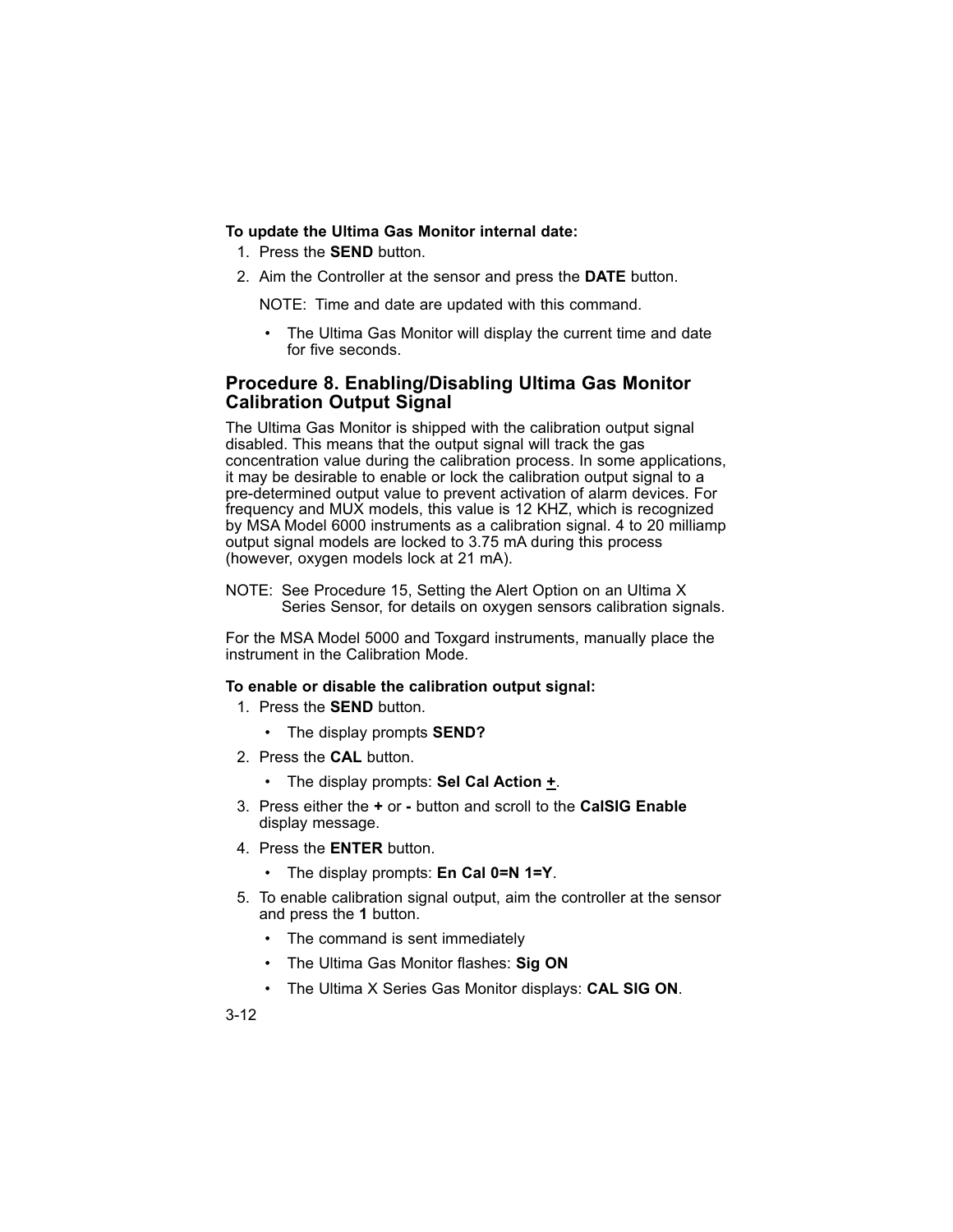**To update the Ultima Gas Monitor internal date:**

1. Press the **SEND** button.
2. Aim the Controller at the sensor and press the **DATE** button.

   NOTE: Time and date are updated with this command.

   - The Ultima Gas Monitor will display the current time and date for five seconds.

## Procedure 8. Enabling/Disabling Ultima Gas Monitor Calibration Output Signal

The Ultima Gas Monitor is shipped with the calibration output signal disabled. This means that the output signal will track the gas concentration value during the calibration process. In some applications, it may be desirable to enable or lock the calibration output signal to a pre-determined output value to prevent activation of alarm devices. For frequency and MUX models, this value is 12 KHZ, which is recognized by MSA Model 6000 instruments as a calibration signal. 4 to 20 milliamp output signal models are locked to 3.75 mA during this process (however, oxygen models lock at 21 mA).

NOTE: See Procedure 15, Setting the Alert Option on an Ultima X Series Sensor, for details on oxygen sensors calibration signals.

For the MSA Model 5000 and Toxgard instruments, manually place the instrument in the Calibration Mode.

**To enable or disable the calibration output signal:**

1. Press the **SEND** button.
   - The display prompts **SEND?**
2. Press the **CAL** button.
   - The display prompts: **Sel Cal Action ±**.
3. Press either the **+** or **-** button and scroll to the **CalSIG Enable** display message.
4. Press the **ENTER** button.
   - The display prompts: **En Cal 0=N 1=Y**.
5. To enable calibration signal output, aim the controller at the sensor and press the **1** button.
   - The command is sent immediately
   - The Ultima Gas Monitor flashes: **Sig ON**
   - The Ultima X Series Gas Monitor displays: **CAL SIG ON**.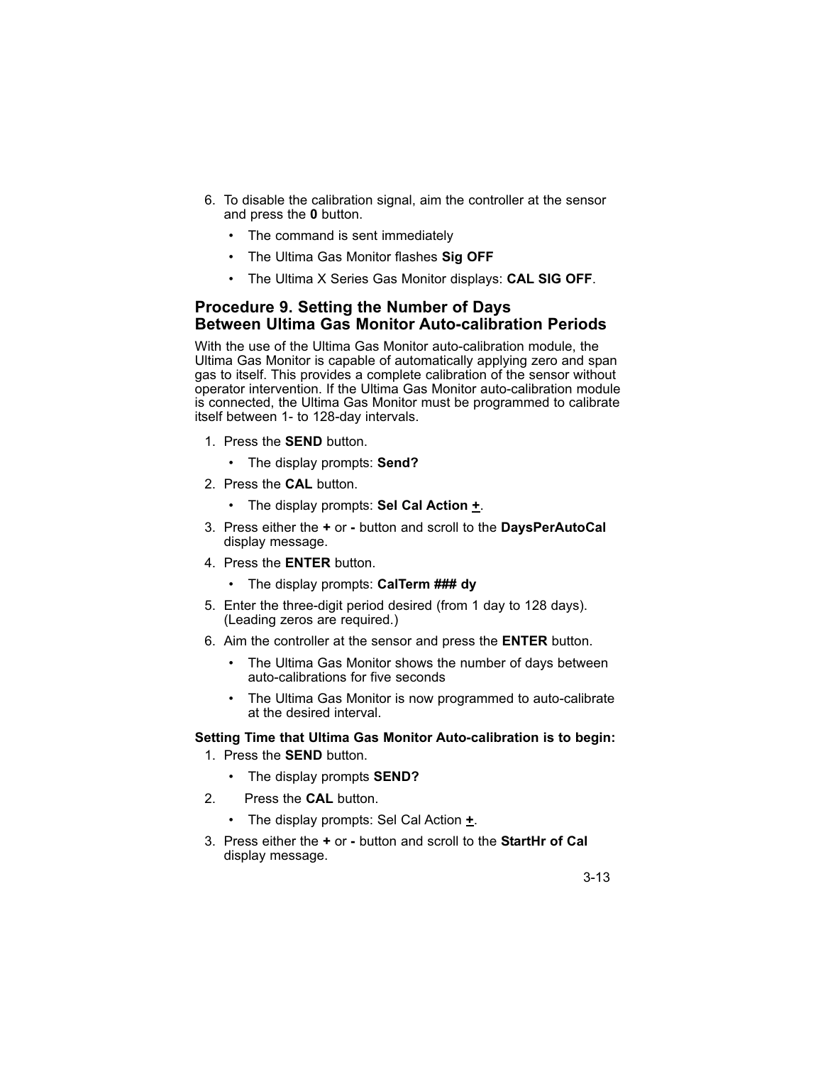6. To disable the calibration signal, aim the controller at the sensor and press the **0** button.
   - The command is sent immediately
   - The Ultima Gas Monitor flashes **Sig OFF**
   - The Ultima X Series Gas Monitor displays: **CAL SIG OFF**.

## Procedure 9. Setting the Number of Days Between Ultima Gas Monitor Auto-calibration Periods

With the use of the Ultima Gas Monitor auto-calibration module, the Ultima Gas Monitor is capable of automatically applying zero and span gas to itself. This provides a complete calibration of the sensor without operator intervention. If the Ultima Gas Monitor auto-calibration module is connected, the Ultima Gas Monitor must be programmed to calibrate itself between 1- to 128-day intervals.

1. Press the **SEND** button.
   - The display prompts: **Send?**
2. Press the **CAL** button.
   - The display prompts: **Sel Cal Action <u>+</u>**.
3. Press either the **+** or **-** button and scroll to the **DaysPerAutoCal** display message.
4. Press the **ENTER** button.
   - The display prompts: **CalTerm ### dy**
5. Enter the three-digit period desired (from 1 day to 128 days). (Leading zeros are required.)
6. Aim the controller at the sensor and press the **ENTER** button.
   - The Ultima Gas Monitor shows the number of days between auto-calibrations for five seconds
   - The Ultima Gas Monitor is now programmed to auto-calibrate at the desired interval.

**Setting Time that Ultima Gas Monitor Auto-calibration is to begin:**

1. Press the **SEND** button.
   - The display prompts **SEND?**
2. Press the **CAL** button.
   - The display prompts: Sel Cal Action <u>+</u>.
3. Press either the **+** or **-** button and scroll to the **StartHr of Cal** display message.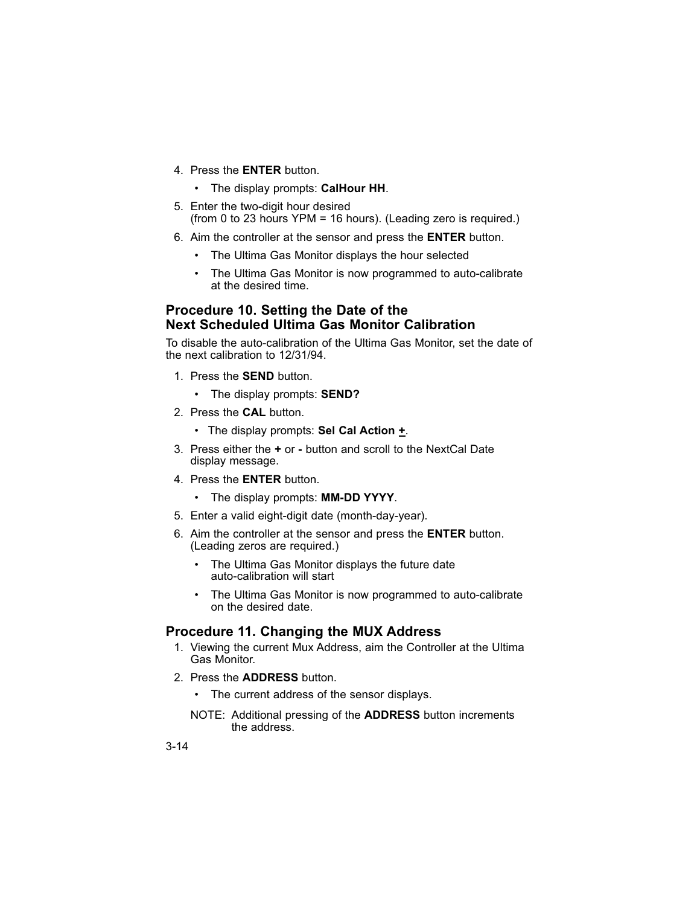4. Press the **ENTER** button.
   - The display prompts: **CalHour HH**.
5. Enter the two-digit hour desired
   (from 0 to 23 hours YPM = 16 hours). (Leading zero is required.)
6. Aim the controller at the sensor and press the **ENTER** button.
   - The Ultima Gas Monitor displays the hour selected
   - The Ultima Gas Monitor is now programmed to auto-calibrate at the desired time.

## Procedure 10. Setting the Date of the Next Scheduled Ultima Gas Monitor Calibration

To disable the auto-calibration of the Ultima Gas Monitor, set the date of the next calibration to 12/31/94.

1. Press the **SEND** button.
   - The display prompts: **SEND?**
2. Press the **CAL** button.
   - The display prompts: **Sel Cal Action +**.
3. Press either the **+** or **-** button and scroll to the NextCal Date display message.
4. Press the **ENTER** button.
   - The display prompts: **MM-DD YYYY**.
5. Enter a valid eight-digit date (month-day-year).
6. Aim the controller at the sensor and press the **ENTER** button. (Leading zeros are required.)
   - The Ultima Gas Monitor displays the future date auto-calibration will start
   - The Ultima Gas Monitor is now programmed to auto-calibrate on the desired date.

## Procedure 11. Changing the MUX Address

1. Viewing the current Mux Address, aim the Controller at the Ultima Gas Monitor.
2. Press the **ADDRESS** button.
   - The current address of the sensor displays.

   NOTE: Additional pressing of the **ADDRESS** button increments the address.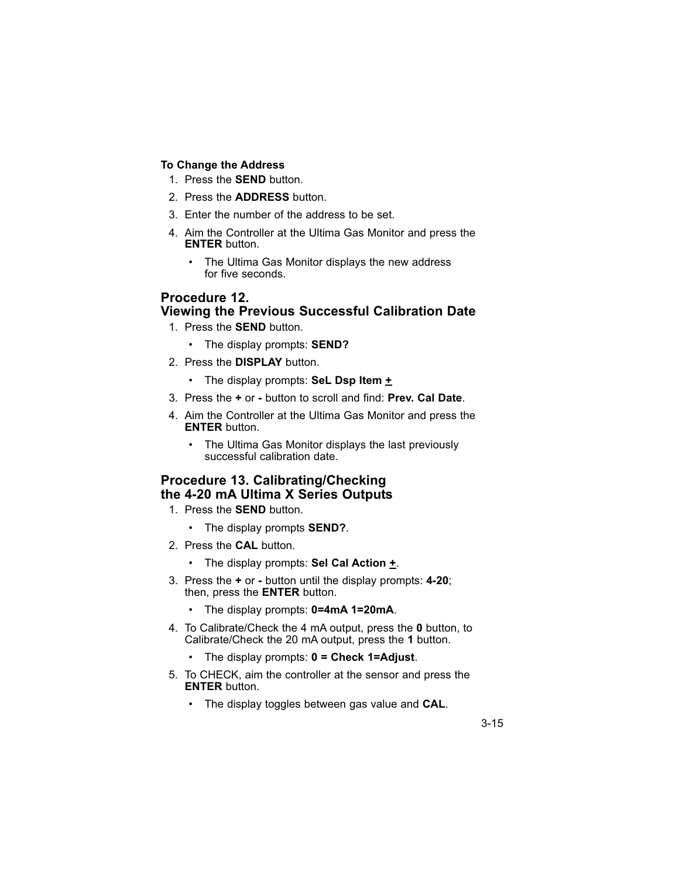**To Change the Address**

1. Press the **SEND** button.
2. Press the **ADDRESS** button.
3. Enter the number of the address to be set.
4. Aim the Controller at the Ultima Gas Monitor and press the **ENTER** button.
   - The Ultima Gas Monitor displays the new address for five seconds.

## Procedure 12. Viewing the Previous Successful Calibration Date

1. Press the **SEND** button.
   - The display prompts: **SEND?**
2. Press the **DISPLAY** button.
   - The display prompts: **SeL Dsp Item ±**
3. Press the **+** or **-** button to scroll and find: **Prev. Cal Date**.
4. Aim the Controller at the Ultima Gas Monitor and press the **ENTER** button.
   - The Ultima Gas Monitor displays the last previously successful calibration date.

## Procedure 13. Calibrating/Checking the 4-20 mA Ultima X Series Outputs

1. Press the **SEND** button.
   - The display prompts **SEND?**.
2. Press the **CAL** button.
   - The display prompts: **Sel Cal Action ±**.
3. Press the **+** or **-** button until the display prompts: **4-20**; then, press the **ENTER** button.
   - The display prompts: **0=4mA 1=20mA**.
4. To Calibrate/Check the 4 mA output, press the **0** button, to Calibrate/Check the 20 mA output, press the **1** button.
   - The display prompts: **0 = Check 1=Adjust**.
5. To CHECK, aim the controller at the sensor and press the **ENTER** button.
   - The display toggles between gas value and **CAL**.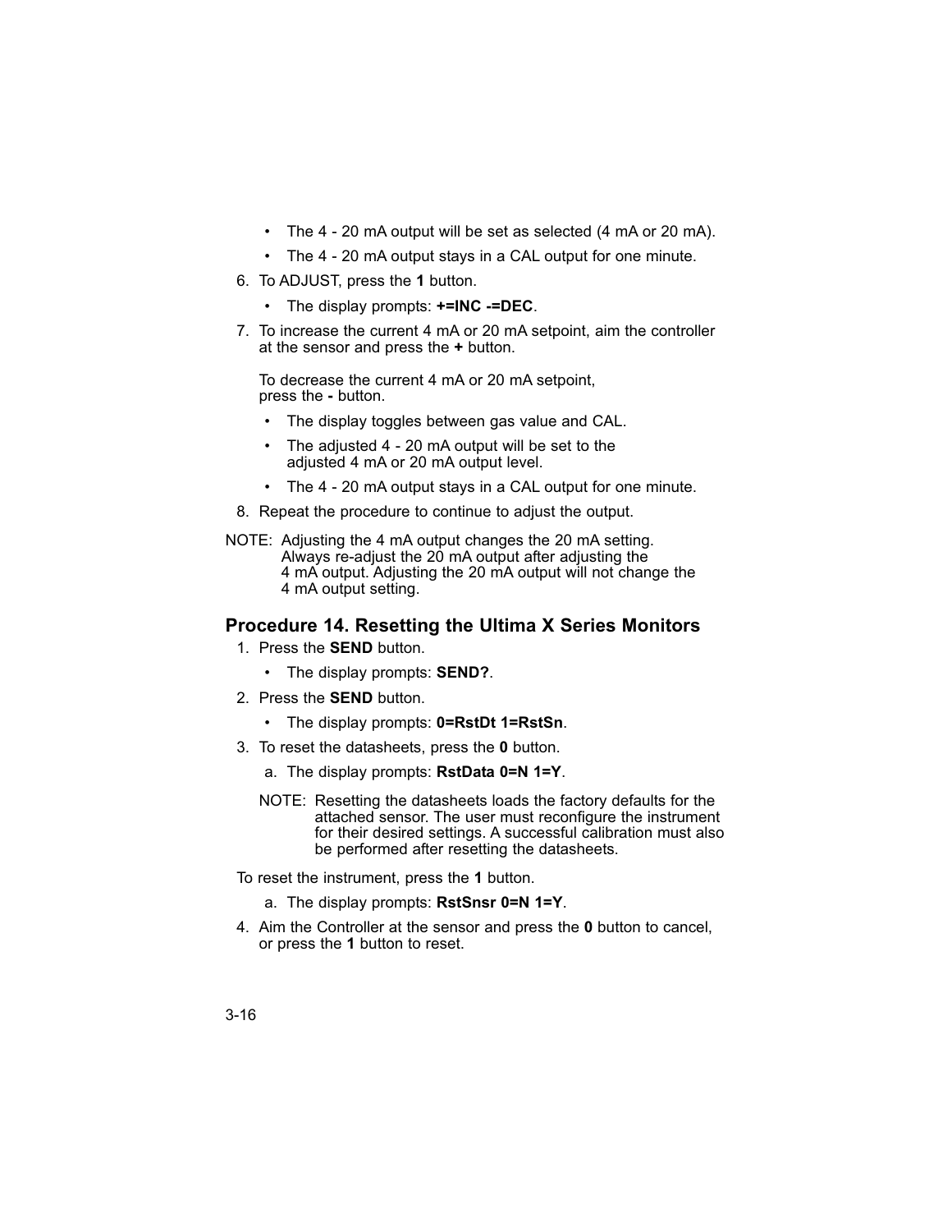- The 4 - 20 mA output will be set as selected (4 mA or 20 mA).
- The 4 - 20 mA output stays in a CAL output for one minute.

6. To ADJUST, press the **1** button.
   - The display prompts: **+=INC -=DEC**.
7. To increase the current 4 mA or 20 mA setpoint, aim the controller at the sensor and press the **+** button.

   To decrease the current 4 mA or 20 mA setpoint, press the **-** button.
   - The display toggles between gas value and CAL.
   - The adjusted 4 - 20 mA output will be set to the adjusted 4 mA or 20 mA output level.
   - The 4 - 20 mA output stays in a CAL output for one minute.
8. Repeat the procedure to continue to adjust the output.

NOTE: Adjusting the 4 mA output changes the 20 mA setting. Always re-adjust the 20 mA output after adjusting the 4 mA output. Adjusting the 20 mA output will not change the 4 mA output setting.

### Procedure 14. Resetting the Ultima X Series Monitors

1. Press the **SEND** button.
   - The display prompts: **SEND?**.
2. Press the **SEND** button.
   - The display prompts: **0=RstDt 1=RstSn**.
3. To reset the datasheets, press the **0** button.

   a. The display prompts: **RstData 0=N 1=Y**.

   NOTE: Resetting the datasheets loads the factory defaults for the attached sensor. The user must reconfigure the instrument for their desired settings. A successful calibration must also be performed after resetting the datasheets.

   To reset the instrument, press the **1** button.

   a. The display prompts: **RstSnsr 0=N 1=Y**.
4. Aim the Controller at the sensor and press the **0** button to cancel, or press the **1** button to reset.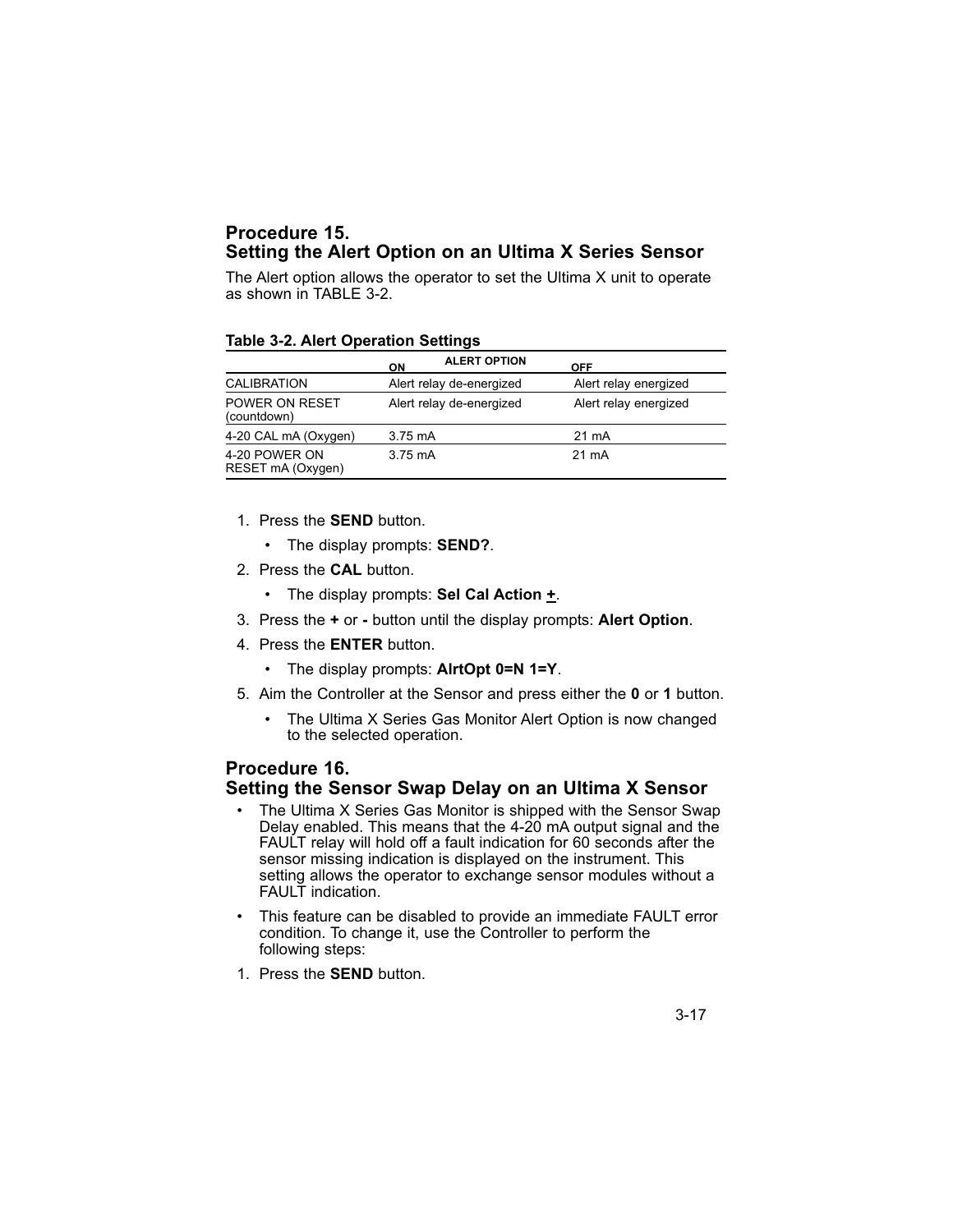## Procedure 15.
## Setting the Alert Option on an Ultima X Series Sensor

The Alert option allows the operator to set the Ultima X unit to operate as shown in TABLE 3-2.

**Table 3-2. Alert Operation Settings**

| | ALERT OPTION | |
|---|---|---|
| | **ON** | **OFF** |
| CALIBRATION | Alert relay de-energized | Alert relay energized |
| POWER ON RESET (countdown) | Alert relay de-energized | Alert relay energized |
| 4-20 CAL mA (Oxygen) | 3.75 mA | 21 mA |
| 4-20 POWER ON RESET mA (Oxygen) | 3.75 mA | 21 mA |

1. Press the **SEND** button.
   - The display prompts: **SEND?**.
2. Press the **CAL** button.
   - The display prompts: **Sel Cal Action ±**.
3. Press the **+** or **-** button until the display prompts: **Alert Option**.
4. Press the **ENTER** button.
   - The display prompts: **AlrtOpt 0=N 1=Y**.
5. Aim the Controller at the Sensor and press either the **0** or **1** button.
   - The Ultima X Series Gas Monitor Alert Option is now changed to the selected operation.

## Procedure 16.
## Setting the Sensor Swap Delay on an Ultima X Sensor

- The Ultima X Series Gas Monitor is shipped with the Sensor Swap Delay enabled. This means that the 4-20 mA output signal and the FAULT relay will hold off a fault indication for 60 seconds after the sensor missing indication is displayed on the instrument. This setting allows the operator to exchange sensor modules without a FAULT indication.
- This feature can be disabled to provide an immediate FAULT error condition. To change it, use the Controller to perform the following steps:

1. Press the **SEND** button.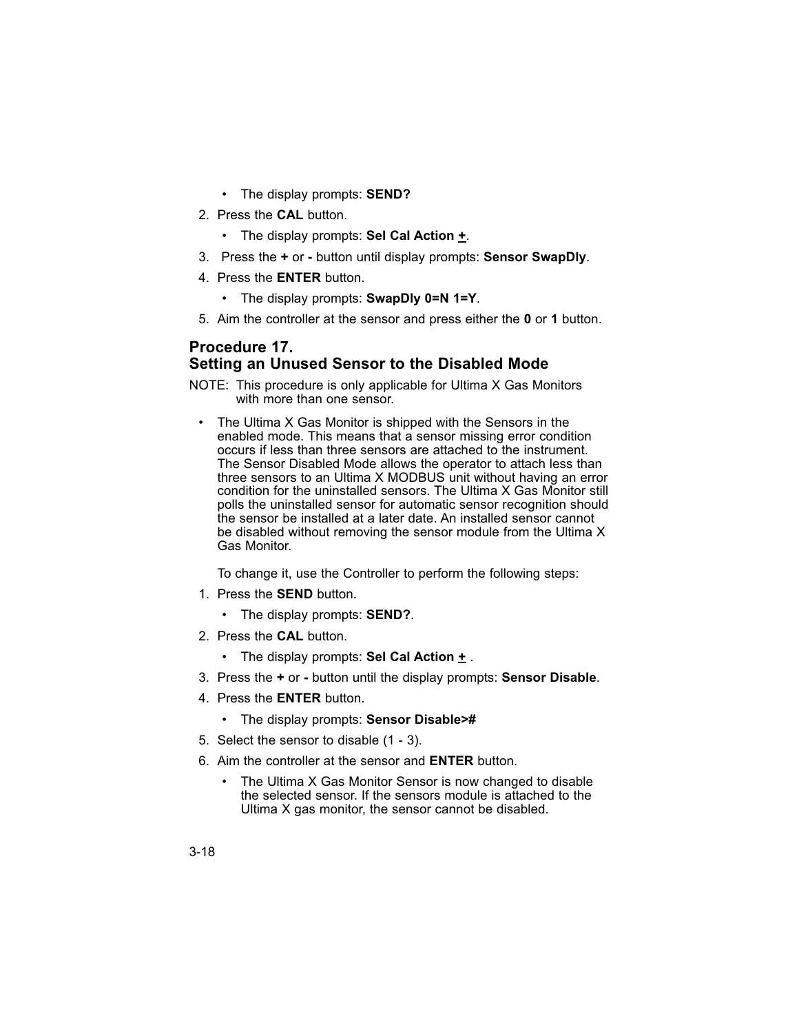- The display prompts: **SEND?**

2. Press the **CAL** button.
   - The display prompts: **Sel Cal Action <u>+</u>**.
3. Press the **+** or **-** button until display prompts: **Sensor SwapDly**.
4. Press the **ENTER** button.
   - The display prompts: **SwapDly 0=N 1=Y**.
5. Aim the controller at the sensor and press either the **0** or **1** button.

## Procedure 17.
## Setting an Unused Sensor to the Disabled Mode

NOTE: This procedure is only applicable for Ultima X Gas Monitors with more than one sensor.

- The Ultima X Gas Monitor is shipped with the Sensors in the enabled mode. This means that a sensor missing error condition occurs if less than three sensors are attached to the instrument. The Sensor Disabled Mode allows the operator to attach less than three sensors to an Ultima X MODBUS unit without having an error condition for the uninstalled sensors. The Ultima X Gas Monitor still polls the uninstalled sensor for automatic sensor recognition should the sensor be installed at a later date. An installed sensor cannot be disabled without removing the sensor module from the Ultima X Gas Monitor.

  To change it, use the Controller to perform the following steps:

1. Press the **SEND** button.
   - The display prompts: **SEND?**.
2. Press the **CAL** button.
   - The display prompts: **Sel Cal Action <u>+</u>** .
3. Press the **+** or **-** button until the display prompts: **Sensor Disable**.
4. Press the **ENTER** button.
   - The display prompts: **Sensor Disable>#**
5. Select the sensor to disable (1 - 3).
6. Aim the controller at the sensor and **ENTER** button.
   - The Ultima X Gas Monitor Sensor is now changed to disable the selected sensor. If the sensors module is attached to the Ultima X gas monitor, the sensor cannot be disabled.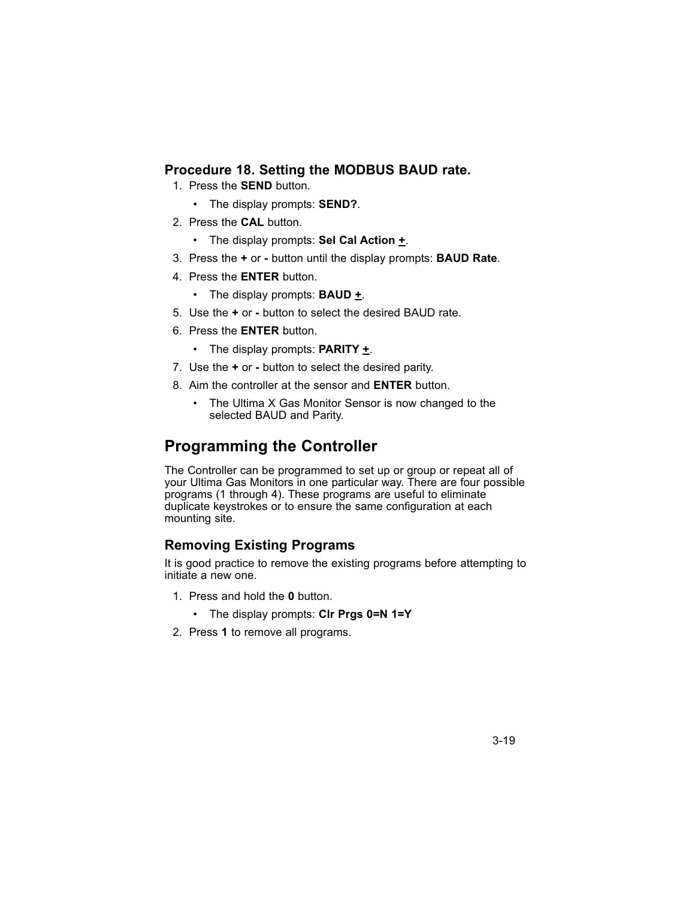### Procedure 18. Setting the MODBUS BAUD rate.

1. Press the **SEND** button.
   - The display prompts: **SEND?**.
2. Press the **CAL** button.
   - The display prompts: **Sel Cal Action +**.
3. Press the **+** or **-** button until the display prompts: **BAUD Rate**.
4. Press the **ENTER** button.
   - The display prompts: **BAUD +**.
5. Use the **+** or **-** button to select the desired BAUD rate.
6. Press the **ENTER** button.
   - The display prompts: **PARITY +**.
7. Use the **+** or **-** button to select the desired parity.
8. Aim the controller at the sensor and **ENTER** button.
   - The Ultima X Gas Monitor Sensor is now changed to the selected BAUD and Parity.

## Programming the Controller

The Controller can be programmed to set up or group or repeat all of your Ultima Gas Monitors in one particular way. There are four possible programs (1 through 4). These programs are useful to eliminate duplicate keystrokes or to ensure the same configuration at each mounting site.

### Removing Existing Programs

It is good practice to remove the existing programs before attempting to initiate a new one.

1. Press and hold the **0** button.
   - The display prompts: **Clr Prgs 0=N 1=Y**
2. Press **1** to remove all programs.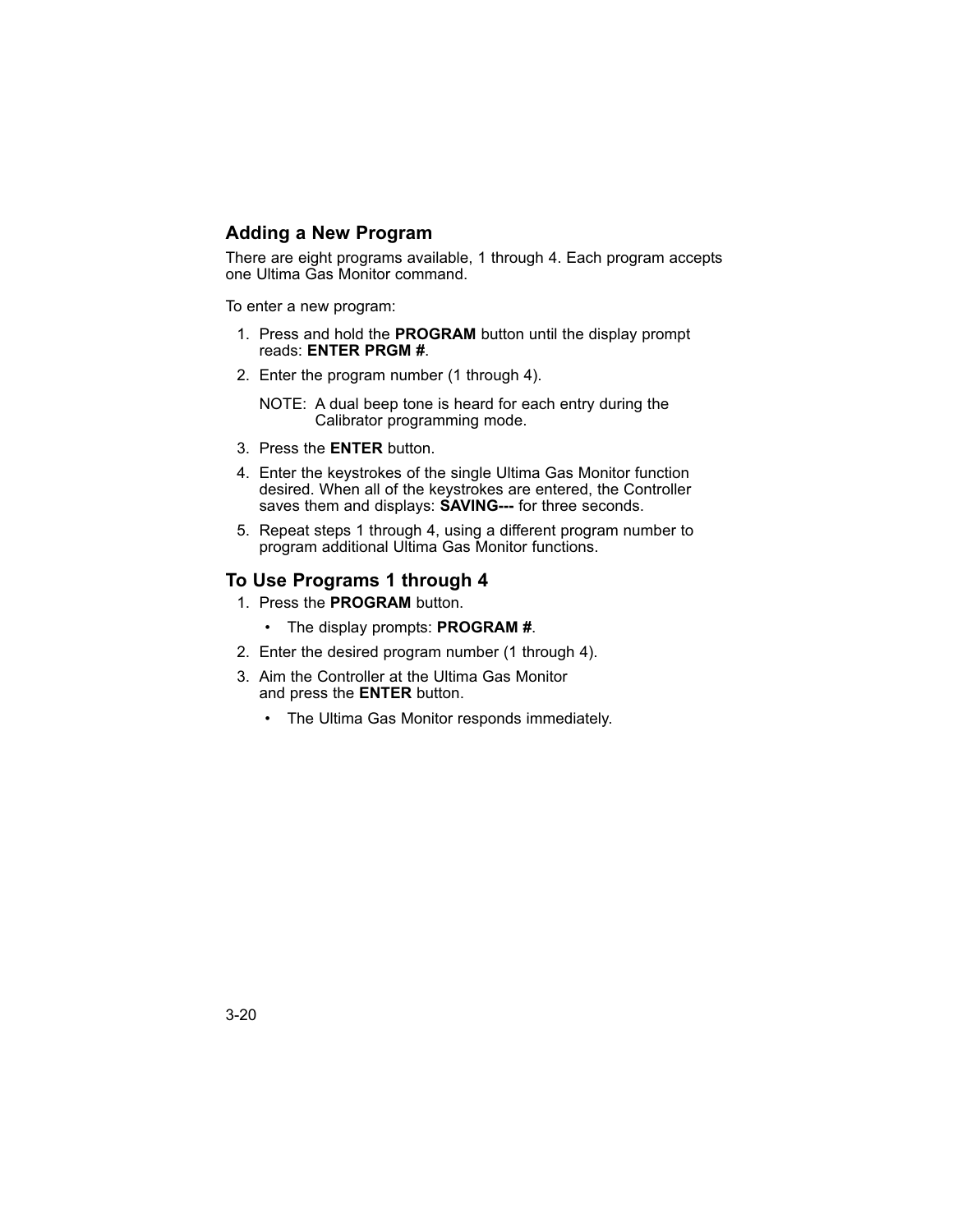## Adding a New Program

There are eight programs available, 1 through 4. Each program accepts one Ultima Gas Monitor command.

To enter a new program:

1. Press and hold the **PROGRAM** button until the display prompt reads: **ENTER PRGM #**.
2. Enter the program number (1 through 4).

   NOTE: A dual beep tone is heard for each entry during the Calibrator programming mode.

3. Press the **ENTER** button.
4. Enter the keystrokes of the single Ultima Gas Monitor function desired. When all of the keystrokes are entered, the Controller saves them and displays: **SAVING---** for three seconds.
5. Repeat steps 1 through 4, using a different program number to program additional Ultima Gas Monitor functions.

## To Use Programs 1 through 4

1. Press the **PROGRAM** button.
   - The display prompts: **PROGRAM #**.
2. Enter the desired program number (1 through 4).
3. Aim the Controller at the Ultima Gas Monitor and press the **ENTER** button.
   - The Ultima Gas Monitor responds immediately.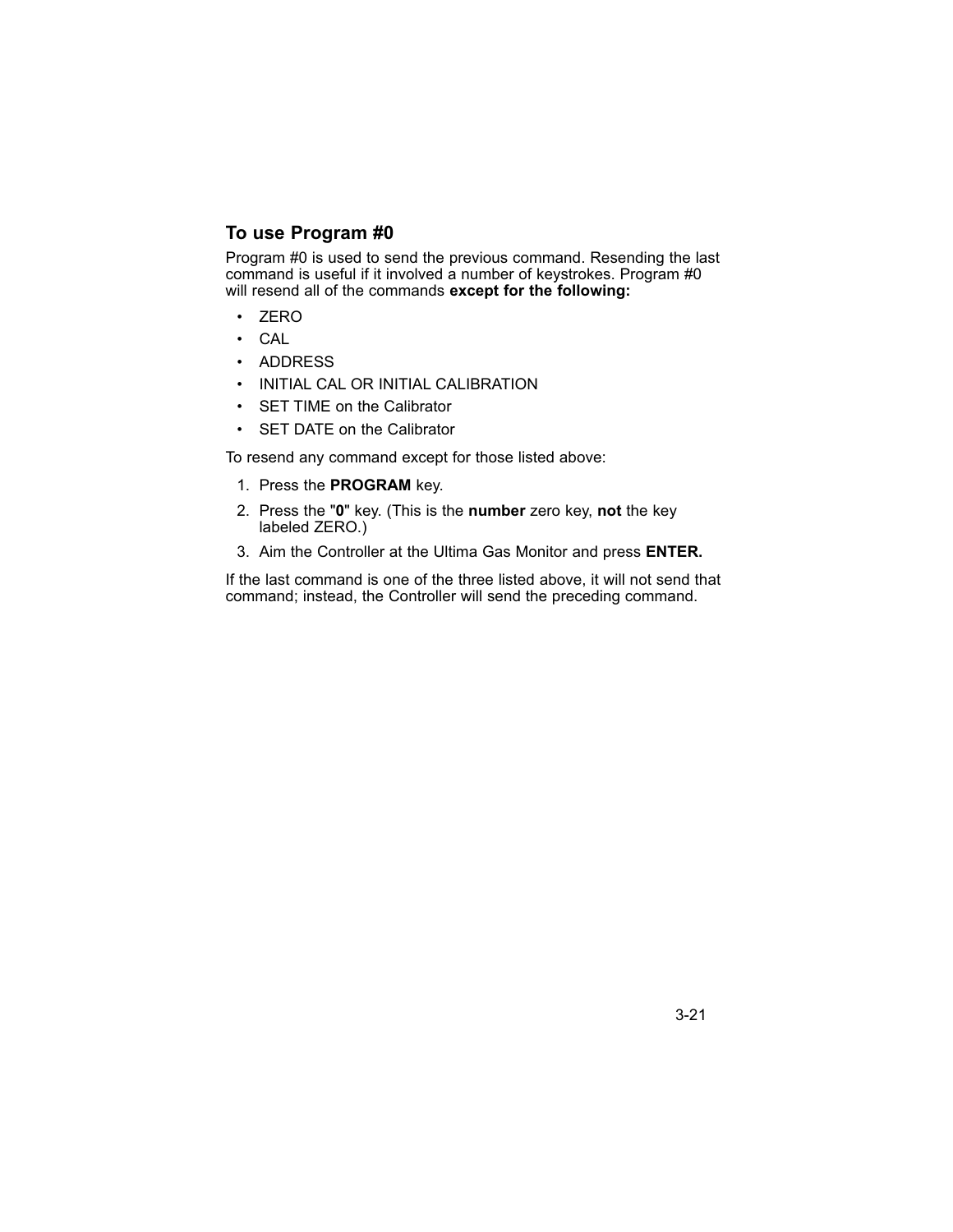## To use Program #0

Program #0 is used to send the previous command. Resending the last command is useful if it involved a number of keystrokes. Program #0 will resend all of the commands **except for the following:**

- ZERO
- CAL
- ADDRESS
- INITIAL CAL OR INITIAL CALIBRATION
- SET TIME on the Calibrator
- SET DATE on the Calibrator

To resend any command except for those listed above:

1. Press the **PROGRAM** key.
2. Press the "**0**" key. (This is the **number** zero key, **not** the key labeled ZERO.)
3. Aim the Controller at the Ultima Gas Monitor and press **ENTER.**

If the last command is one of the three listed above, it will not send that command; instead, the Controller will send the preceding command.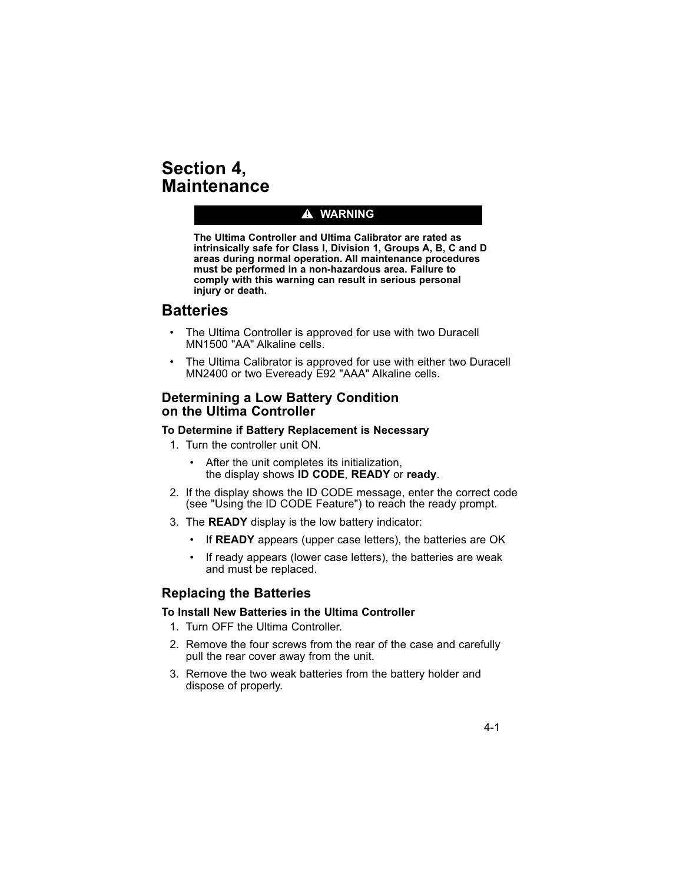# Section 4, Maintenance

**⚠ WARNING**

**The Ultima Controller and Ultima Calibrator are rated as intrinsically safe for Class I, Division 1, Groups A, B, C and D areas during normal operation. All maintenance procedures must be performed in a non-hazardous area. Failure to comply with this warning can result in serious personal injury or death.**

## Batteries

- The Ultima Controller is approved for use with two Duracell MN1500 "AA" Alkaline cells.
- The Ultima Calibrator is approved for use with either two Duracell MN2400 or two Eveready E92 "AAA" Alkaline cells.

### Determining a Low Battery Condition on the Ultima Controller

**To Determine if Battery Replacement is Necessary**

1. Turn the controller unit ON.
   - After the unit completes its initialization, the display shows **ID CODE**, **READY** or **ready**.
2. If the display shows the ID CODE message, enter the correct code (see "Using the ID CODE Feature") to reach the ready prompt.
3. The **READY** display is the low battery indicator:
   - If **READY** appears (upper case letters), the batteries are OK
   - If ready appears (lower case letters), the batteries are weak and must be replaced.

### Replacing the Batteries

**To Install New Batteries in the Ultima Controller**

1. Turn OFF the Ultima Controller.
2. Remove the four screws from the rear of the case and carefully pull the rear cover away from the unit.
3. Remove the two weak batteries from the battery holder and dispose of properly.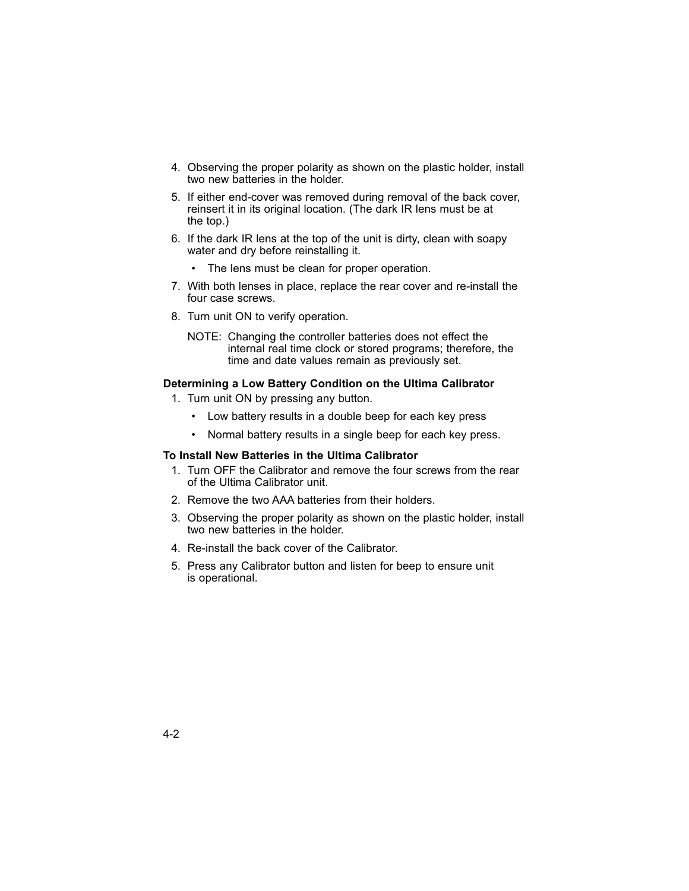4. Observing the proper polarity as shown on the plastic holder, install two new batteries in the holder.
5. If either end-cover was removed during removal of the back cover, reinsert it in its original location. (The dark IR lens must be at the top.)
6. If the dark IR lens at the top of the unit is dirty, clean with soapy water and dry before reinstalling it.
   - The lens must be clean for proper operation.
7. With both lenses in place, replace the rear cover and re-install the four case screws.
8. Turn unit ON to verify operation.

   NOTE: Changing the controller batteries does not effect the internal real time clock or stored programs; therefore, the time and date values remain as previously set.

**Determining a Low Battery Condition on the Ultima Calibrator**

1. Turn unit ON by pressing any button.
   - Low battery results in a double beep for each key press
   - Normal battery results in a single beep for each key press.

**To Install New Batteries in the Ultima Calibrator**

1. Turn OFF the Calibrator and remove the four screws from the rear of the Ultima Calibrator unit.
2. Remove the two AAA batteries from their holders.
3. Observing the proper polarity as shown on the plastic holder, install two new batteries in the holder.
4. Re-install the back cover of the Calibrator.
5. Press any Calibrator button and listen for beep to ensure unit is operational.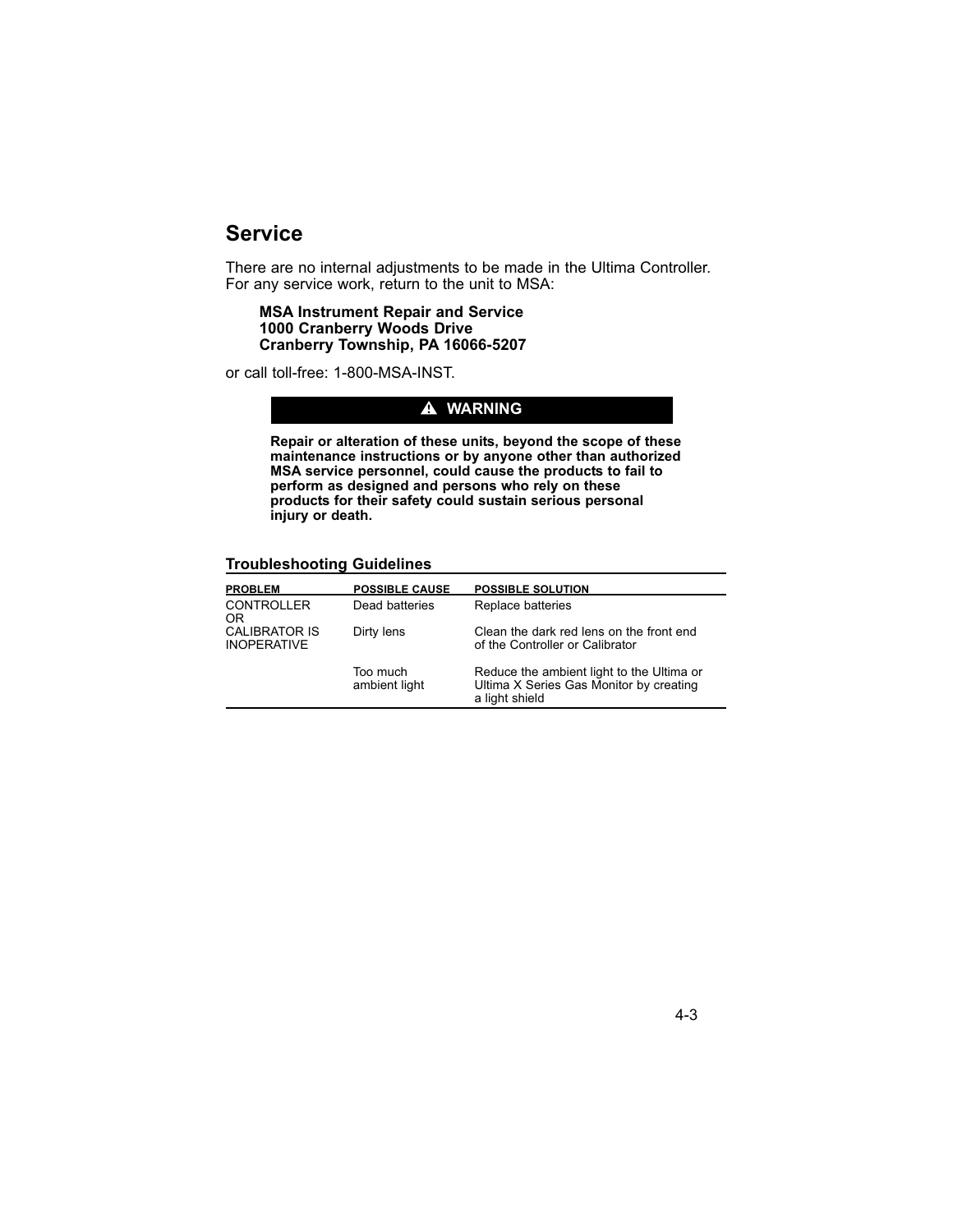## Service

There are no internal adjustments to be made in the Ultima Controller. For any service work, return to the unit to MSA:

**MSA Instrument Repair and Service**
**1000 Cranberry Woods Drive**
**Cranberry Township, PA 16066-5207**

or call toll-free: 1-800-MSA-INST.

**⚠ WARNING**

**Repair or alteration of these units, beyond the scope of these maintenance instructions or by anyone other than authorized MSA service personnel, could cause the products to fail to perform as designed and persons who rely on these products for their safety could sustain serious personal injury or death.**

### Troubleshooting Guidelines

| PROBLEM | POSSIBLE CAUSE | POSSIBLE SOLUTION |
|---|---|---|
| CONTROLLER OR CALIBRATOR IS INOPERATIVE | Dead batteries | Replace batteries |
| | Dirty lens | Clean the dark red lens on the front end of the Controller or Calibrator |
| | Too much ambient light | Reduce the ambient light to the Ultima or Ultima X Series Gas Monitor by creating a light shield |